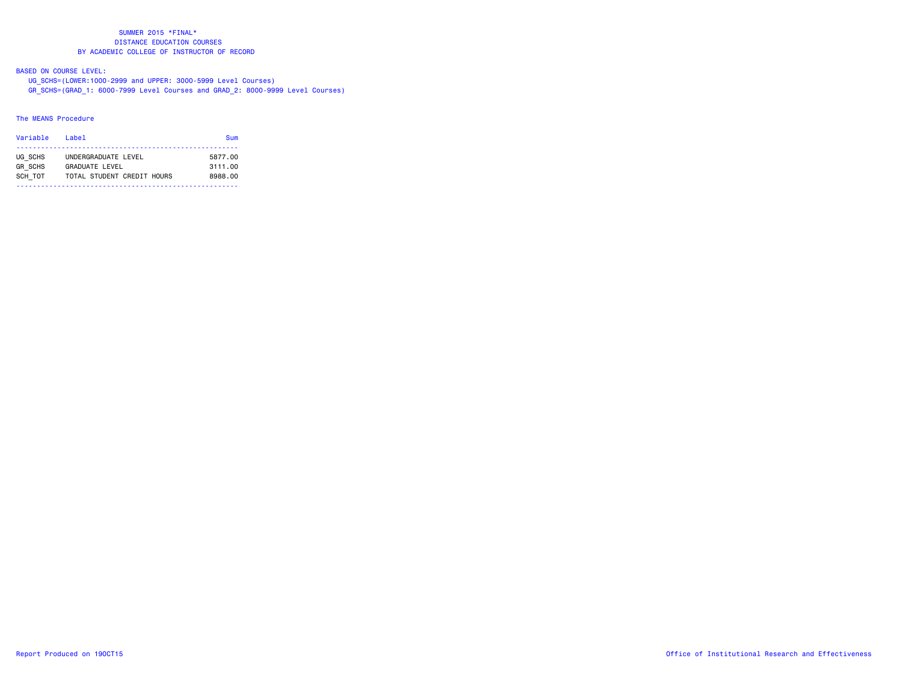# SUMMER 2015 *FINAL*

## DISTANCE EDUCATION COURSES

## BY ACADEMIC COLLEGE OF INSTRUCTOR OF RECORD

BASED ON COURSE LEVEL:

UG_SCHS=(LOWER:1000-2999 and UPPER: 3000-5999 Level Courses)

GR_SCHS=(GRAD_1: 6000-7999 Level Courses and GRAD_2: 8000-9999 Level Courses)

The MEANS Procedure

| Variable | Label | Sum |
|---|---|---|
| UG_SCHS | UNDERGRADUATE LEVEL | 5877.00 |
| GR_SCHS | GRADUATE LEVEL | 3111.00 |
| SCH_TOT | TOTAL STUDENT CREDIT HOURS | 8988.00 |

Report Produced on 19OCT15

Office of Institutional Research and Effectiveness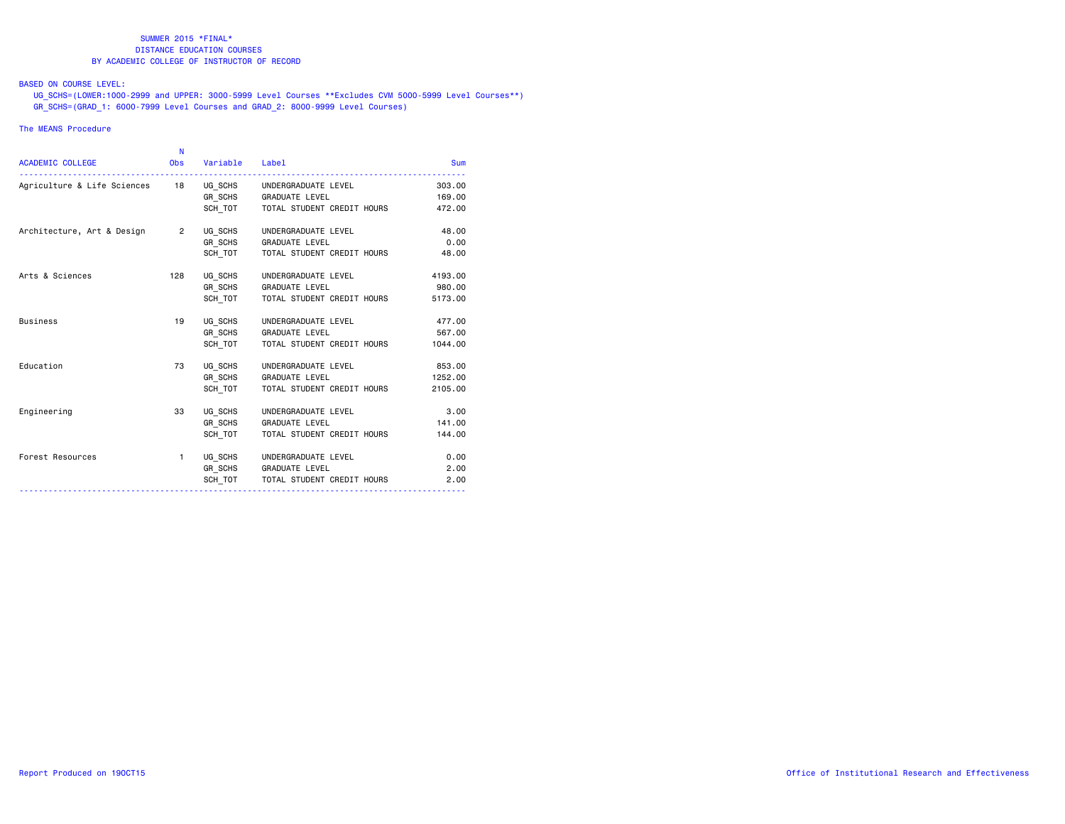# SUMMER 2015 *FINAL*
## DISTANCE EDUCATION COURSES
## BY ACADEMIC COLLEGE OF INSTRUCTOR OF RECORD

BASED ON COURSE LEVEL:

UG_SCHS=(LOWER:1000-2999 and UPPER: 3000-5999 Level Courses **Excludes CVM 5000-5999 Level Courses**)

GR_SCHS=(GRAD_1: 6000-7999 Level Courses and GRAD_2: 8000-9999 Level Courses)

The MEANS Procedure

| ACADEMIC COLLEGE | N Obs | Variable | Label | Sum |
|---|---|---|---|---|
| Agriculture & Life Sciences | 18 | UG_SCHS | UNDERGRADUATE LEVEL | 303.00 |
| | | GR_SCHS | GRADUATE LEVEL | 169.00 |
| | | SCH_TOT | TOTAL STUDENT CREDIT HOURS | 472.00 |
| Architecture, Art & Design | 2 | UG_SCHS | UNDERGRADUATE LEVEL | 48.00 |
| | | GR_SCHS | GRADUATE LEVEL | 0.00 |
| | | SCH_TOT | TOTAL STUDENT CREDIT HOURS | 48.00 |
| Arts & Sciences | 128 | UG_SCHS | UNDERGRADUATE LEVEL | 4193.00 |
| | | GR_SCHS | GRADUATE LEVEL | 980.00 |
| | | SCH_TOT | TOTAL STUDENT CREDIT HOURS | 5173.00 |
| Business | 19 | UG_SCHS | UNDERGRADUATE LEVEL | 477.00 |
| | | GR_SCHS | GRADUATE LEVEL | 567.00 |
| | | SCH_TOT | TOTAL STUDENT CREDIT HOURS | 1044.00 |
| Education | 73 | UG_SCHS | UNDERGRADUATE LEVEL | 853.00 |
| | | GR_SCHS | GRADUATE LEVEL | 1252.00 |
| | | SCH_TOT | TOTAL STUDENT CREDIT HOURS | 2105.00 |
| Engineering | 33 | UG_SCHS | UNDERGRADUATE LEVEL | 3.00 |
| | | GR_SCHS | GRADUATE LEVEL | 141.00 |
| | | SCH_TOT | TOTAL STUDENT CREDIT HOURS | 144.00 |
| Forest Resources | 1 | UG_SCHS | UNDERGRADUATE LEVEL | 0.00 |
| | | GR_SCHS | GRADUATE LEVEL | 2.00 |
| | | SCH_TOT | TOTAL STUDENT CREDIT HOURS | 2.00 |

Report Produced on 19OCT15

Office of Institutional Research and Effectiveness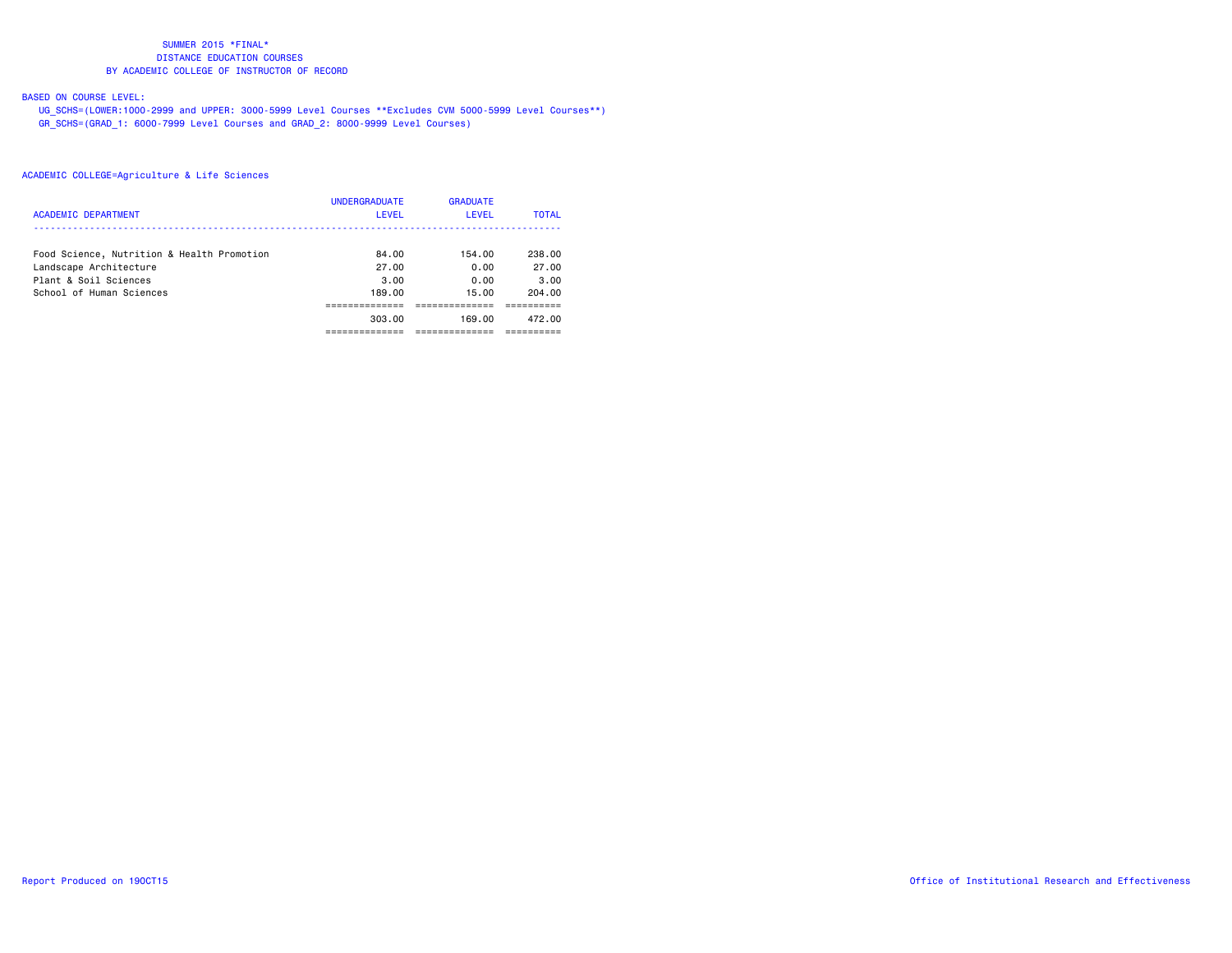SUMMER 2015 *FINAL*
DISTANCE EDUCATION COURSES
BY ACADEMIC COLLEGE OF INSTRUCTOR OF RECORD

BASED ON COURSE LEVEL:

UG_SCHS=(LOWER:1000-2999 and UPPER: 3000-5999 Level Courses **Excludes CVM 5000-5999 Level Courses**)
GR_SCHS=(GRAD_1: 6000-7999 Level Courses and GRAD_2: 8000-9999 Level Courses)

ACADEMIC COLLEGE=Agriculture & Life Sciences

| ACADEMIC DEPARTMENT | UNDERGRADUATE LEVEL | GRADUATE LEVEL | TOTAL |
|---|---|---|---|
| Food Science, Nutrition & Health Promotion | 84.00 | 154.00 | 238.00 |
| Landscape Architecture | 27.00 | 0.00 | 27.00 |
| Plant & Soil Sciences | 3.00 | 0.00 | 3.00 |
| School of Human Sciences | 189.00 | 15.00 | 204.00 |
| | 303.00 | 169.00 | 472.00 |

Report Produced on 19OCT15

Office of Institutional Research and Effectiveness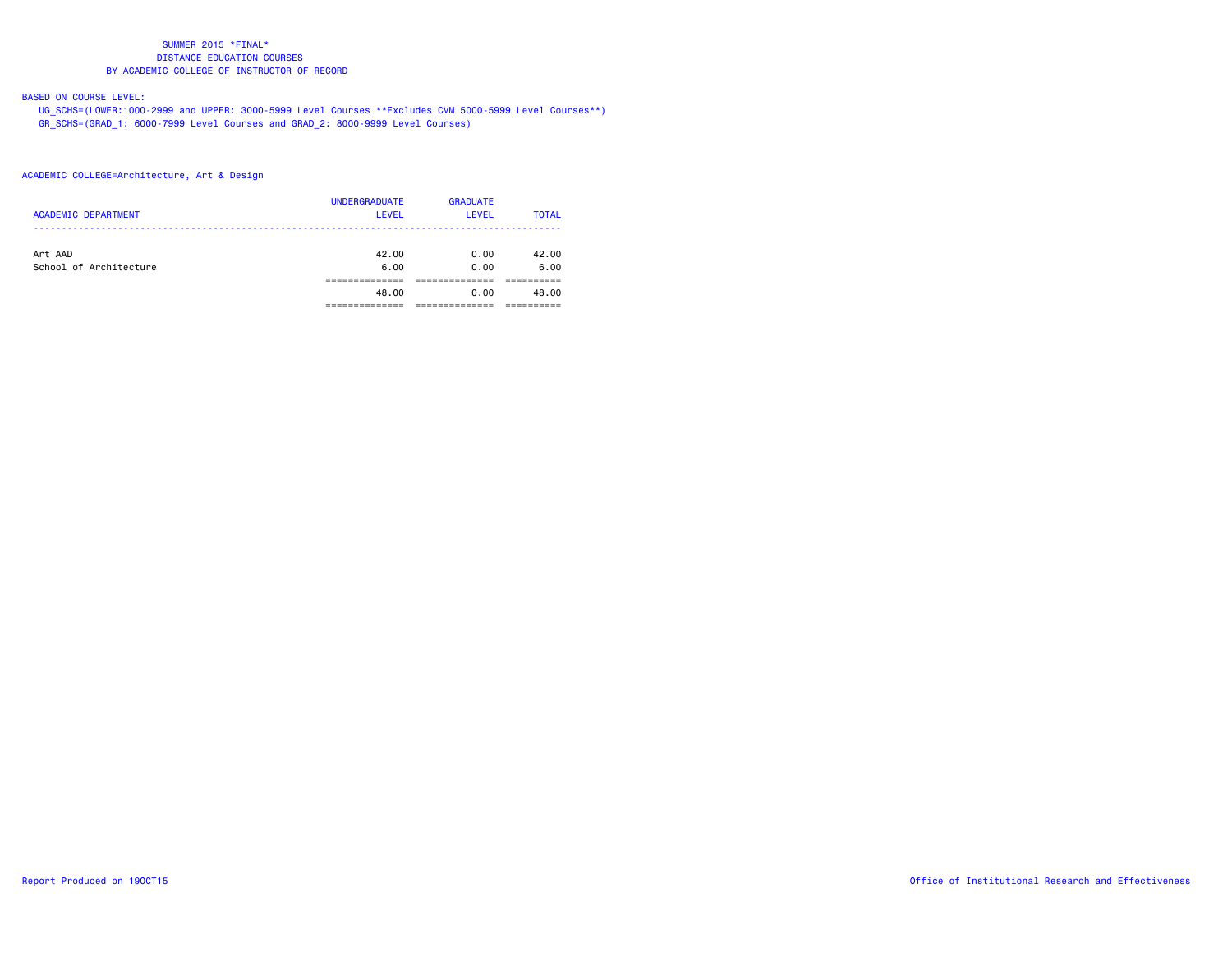SUMMER 2015 *FINAL*
DISTANCE EDUCATION COURSES
BY ACADEMIC COLLEGE OF INSTRUCTOR OF RECORD

BASED ON COURSE LEVEL:
UG_SCHS=(LOWER:1000-2999 and UPPER: 3000-5999 Level Courses **Excludes CVM 5000-5999 Level Courses**)
GR_SCHS=(GRAD_1: 6000-7999 Level Courses and GRAD_2: 8000-9999 Level Courses)

ACADEMIC COLLEGE=Architecture, Art & Design

| ACADEMIC DEPARTMENT | UNDERGRADUATE LEVEL | GRADUATE LEVEL | TOTAL |
|---|---|---|---|
| Art AAD | 42.00 | 0.00 | 42.00 |
| School of Architecture | 6.00 | 0.00 | 6.00 |
| | 48.00 | 0.00 | 48.00 |

Report Produced on 19OCT15 Office of Institutional Research and Effectiveness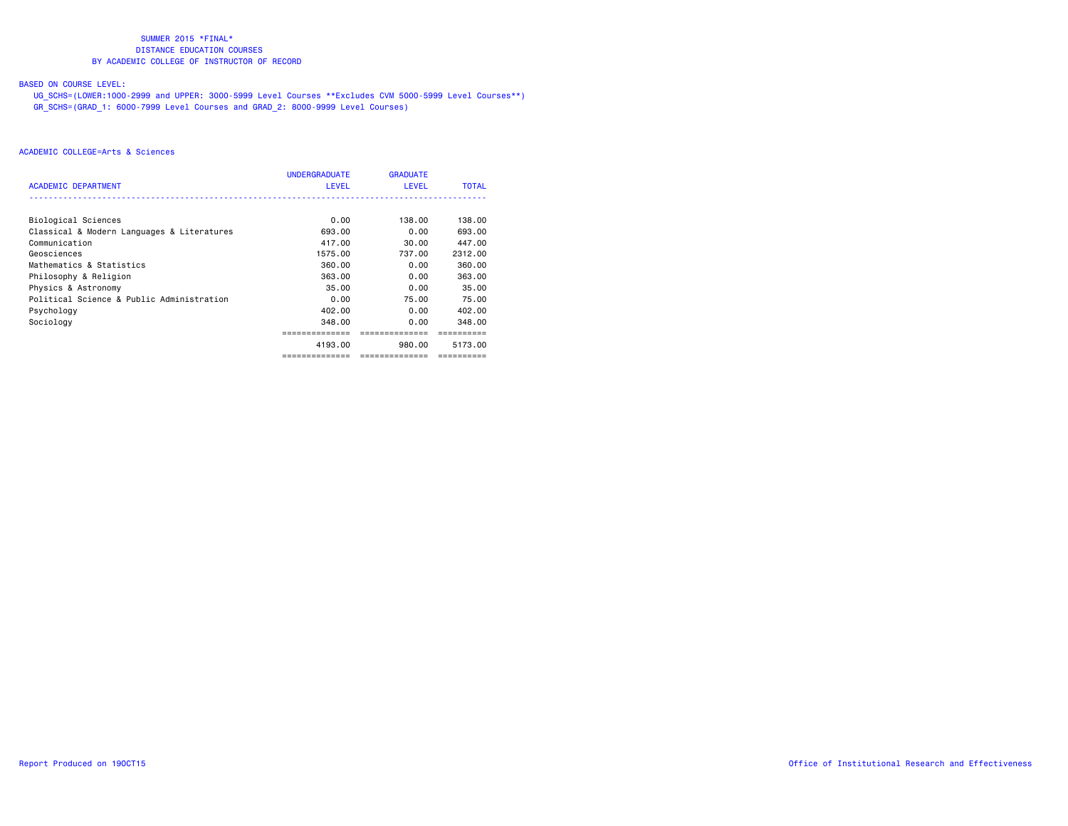SUMMER 2015 *FINAL*
DISTANCE EDUCATION COURSES
BY ACADEMIC COLLEGE OF INSTRUCTOR OF RECORD

BASED ON COURSE LEVEL:
UG_SCHS=(LOWER:1000-2999 and UPPER: 3000-5999 Level Courses **Excludes CVM 5000-5999 Level Courses**)
GR_SCHS=(GRAD_1: 6000-7999 Level Courses and GRAD_2: 8000-9999 Level Courses)

ACADEMIC COLLEGE=Arts & Sciences

| ACADEMIC DEPARTMENT | UNDERGRADUATE LEVEL | GRADUATE LEVEL | TOTAL |
|---|---|---|---|
| Biological Sciences | 0.00 | 138.00 | 138.00 |
| Classical & Modern Languages & Literatures | 693.00 | 0.00 | 693.00 |
| Communication | 417.00 | 30.00 | 447.00 |
| Geosciences | 1575.00 | 737.00 | 2312.00 |
| Mathematics & Statistics | 360.00 | 0.00 | 360.00 |
| Philosophy & Religion | 363.00 | 0.00 | 363.00 |
| Physics & Astronomy | 35.00 | 0.00 | 35.00 |
| Political Science & Public Administration | 0.00 | 75.00 | 75.00 |
| Psychology | 402.00 | 0.00 | 402.00 |
| Sociology | 348.00 | 0.00 | 348.00 |
| | 4193.00 | 980.00 | 5173.00 |

Report Produced on 19OCT15

Office of Institutional Research and Effectiveness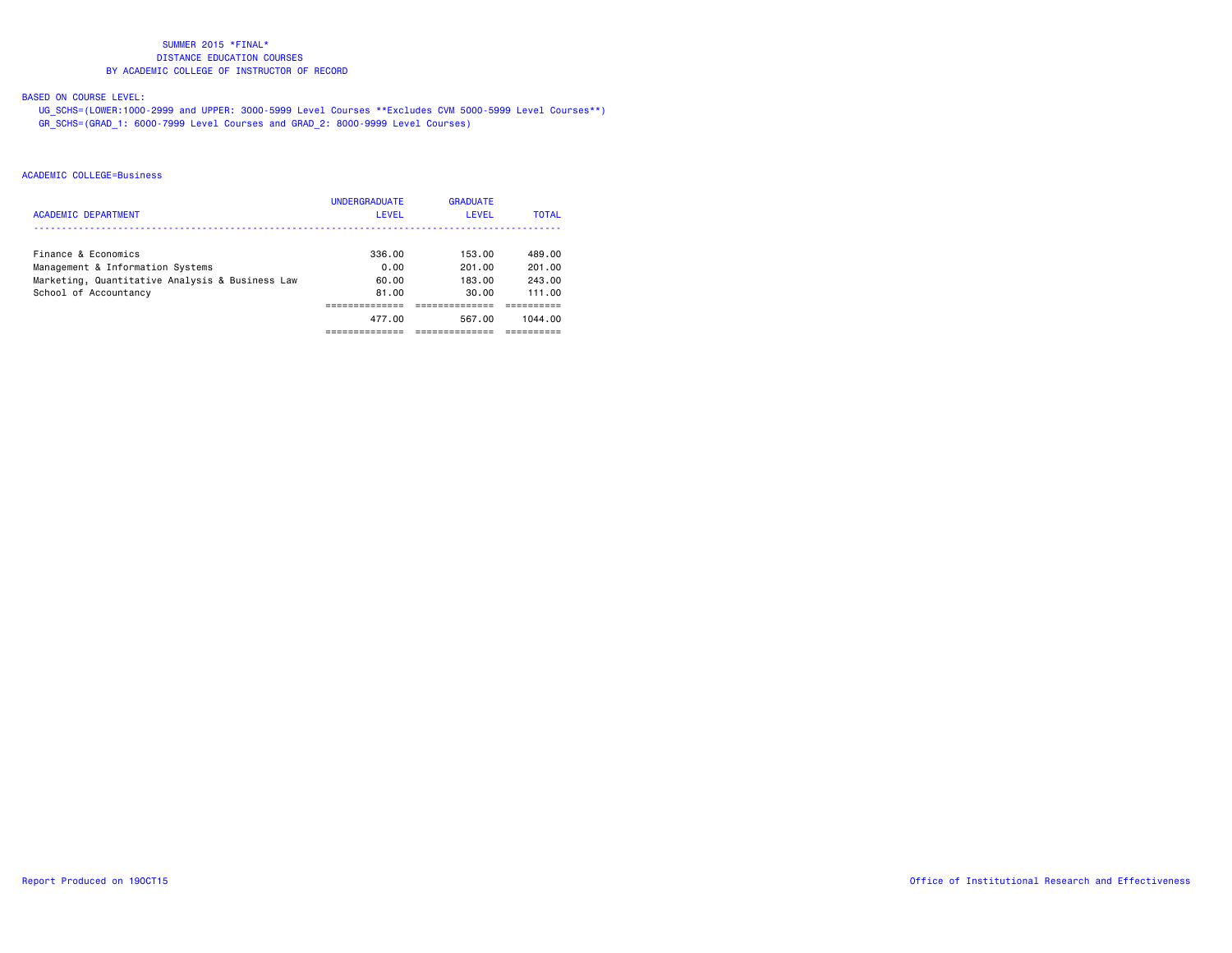SUMMER 2015 *FINAL*
DISTANCE EDUCATION COURSES
BY ACADEMIC COLLEGE OF INSTRUCTOR OF RECORD

BASED ON COURSE LEVEL:
UG_SCHS=(LOWER:1000-2999 and UPPER: 3000-5999 Level Courses **Excludes CVM 5000-5999 Level Courses**)
GR_SCHS=(GRAD_1: 6000-7999 Level Courses and GRAD_2: 8000-9999 Level Courses)

ACADEMIC COLLEGE=Business

| ACADEMIC DEPARTMENT | UNDERGRADUATE LEVEL | GRADUATE LEVEL | TOTAL |
|---|---|---|---|
| Finance & Economics | 336.00 | 153.00 | 489.00 |
| Management & Information Systems | 0.00 | 201.00 | 201.00 |
| Marketing, Quantitative Analysis & Business Law | 60.00 | 183.00 | 243.00 |
| School of Accountancy | 81.00 | 30.00 | 111.00 |
| | 477.00 | 567.00 | 1044.00 |

Report Produced on 19OCT15

Office of Institutional Research and Effectiveness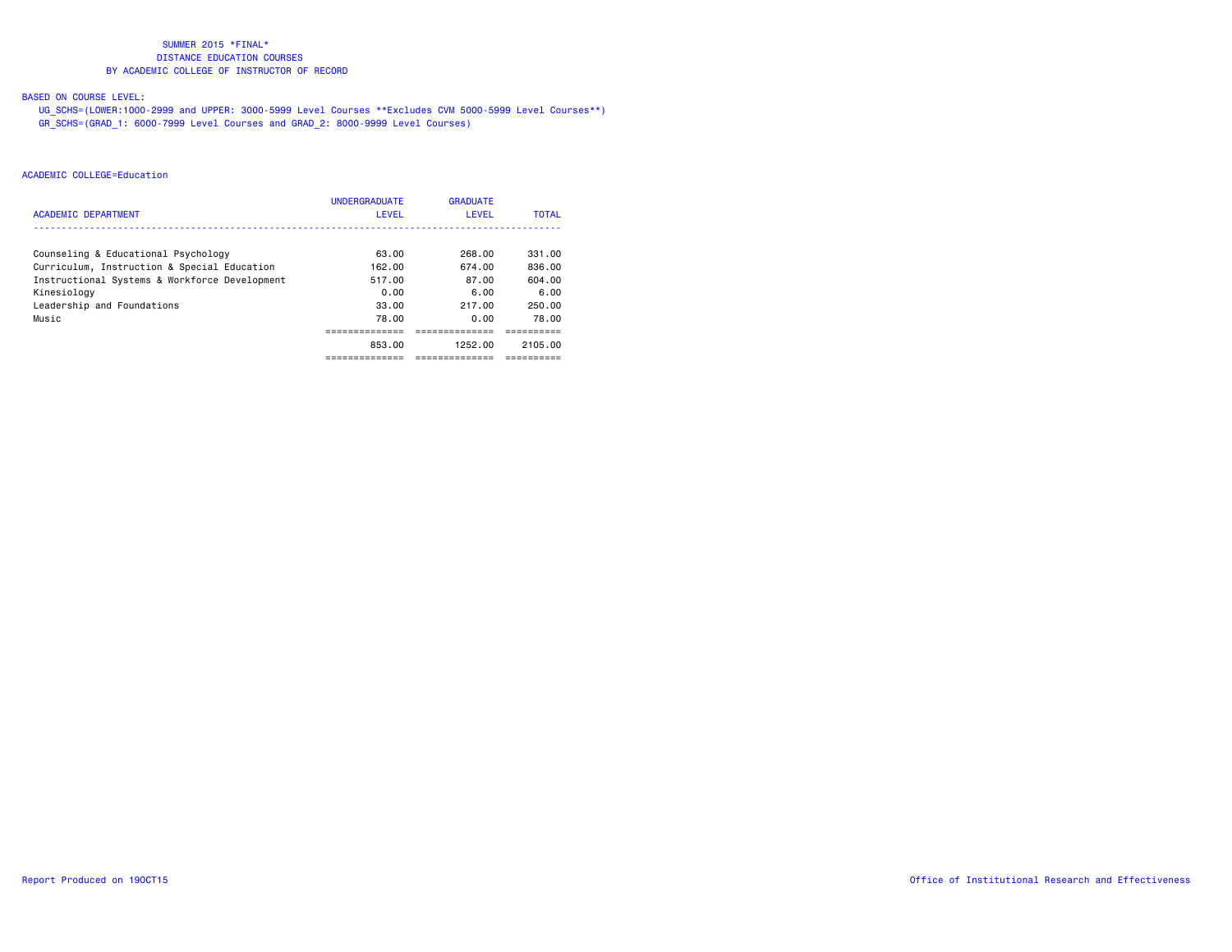SUMMER 2015 *FINAL*
DISTANCE EDUCATION COURSES
BY ACADEMIC COLLEGE OF INSTRUCTOR OF RECORD

BASED ON COURSE LEVEL:

UG_SCHS=(LOWER:1000-2999 and UPPER: 3000-5999 Level Courses **Excludes CVM 5000-5999 Level Courses**)
GR_SCHS=(GRAD_1: 6000-7999 Level Courses and GRAD_2: 8000-9999 Level Courses)

ACADEMIC COLLEGE=Education

| ACADEMIC DEPARTMENT | UNDERGRADUATE LEVEL | GRADUATE LEVEL | TOTAL |
|---|---|---|---|
| Counseling & Educational Psychology | 63.00 | 268.00 | 331.00 |
| Curriculum, Instruction & Special Education | 162.00 | 674.00 | 836.00 |
| Instructional Systems & Workforce Development | 517.00 | 87.00 | 604.00 |
| Kinesiology | 0.00 | 6.00 | 6.00 |
| Leadership and Foundations | 33.00 | 217.00 | 250.00 |
| Music | 78.00 | 0.00 | 78.00 |
| | 853.00 | 1252.00 | 2105.00 |

Report Produced on 19OCT15 Office of Institutional Research and Effectiveness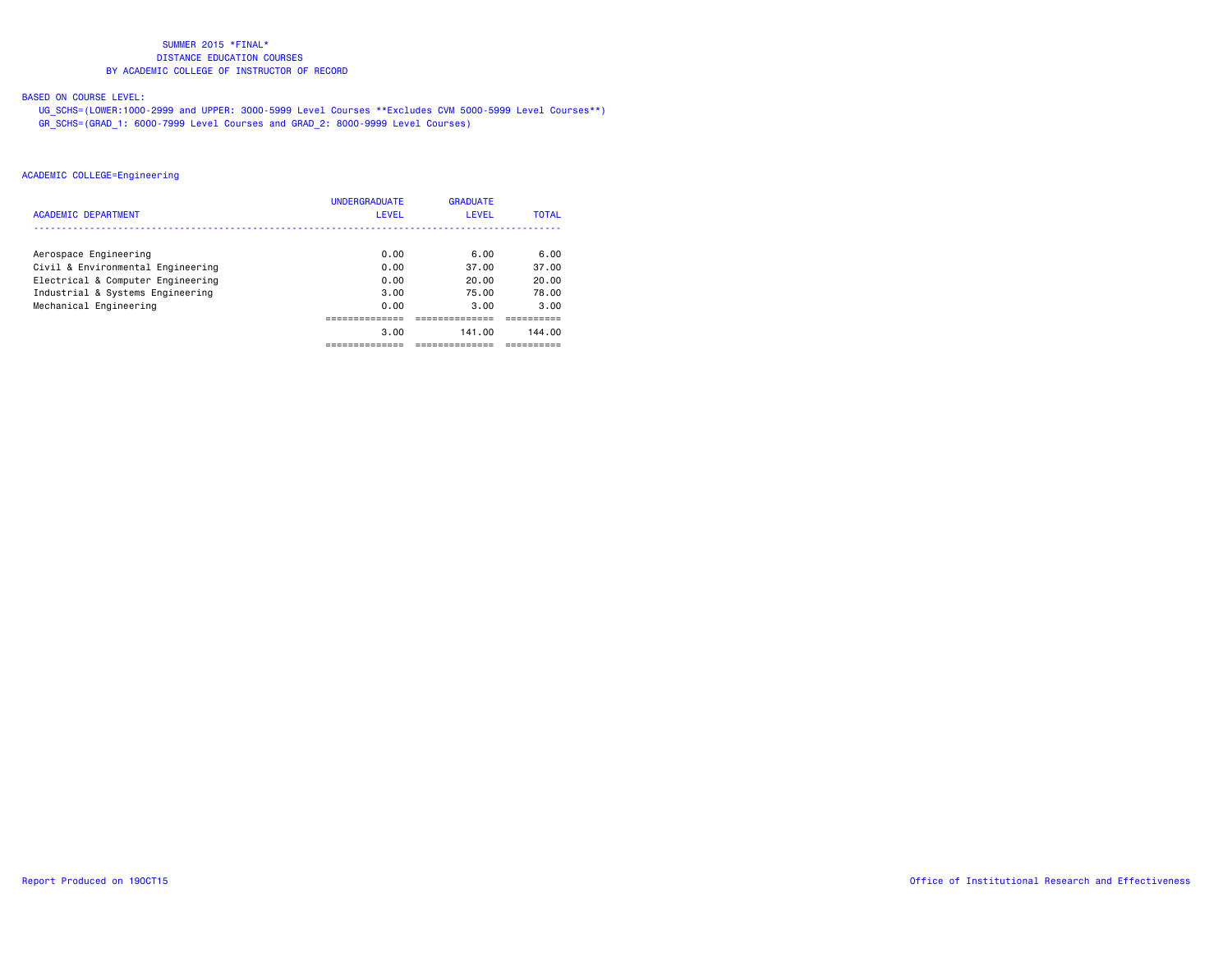# SUMMER 2015 *FINAL*
## DISTANCE EDUCATION COURSES
## BY ACADEMIC COLLEGE OF INSTRUCTOR OF RECORD

BASED ON COURSE LEVEL:

UG_SCHS=(LOWER:1000-2999 and UPPER: 3000-5999 Level Courses **Excludes CVM 5000-5999 Level Courses**)

GR_SCHS=(GRAD_1: 6000-7999 Level Courses and GRAD_2: 8000-9999 Level Courses)

ACADEMIC COLLEGE=Engineering

| ACADEMIC DEPARTMENT | UNDERGRADUATE LEVEL | GRADUATE LEVEL | TOTAL |
|---|---|---|---|
| Aerospace Engineering | 0.00 | 6.00 | 6.00 |
| Civil & Environmental Engineering | 0.00 | 37.00 | 37.00 |
| Electrical & Computer Engineering | 0.00 | 20.00 | 20.00 |
| Industrial & Systems Engineering | 3.00 | 75.00 | 78.00 |
| Mechanical Engineering | 0.00 | 3.00 | 3.00 |
| | 3.00 | 141.00 | 144.00 |

Report Produced on 19OCT15

Office of Institutional Research and Effectiveness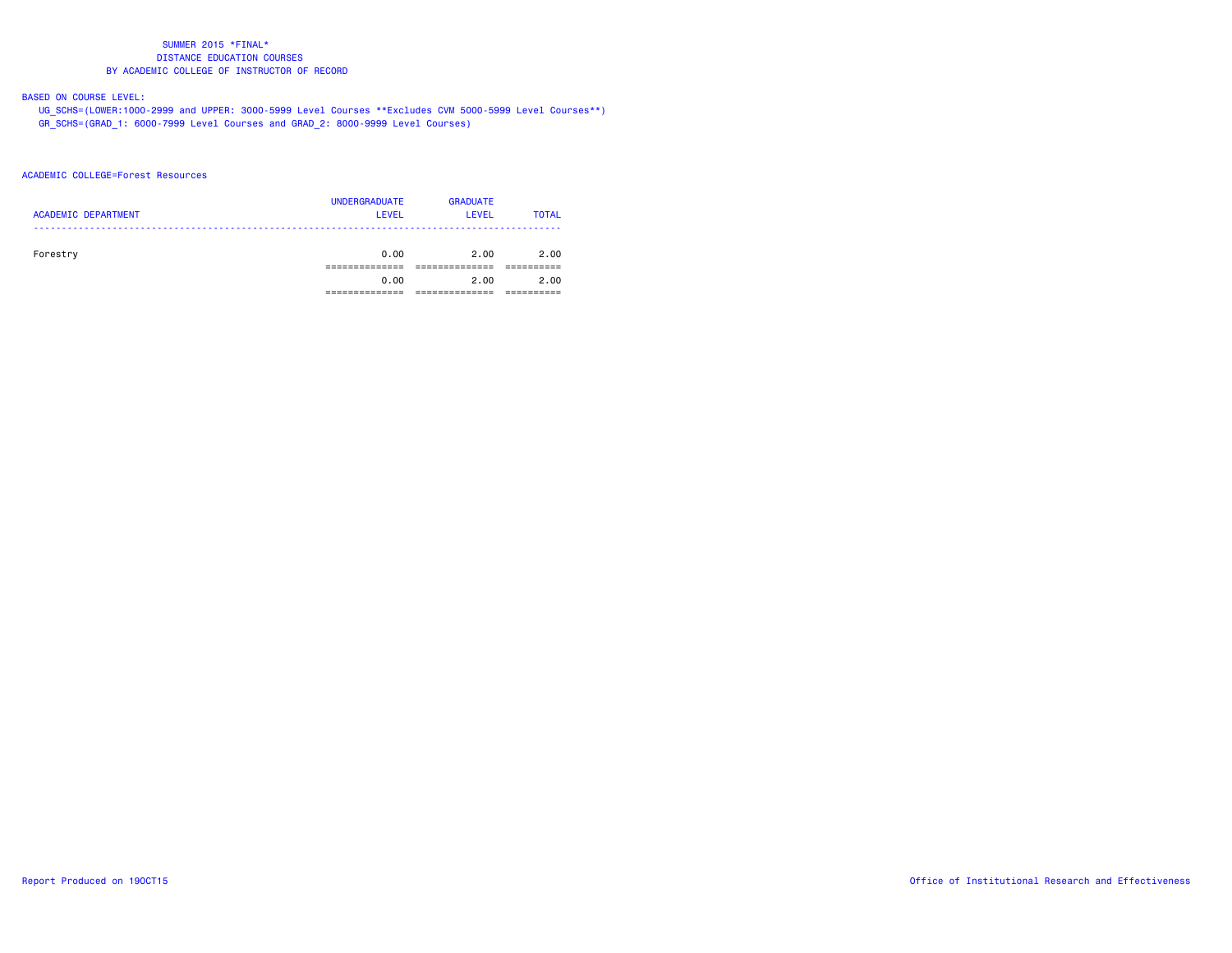SUMMER 2015 *FINAL*
DISTANCE EDUCATION COURSES
BY ACADEMIC COLLEGE OF INSTRUCTOR OF RECORD

BASED ON COURSE LEVEL:
UG_SCHS=(LOWER:1000-2999 and UPPER: 3000-5999 Level Courses **Excludes CVM 5000-5999 Level Courses**)
GR_SCHS=(GRAD_1: 6000-7999 Level Courses and GRAD_2: 8000-9999 Level Courses)

ACADEMIC COLLEGE=Forest Resources

| ACADEMIC DEPARTMENT | UNDERGRADUATE LEVEL | GRADUATE LEVEL | TOTAL |
|---|---|---|---|
| Forestry | 0.00 | 2.00 | 2.00 |
| | 0.00 | 2.00 | 2.00 |

Report Produced on 19OCT15

Office of Institutional Research and Effectiveness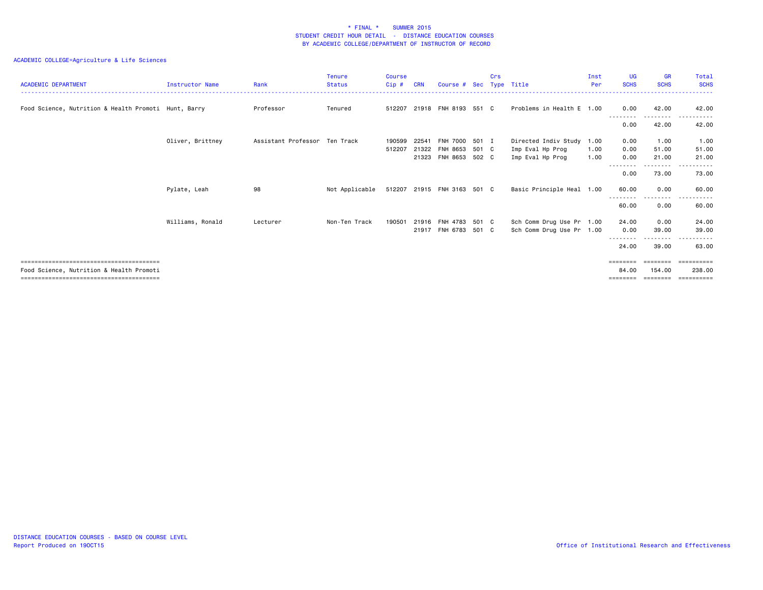# * FINAL * SUMMER 2015
## STUDENT CREDIT HOUR DETAIL - DISTANCE EDUCATION COURSES
### BY ACADEMIC COLLEGE/DEPARTMENT OF INSTRUCTOR OF RECORD

ACADEMIC COLLEGE=Agriculture & Life Sciences

| ACADEMIC DEPARTMENT | Instructor Name | Rank | Tenure Status | Course Cip # | CRN | Course # | Sec | Crs Type | Title | Inst Per | UG SCHS | GR SCHS | Total SCHS |
|---|---|---|---|---|---|---|---|---|---|---|---|---|---|
| Food Science, Nutrition & Health Promoti | Hunt, Barry | Professor | Tenured | 512207 | 21918 | FNH 8193 | 551 | C | Problems in Health E | 1.00 | 0.00 | 42.00 | 42.00 |
| | | | | | | | | | | | 0.00 | 42.00 | 42.00 |
| | Oliver, Brittney | Assistant Professor | Ten Track | 190599 | 22541 | FNH 7000 | 501 | I | Directed Indiv Study | 1.00 | 0.00 | 1.00 | 1.00 |
| | | | | 512207 | 21322 | FNH 8653 | 501 | C | Imp Eval Hp Prog | 1.00 | 0.00 | 51.00 | 51.00 |
| | | | | | 21323 | FNH 8653 | 502 | C | Imp Eval Hp Prog | 1.00 | 0.00 | 21.00 | 21.00 |
| | | | | | | | | | | | 0.00 | 73.00 | 73.00 |
| | Pylate, Leah | 98 | Not Applicable | 512207 | 21915 | FNH 3163 | 501 | C | Basic Principle Heal | 1.00 | 60.00 | 0.00 | 60.00 |
| | | | | | | | | | | | 60.00 | 0.00 | 60.00 |
| | Williams, Ronald | Lecturer | Non-Ten Track | 190501 | 21916 | FNH 4783 | 501 | C | Sch Comm Drug Use Pr | 1.00 | 24.00 | 0.00 | 24.00 |
| | | | | | 21917 | FNH 6783 | 501 | C | Sch Comm Drug Use Pr | 1.00 | 0.00 | 39.00 | 39.00 |
| | | | | | | | | | | | 24.00 | 39.00 | 63.00 |
| Food Science, Nutrition & Health Promoti | | | | | | | | | | | 84.00 | 154.00 | 238.00 |

DISTANCE EDUCATION COURSES - BASED ON COURSE LEVEL
Report Produced on 19OCT15

Office of Institutional Research and Effectiveness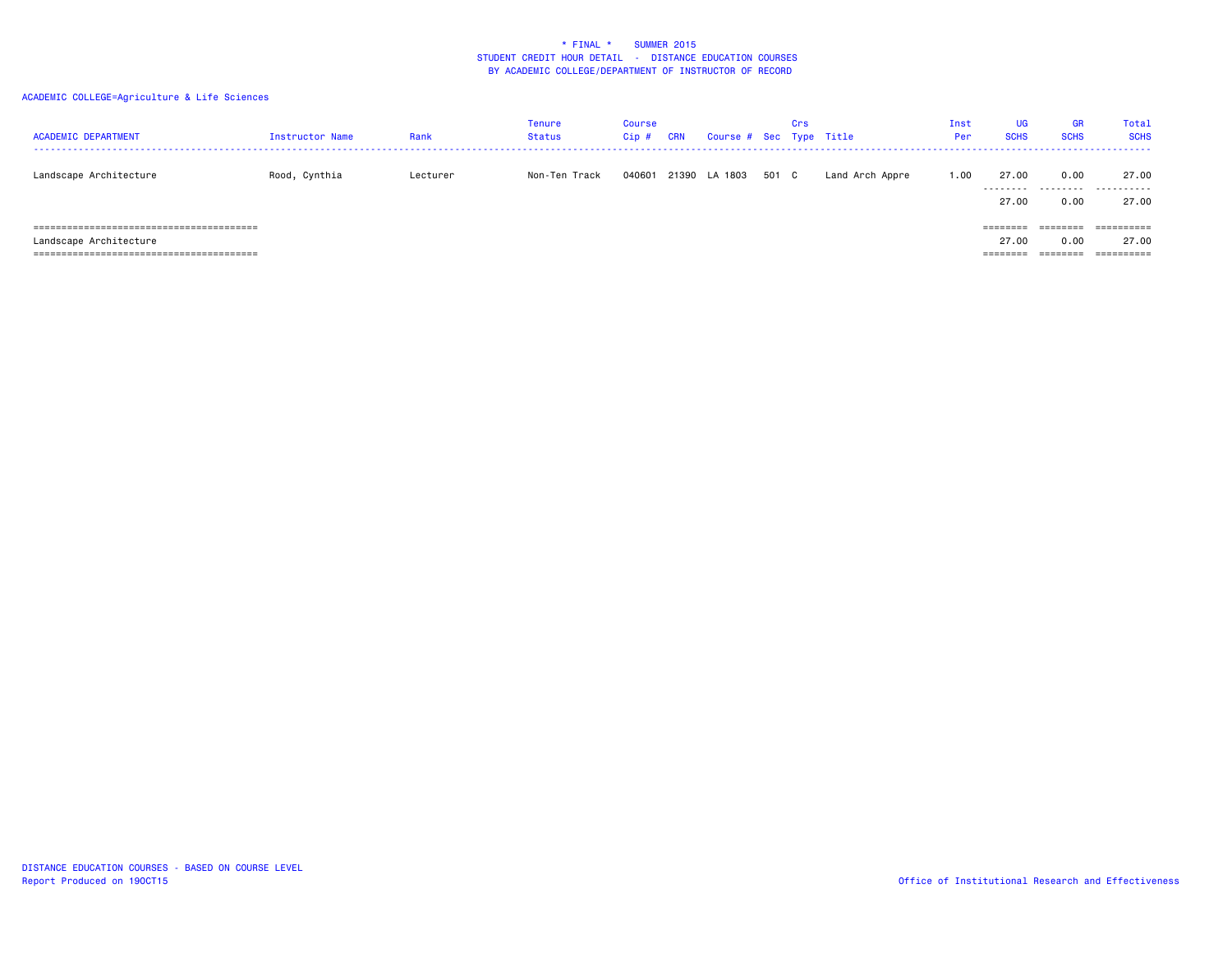\* FINAL \*    SUMMER 2015
STUDENT CREDIT HOUR DETAIL - DISTANCE EDUCATION COURSES
BY ACADEMIC COLLEGE/DEPARTMENT OF INSTRUCTOR OF RECORD

ACADEMIC COLLEGE=Agriculture & Life Sciences

| ACADEMIC DEPARTMENT | Instructor Name | Rank | Tenure Status | Course Cip # | CRN | Course # | Sec | Crs Type | Title | Inst Per | UG SCHS | GR SCHS | Total SCHS |
|---|---|---|---|---|---|---|---|---|---|---|---|---|---|
| Landscape Architecture | Rood, Cynthia | Lecturer | Non-Ten Track | 040601 | 21390 | LA 1803 | 501 | C | Land Arch Appre | 1.00 | 27.00 | 0.00 | 27.00 |
| | | | | | | | | | | | 27.00 | 0.00 | 27.00 |
| Landscape Architecture | | | | | | | | | | | 27.00 | 0.00 | 27.00 |

DISTANCE EDUCATION COURSES - BASED ON COURSE LEVEL
Report Produced on 19OCT15

Office of Institutional Research and Effectiveness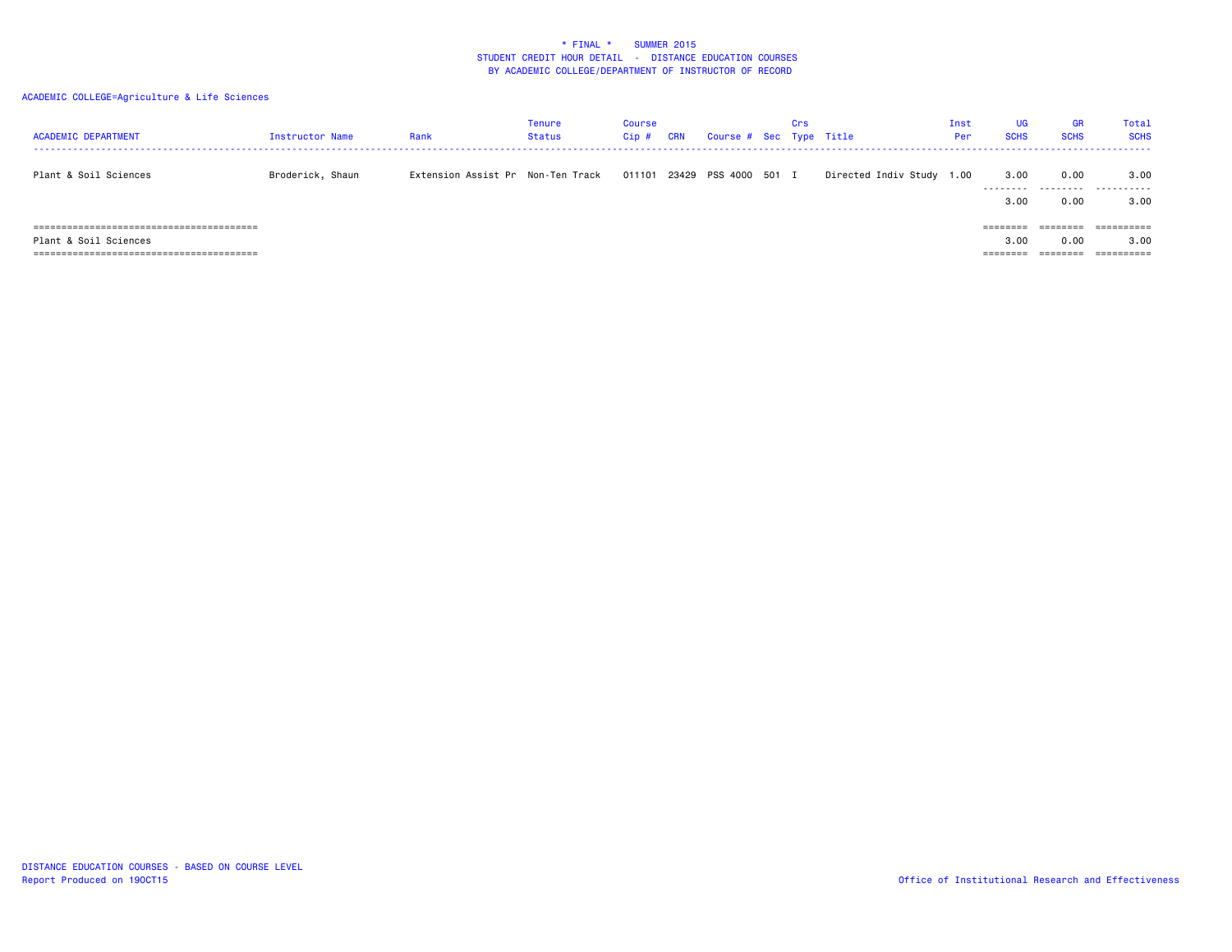\* FINAL \* SUMMER 2015
STUDENT CREDIT HOUR DETAIL - DISTANCE EDUCATION COURSES
BY ACADEMIC COLLEGE/DEPARTMENT OF INSTRUCTOR OF RECORD

ACADEMIC COLLEGE=Agriculture & Life Sciences

| ACADEMIC DEPARTMENT | Instructor Name | Rank | Tenure Status | Course Cip # | CRN | Course # | Sec | Crs Type | Title | Inst Per | UG SCHS | GR SCHS | Total SCHS |
|---|---|---|---|---|---|---|---|---|---|---|---|---|---|
| Plant & Soil Sciences | Broderick, Shaun | Extension Assist Pr | Non-Ten Track | 011101 | 23429 | PSS 4000 | 501 | I | Directed Indiv Study | 1.00 | 3.00 | 0.00 | 3.00 |
| | | | | | | | | | | | 3.00 | 0.00 | 3.00 |
| Plant & Soil Sciences | | | | | | | | | | | 3.00 | 0.00 | 3.00 |

DISTANCE EDUCATION COURSES - BASED ON COURSE LEVEL
Report Produced on 19OCT15

Office of Institutional Research and Effectiveness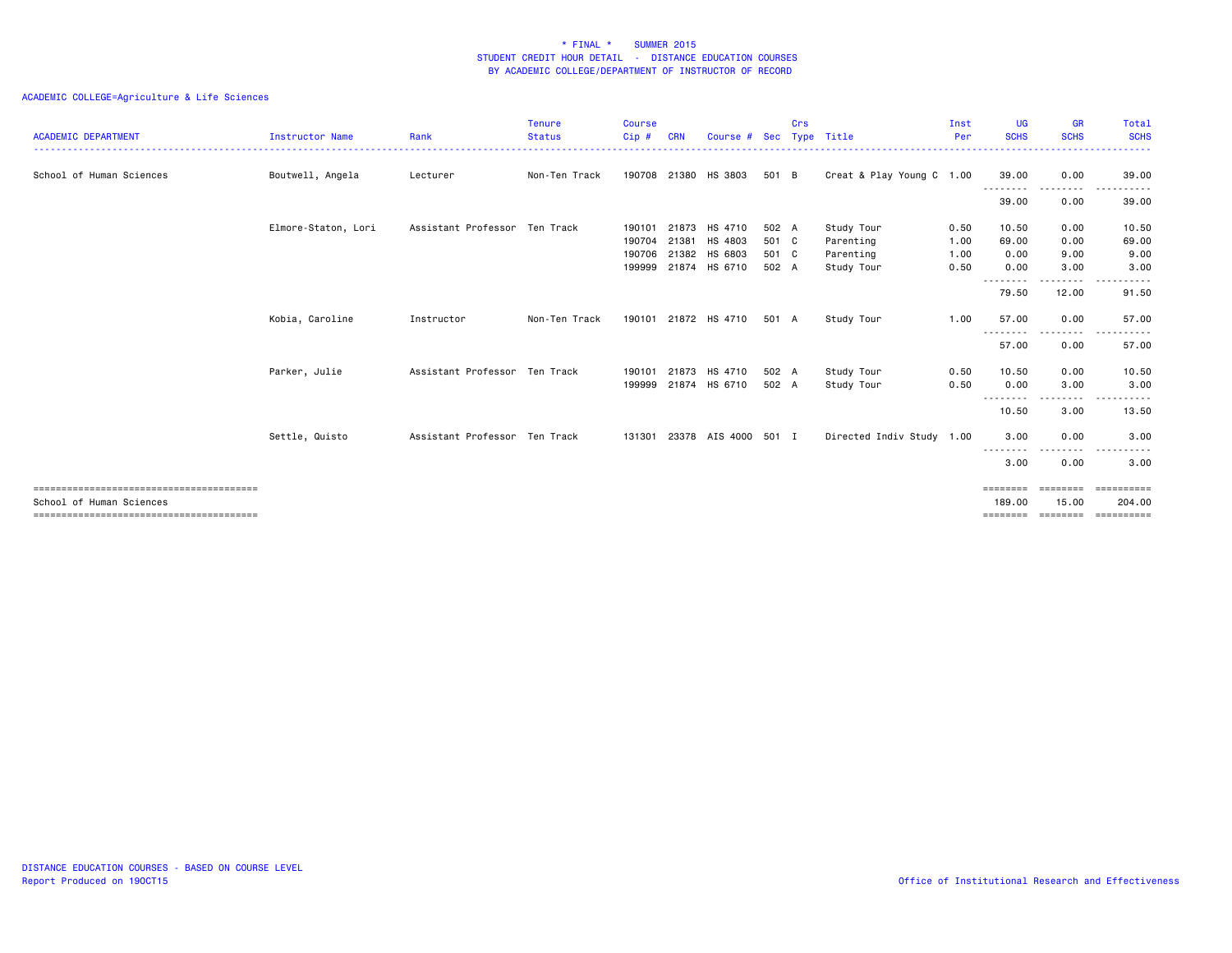\* FINAL \* SUMMER 2015
STUDENT CREDIT HOUR DETAIL - DISTANCE EDUCATION COURSES
BY ACADEMIC COLLEGE/DEPARTMENT OF INSTRUCTOR OF RECORD

ACADEMIC COLLEGE=Agriculture & Life Sciences

| ACADEMIC DEPARTMENT | Instructor Name | Rank | Tenure Status | Course Cip # | CRN | Course # | Sec | Crs Type | Title | Inst Per | UG SCHS | GR SCHS | Total SCHS |
|---|---|---|---|---|---|---|---|---|---|---|---|---|---|
| School of Human Sciences | Boutwell, Angela | Lecturer | Non-Ten Track | 190708 | 21380 | HS 3803 | 501 | B | Creat & Play Young C | 1.00 | 39.00 | 0.00 | 39.00 |
| | | | | | | | | | | | 39.00 | 0.00 | 39.00 |
| | Elmore-Staton, Lori | Assistant Professor | Ten Track | 190101 | 21873 | HS 4710 | 502 | A | Study Tour | 0.50 | 10.50 | 0.00 | 10.50 |
| | | | | 190704 | 21381 | HS 4803 | 501 | C | Parenting | 1.00 | 69.00 | 0.00 | 69.00 |
| | | | | 190706 | 21382 | HS 6803 | 501 | C | Parenting | 1.00 | 0.00 | 9.00 | 9.00 |
| | | | | 199999 | 21874 | HS 6710 | 502 | A | Study Tour | 0.50 | 0.00 | 3.00 | 3.00 |
| | | | | | | | | | | | 79.50 | 12.00 | 91.50 |
| | Kobia, Caroline | Instructor | Non-Ten Track | 190101 | 21872 | HS 4710 | 501 | A | Study Tour | 1.00 | 57.00 | 0.00 | 57.00 |
| | | | | | | | | | | | 57.00 | 0.00 | 57.00 |
| | Parker, Julie | Assistant Professor | Ten Track | 190101 | 21873 | HS 4710 | 502 | A | Study Tour | 0.50 | 10.50 | 0.00 | 10.50 |
| | | | | 199999 | 21874 | HS 6710 | 502 | A | Study Tour | 0.50 | 0.00 | 3.00 | 3.00 |
| | | | | | | | | | | | 10.50 | 3.00 | 13.50 |
| | Settle, Quisto | Assistant Professor | Ten Track | 131301 | 23378 | AIS 4000 | 501 | I | Directed Indiv Study | 1.00 | 3.00 | 0.00 | 3.00 |
| | | | | | | | | | | | 3.00 | 0.00 | 3.00 |
| School of Human Sciences | | | | | | | | | | | 189.00 | 15.00 | 204.00 |

DISTANCE EDUCATION COURSES - BASED ON COURSE LEVEL
Report Produced on 19OCT15

Office of Institutional Research and Effectiveness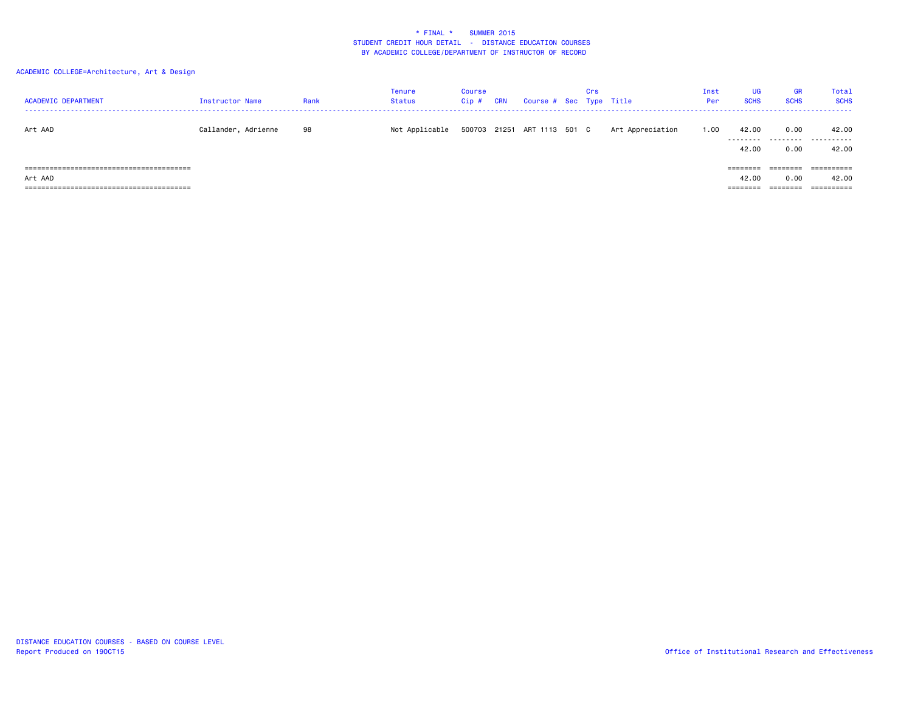\* FINAL \* SUMMER 2015
STUDENT CREDIT HOUR DETAIL - DISTANCE EDUCATION COURSES
BY ACADEMIC COLLEGE/DEPARTMENT OF INSTRUCTOR OF RECORD

ACADEMIC COLLEGE=Architecture, Art & Design

| ACADEMIC DEPARTMENT | Instructor Name | Rank | Tenure Status | Course Cip # | CRN | Course # | Sec | Crs Type | Title | Inst Per | UG SCHS | GR SCHS | Total SCHS |
|---|---|---|---|---|---|---|---|---|---|---|---|---|---|
| Art AAD | Callander, Adrienne | 98 | Not Applicable | 500703 | 21251 | ART 1113 | 501 | C | Art Appreciation | 1.00 | 42.00 | 0.00 | 42.00 |
| | | | | | | | | | | | 42.00 | 0.00 | 42.00 |
| Art AAD | | | | | | | | | | | 42.00 | 0.00 | 42.00 |

DISTANCE EDUCATION COURSES - BASED ON COURSE LEVEL
Report Produced on 19OCT15

Office of Institutional Research and Effectiveness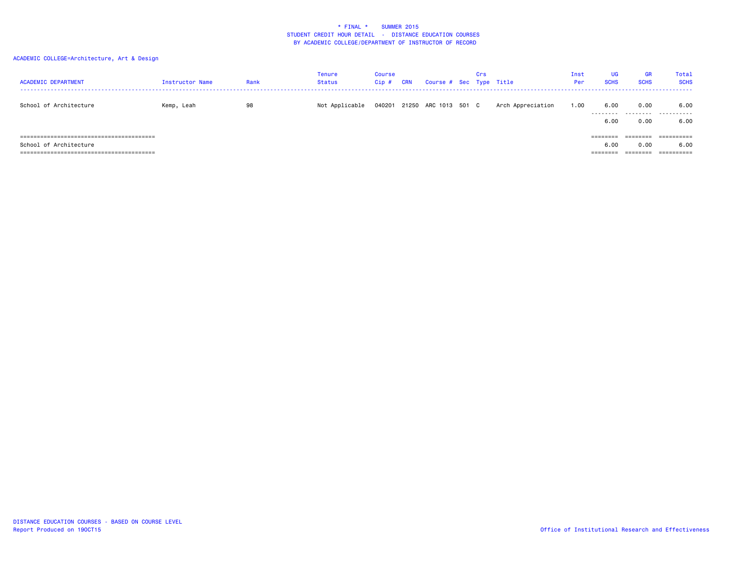* FINAL * SUMMER 2015
STUDENT CREDIT HOUR DETAIL - DISTANCE EDUCATION COURSES
BY ACADEMIC COLLEGE/DEPARTMENT OF INSTRUCTOR OF RECORD

ACADEMIC COLLEGE=Architecture, Art & Design

| ACADEMIC DEPARTMENT | Instructor Name | Rank | Tenure Status | Course Cip # | CRN | Course # | Sec | Crs Type | Title | Inst Per | UG SCHS | GR SCHS | Total SCHS |
|---|---|---|---|---|---|---|---|---|---|---|---|---|---|
| School of Architecture | Kemp, Leah | 98 | Not Applicable | 040201 | 21250 | ARC 1013 | 501 | C | Arch Appreciation | 1.00 | 6.00 | 0.00 | 6.00 |
| | | | | | | | | | | | 6.00 | 0.00 | 6.00 |
| School of Architecture | | | | | | | | | | | 6.00 | 0.00 | 6.00 |

DISTANCE EDUCATION COURSES - BASED ON COURSE LEVEL
Report Produced on 19OCT15

Office of Institutional Research and Effectiveness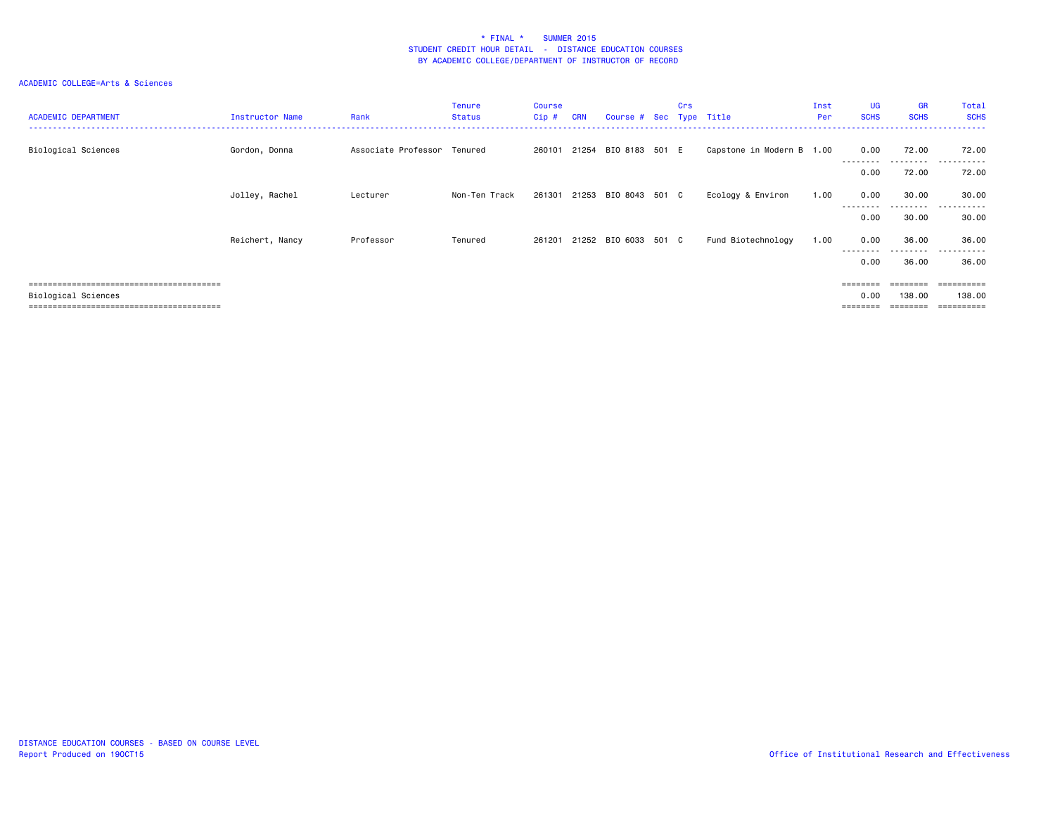# \* FINAL \* SUMMER 2015
## STUDENT CREDIT HOUR DETAIL - DISTANCE EDUCATION COURSES
### BY ACADEMIC COLLEGE/DEPARTMENT OF INSTRUCTOR OF RECORD

ACADEMIC COLLEGE=Arts & Sciences

| ACADEMIC DEPARTMENT | Instructor Name | Rank | Tenure Status | Course Cip # | CRN | Course # | Sec | Crs Type | Title | Inst Per | UG SCHS | GR SCHS | Total SCHS |
|---|---|---|---|---|---|---|---|---|---|---|---|---|---|
| Biological Sciences | Gordon, Donna | Associate Professor | Tenured | 260101 | 21254 | BIO 8183 | 501 | E | Capstone in Modern B | 1.00 | 0.00 | 72.00 | 72.00 |
| | | | | | | | | | | | 0.00 | 72.00 | 72.00 |
| | Jolley, Rachel | Lecturer | Non-Ten Track | 261301 | 21253 | BIO 8043 | 501 | C | Ecology & Environ | 1.00 | 0.00 | 30.00 | 30.00 |
| | | | | | | | | | | | 0.00 | 30.00 | 30.00 |
| | Reichert, Nancy | Professor | Tenured | 261201 | 21252 | BIO 6033 | 501 | C | Fund Biotechnology | 1.00 | 0.00 | 36.00 | 36.00 |
| | | | | | | | | | | | 0.00 | 36.00 | 36.00 |
| Biological Sciences | | | | | | | | | | | 0.00 | 138.00 | 138.00 |

DISTANCE EDUCATION COURSES - BASED ON COURSE LEVEL
Report Produced on 19OCT15

Office of Institutional Research and Effectiveness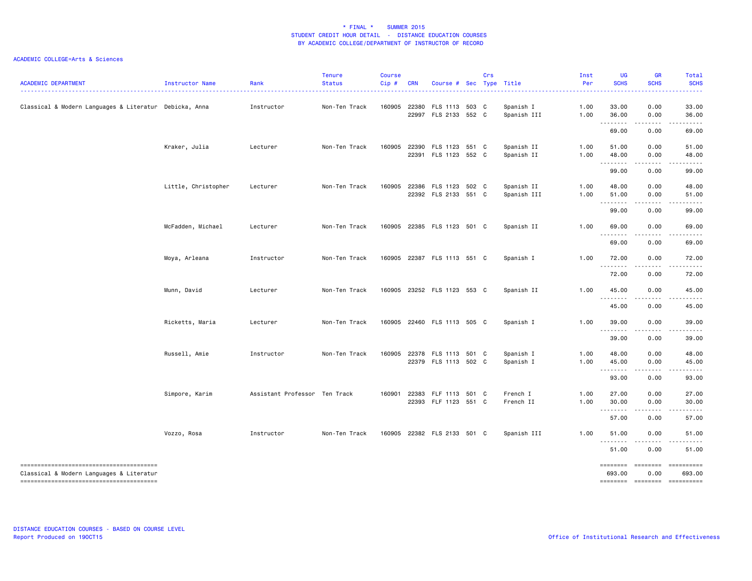# * FINAL * SUMMER 2015
## STUDENT CREDIT HOUR DETAIL - DISTANCE EDUCATION COURSES
### BY ACADEMIC COLLEGE/DEPARTMENT OF INSTRUCTOR OF RECORD

ACADEMIC COLLEGE=Arts & Sciences

| ACADEMIC DEPARTMENT | Instructor Name | Rank | Tenure Status | Course Cip # | CRN | Course # | Sec | Crs Type | Title | Inst Per | UG SCHS | GR SCHS | Total SCHS |
|---|---|---|---|---|---|---|---|---|---|---|---|---|---|
| Classical & Modern Languages & Literatur | Debicka, Anna | Instructor | Non-Ten Track | 160905 | 22380 | FLS 1113 | 503 | C | Spanish I | 1.00 | 33.00 | 0.00 | 33.00 |
| | | | | | 22997 | FLS 2133 | 552 | C | Spanish III | 1.00 | 36.00 | 0.00 | 36.00 |
| | | | | | | | | | | | 69.00 | 0.00 | 69.00 |
| | Kraker, Julia | Lecturer | Non-Ten Track | 160905 | 22390 | FLS 1123 | 551 | C | Spanish II | 1.00 | 51.00 | 0.00 | 51.00 |
| | | | | | 22391 | FLS 1123 | 552 | C | Spanish II | 1.00 | 48.00 | 0.00 | 48.00 |
| | | | | | | | | | | | 99.00 | 0.00 | 99.00 |
| | Little, Christopher | Lecturer | Non-Ten Track | 160905 | 22386 | FLS 1123 | 502 | C | Spanish II | 1.00 | 48.00 | 0.00 | 48.00 |
| | | | | | 22392 | FLS 2133 | 551 | C | Spanish III | 1.00 | 51.00 | 0.00 | 51.00 |
| | | | | | | | | | | | 99.00 | 0.00 | 99.00 |
| | McFadden, Michael | Lecturer | Non-Ten Track | 160905 | 22385 | FLS 1123 | 501 | C | Spanish II | 1.00 | 69.00 | 0.00 | 69.00 |
| | | | | | | | | | | | 69.00 | 0.00 | 69.00 |
| | Moya, Arleana | Instructor | Non-Ten Track | 160905 | 22387 | FLS 1113 | 551 | C | Spanish I | 1.00 | 72.00 | 0.00 | 72.00 |
| | | | | | | | | | | | 72.00 | 0.00 | 72.00 |
| | Munn, David | Lecturer | Non-Ten Track | 160905 | 23252 | FLS 1123 | 553 | C | Spanish II | 1.00 | 45.00 | 0.00 | 45.00 |
| | | | | | | | | | | | 45.00 | 0.00 | 45.00 |
| | Ricketts, Maria | Lecturer | Non-Ten Track | 160905 | 22460 | FLS 1113 | 505 | C | Spanish I | 1.00 | 39.00 | 0.00 | 39.00 |
| | | | | | | | | | | | 39.00 | 0.00 | 39.00 |
| | Russell, Amie | Instructor | Non-Ten Track | 160905 | 22378 | FLS 1113 | 501 | C | Spanish I | 1.00 | 48.00 | 0.00 | 48.00 |
| | | | | | 22379 | FLS 1113 | 502 | C | Spanish I | 1.00 | 45.00 | 0.00 | 45.00 |
| | | | | | | | | | | | 93.00 | 0.00 | 93.00 |
| | Simpore, Karim | Assistant Professor | Ten Track | 160901 | 22383 | FLF 1113 | 501 | C | French I | 1.00 | 27.00 | 0.00 | 27.00 |
| | | | | | 22393 | FLF 1123 | 551 | C | French II | 1.00 | 30.00 | 0.00 | 30.00 |
| | | | | | | | | | | | 57.00 | 0.00 | 57.00 |
| | Vozzo, Rosa | Instructor | Non-Ten Track | 160905 | 22382 | FLS 2133 | 501 | C | Spanish III | 1.00 | 51.00 | 0.00 | 51.00 |
| | | | | | | | | | | | 51.00 | 0.00 | 51.00 |
| Classical & Modern Languages & Literatur | | | | | | | | | | | 693.00 | 0.00 | 693.00 |

DISTANCE EDUCATION COURSES - BASED ON COURSE LEVEL
Report Produced on 19OCT15

Office of Institutional Research and Effectiveness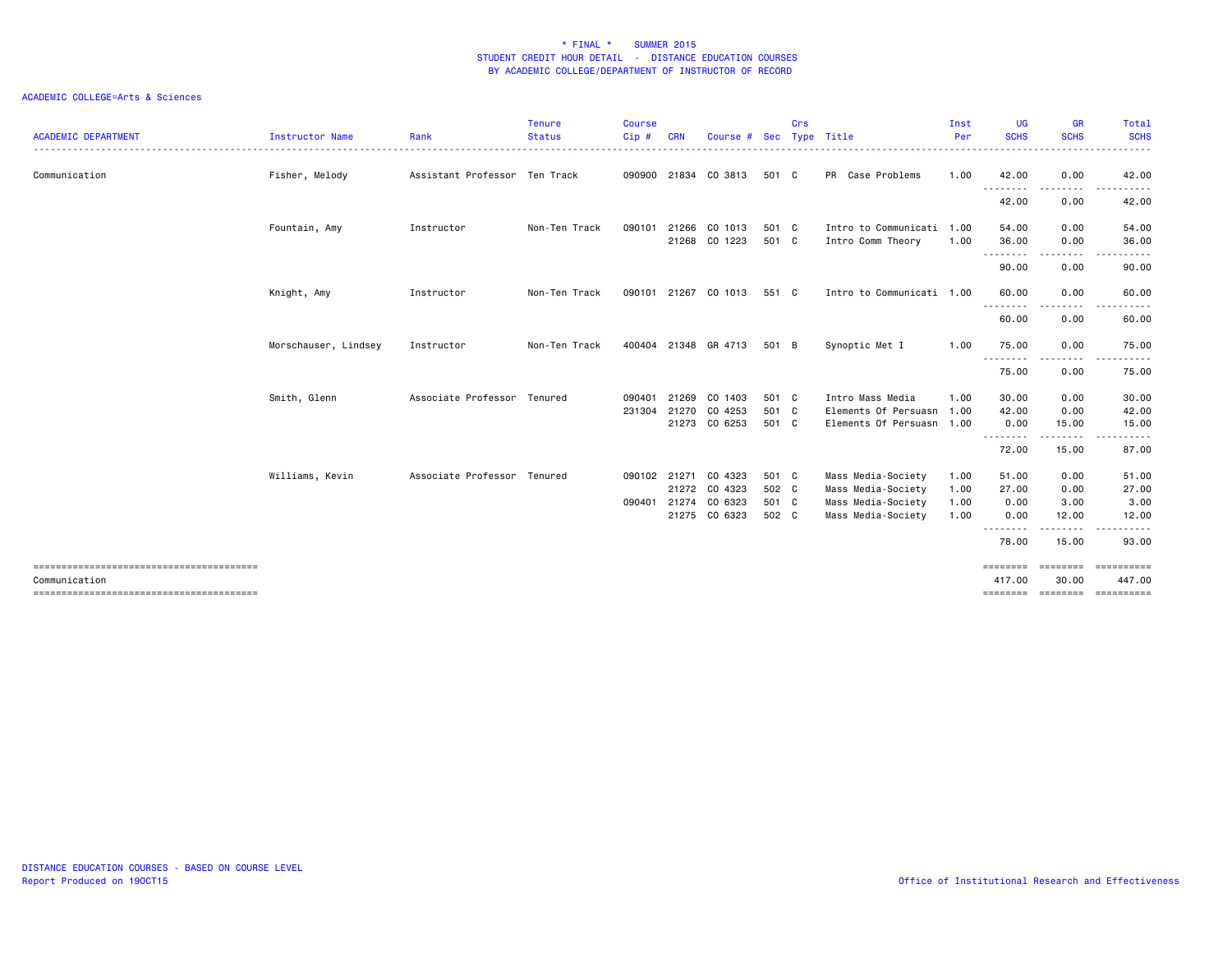# * FINAL * SUMMER 2015
## STUDENT CREDIT HOUR DETAIL - DISTANCE EDUCATION COURSES
### BY ACADEMIC COLLEGE/DEPARTMENT OF INSTRUCTOR OF RECORD

ACADEMIC COLLEGE=Arts & Sciences

| ACADEMIC DEPARTMENT | Instructor Name | Rank | Tenure Status | Course Cip # | CRN | Course # | Sec | Crs Type | Title | Inst Per | UG SCHS | GR SCHS | Total SCHS |
|---|---|---|---|---|---|---|---|---|---|---|---|---|---|
| Communication | Fisher, Melody | Assistant Professor | Ten Track | 090900 | 21834 | CO 3813 | 501 | C | PR Case Problems | 1.00 | 42.00 | 0.00 | 42.00 |
| | | | | | | | | | | | 42.00 | 0.00 | 42.00 |
| | Fountain, Amy | Instructor | Non-Ten Track | 090101 | 21266 | CO 1013 | 501 | C | Intro to Communicati | 1.00 | 54.00 | 0.00 | 54.00 |
| | | | | | 21268 | CO 1223 | 501 | C | Intro Comm Theory | 1.00 | 36.00 | 0.00 | 36.00 |
| | | | | | | | | | | | 90.00 | 0.00 | 90.00 |
| | Knight, Amy | Instructor | Non-Ten Track | 090101 | 21267 | CO 1013 | 551 | C | Intro to Communicati | 1.00 | 60.00 | 0.00 | 60.00 |
| | | | | | | | | | | | 60.00 | 0.00 | 60.00 |
| | Morschauser, Lindsey | Instructor | Non-Ten Track | 400404 | 21348 | GR 4713 | 501 | B | Synoptic Met I | 1.00 | 75.00 | 0.00 | 75.00 |
| | | | | | | | | | | | 75.00 | 0.00 | 75.00 |
| | Smith, Glenn | Associate Professor | Tenured | 090401 | 21269 | CO 1403 | 501 | C | Intro Mass Media | 1.00 | 30.00 | 0.00 | 30.00 |
| | | | | 231304 | 21270 | CO 4253 | 501 | C | Elements Of Persuasn | 1.00 | 42.00 | 0.00 | 42.00 |
| | | | | | 21273 | CO 6253 | 501 | C | Elements Of Persuasn | 1.00 | 0.00 | 15.00 | 15.00 |
| | | | | | | | | | | | 72.00 | 15.00 | 87.00 |
| | Williams, Kevin | Associate Professor | Tenured | 090102 | 21271 | CO 4323 | 501 | C | Mass Media-Society | 1.00 | 51.00 | 0.00 | 51.00 |
| | | | | | 21272 | CO 4323 | 502 | C | Mass Media-Society | 1.00 | 27.00 | 0.00 | 27.00 |
| | | | | 090401 | 21274 | CO 6323 | 501 | C | Mass Media-Society | 1.00 | 0.00 | 3.00 | 3.00 |
| | | | | | 21275 | CO 6323 | 502 | C | Mass Media-Society | 1.00 | 0.00 | 12.00 | 12.00 |
| | | | | | | | | | | | 78.00 | 15.00 | 93.00 |
| Communication | | | | | | | | | | | 417.00 | 30.00 | 447.00 |

DISTANCE EDUCATION COURSES - BASED ON COURSE LEVEL
Report Produced on 19OCT15

Office of Institutional Research and Effectiveness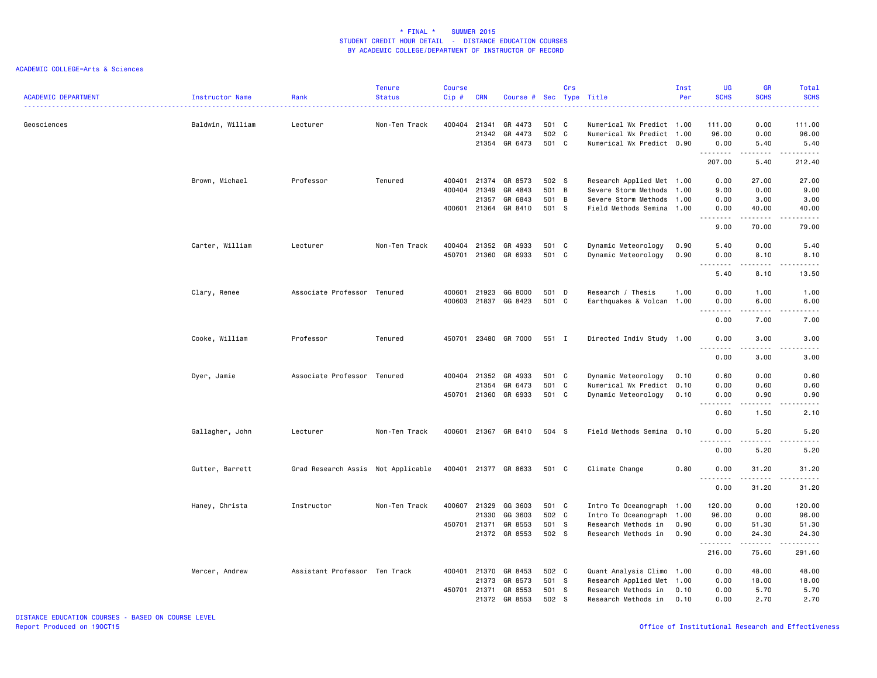# * FINAL * SUMMER 2015
## STUDENT CREDIT HOUR DETAIL - DISTANCE EDUCATION COURSES
### BY ACADEMIC COLLEGE/DEPARTMENT OF INSTRUCTOR OF RECORD

ACADEMIC COLLEGE=Arts & Sciences

| ACADEMIC DEPARTMENT | Instructor Name | Rank | Tenure Status | Course Cip # | CRN | Course # | Sec | Crs Type | Title | Inst Per | UG SCHS | GR SCHS | Total SCHS |
|---|---|---|---|---|---|---|---|---|---|---|---|---|---|
| Geosciences | Baldwin, William | Lecturer | Non-Ten Track | 400404 | 21341 | GR 4473 | 501 | C | Numerical Wx Predict | 1.00 | 111.00 | 0.00 | 111.00 |
| | | | | | 21342 | GR 4473 | 502 | C | Numerical Wx Predict | 1.00 | 96.00 | 0.00 | 96.00 |
| | | | | | 21354 | GR 6473 | 501 | C | Numerical Wx Predict | 0.90 | 0.00 | 5.40 | 5.40 |
| | | | | | | | | | | | 207.00 | 5.40 | 212.40 |
| | Brown, Michael | Professor | Tenured | 400401 | 21374 | GR 8573 | 502 | S | Research Applied Met | 1.00 | 0.00 | 27.00 | 27.00 |
| | | | | 400404 | 21349 | GR 4843 | 501 | B | Severe Storm Methods | 1.00 | 9.00 | 0.00 | 9.00 |
| | | | | | 21357 | GR 6843 | 501 | B | Severe Storm Methods | 1.00 | 0.00 | 3.00 | 3.00 |
| | | | | 400601 | 21364 | GR 8410 | 501 | S | Field Methods Semina | 1.00 | 0.00 | 40.00 | 40.00 |
| | | | | | | | | | | | 9.00 | 70.00 | 79.00 |
| | Carter, William | Lecturer | Non-Ten Track | 400404 | 21352 | GR 4933 | 501 | C | Dynamic Meteorology | 0.90 | 5.40 | 0.00 | 5.40 |
| | | | | 450701 | 21360 | GR 6933 | 501 | C | Dynamic Meteorology | 0.90 | 0.00 | 8.10 | 8.10 |
| | | | | | | | | | | | 5.40 | 8.10 | 13.50 |
| | Clary, Renee | Associate Professor | Tenured | 400601 | 21923 | GG 8000 | 501 | D | Research / Thesis | 1.00 | 0.00 | 1.00 | 1.00 |
| | | | | 400603 | 21837 | GG 8423 | 501 | C | Earthquakes & Volcan | 1.00 | 0.00 | 6.00 | 6.00 |
| | | | | | | | | | | | 0.00 | 7.00 | 7.00 |
| | Cooke, William | Professor | Tenured | 450701 | 23480 | GR 7000 | 551 | I | Directed Indiv Study | 1.00 | 0.00 | 3.00 | 3.00 |
| | | | | | | | | | | | 0.00 | 3.00 | 3.00 |
| | Dyer, Jamie | Associate Professor | Tenured | 400404 | 21352 | GR 4933 | 501 | C | Dynamic Meteorology | 0.10 | 0.60 | 0.00 | 0.60 |
| | | | | | 21354 | GR 6473 | 501 | C | Numerical Wx Predict | 0.10 | 0.00 | 0.60 | 0.60 |
| | | | | 450701 | 21360 | GR 6933 | 501 | C | Dynamic Meteorology | 0.10 | 0.00 | 0.90 | 0.90 |
| | | | | | | | | | | | 0.60 | 1.50 | 2.10 |
| | Gallagher, John | Lecturer | Non-Ten Track | 400601 | 21367 | GR 8410 | 504 | S | Field Methods Semina | 0.10 | 0.00 | 5.20 | 5.20 |
| | | | | | | | | | | | 0.00 | 5.20 | 5.20 |
| | Gutter, Barrett | Grad Research Assis | Not Applicable | 400401 | 21377 | GR 8633 | 501 | C | Climate Change | 0.80 | 0.00 | 31.20 | 31.20 |
| | | | | | | | | | | | 0.00 | 31.20 | 31.20 |
| | Haney, Christa | Instructor | Non-Ten Track | 400607 | 21329 | GG 3603 | 501 | C | Intro To Oceanograph | 1.00 | 120.00 | 0.00 | 120.00 |
| | | | | | 21330 | GG 3603 | 502 | C | Intro To Oceanograph | 1.00 | 96.00 | 0.00 | 96.00 |
| | | | | 450701 | 21371 | GR 8553 | 501 | S | Research Methods in | 0.90 | 0.00 | 51.30 | 51.30 |
| | | | | | 21372 | GR 8553 | 502 | S | Research Methods in | 0.90 | 0.00 | 24.30 | 24.30 |
| | | | | | | | | | | | 216.00 | 75.60 | 291.60 |
| | Mercer, Andrew | Assistant Professor | Ten Track | 400401 | 21370 | GR 8453 | 502 | C | Quant Analysis Climo | 1.00 | 0.00 | 48.00 | 48.00 |
| | | | | | 21373 | GR 8573 | 501 | S | Research Applied Met | 1.00 | 0.00 | 18.00 | 18.00 |
| | | | | 450701 | 21371 | GR 8553 | 501 | S | Research Methods in | 0.10 | 0.00 | 5.70 | 5.70 |
| | | | | | 21372 | GR 8553 | 502 | S | Research Methods in | 0.10 | 0.00 | 2.70 | 2.70 |

DISTANCE EDUCATION COURSES - BASED ON COURSE LEVEL
Report Produced on 19OCT15

Office of Institutional Research and Effectiveness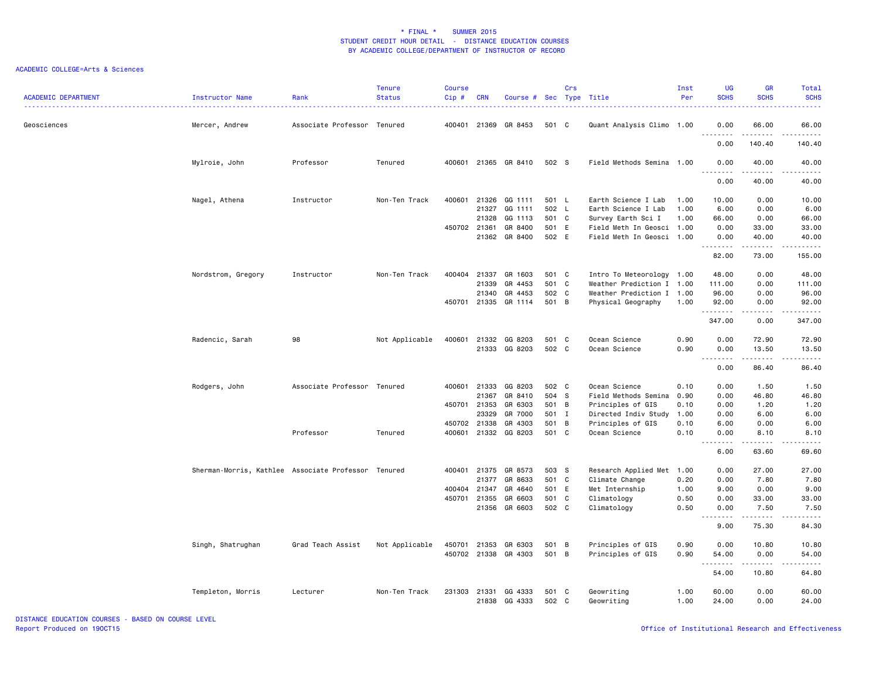* FINAL * SUMMER 2015
STUDENT CREDIT HOUR DETAIL - DISTANCE EDUCATION COURSES
BY ACADEMIC COLLEGE/DEPARTMENT OF INSTRUCTOR OF RECORD

ACADEMIC COLLEGE=Arts & Sciences

| ACADEMIC DEPARTMENT | Instructor Name | Rank | Tenure Status | Course Cip # | CRN | Course # | Sec | Crs Type | Title | Inst Per | UG SCHS | GR SCHS | Total SCHS |
|---|---|---|---|---|---|---|---|---|---|---|---|---|---|
| Geosciences | Mercer, Andrew | Associate Professor | Tenured | 400401 | 21369 | GR 8453 | 501 | C | Quant Analysis Climo | 1.00 | 0.00 | 66.00 | 66.00 |
| | | | | | | | | | | | 0.00 | 140.40 | 140.40 |
| | Mylroie, John | Professor | Tenured | 400601 | 21365 | GR 8410 | 502 | S | Field Methods Semina | 1.00 | 0.00 | 40.00 | 40.00 |
| | | | | | | | | | | | 0.00 | 40.00 | 40.00 |
| | Nagel, Athena | Instructor | Non-Ten Track | 400601 | 21326 | GG 1111 | 501 | L | Earth Science I Lab | 1.00 | 10.00 | 0.00 | 10.00 |
| | | | | | 21327 | GG 1111 | 502 | L | Earth Science I Lab | 1.00 | 6.00 | 0.00 | 6.00 |
| | | | | | 21328 | GG 1113 | 501 | C | Survey Earth Sci I | 1.00 | 66.00 | 0.00 | 66.00 |
| | | | | 450702 | 21361 | GR 8400 | 501 | E | Field Meth In Geosci | 1.00 | 0.00 | 33.00 | 33.00 |
| | | | | | 21362 | GR 8400 | 502 | E | Field Meth In Geosci | 1.00 | 0.00 | 40.00 | 40.00 |
| | | | | | | | | | | | 82.00 | 73.00 | 155.00 |
| | Nordstrom, Gregory | Instructor | Non-Ten Track | 400404 | 21337 | GR 1603 | 501 | C | Intro To Meteorology | 1.00 | 48.00 | 0.00 | 48.00 |
| | | | | | 21339 | GR 4453 | 501 | C | Weather Prediction I | 1.00 | 111.00 | 0.00 | 111.00 |
| | | | | | 21340 | GR 4453 | 502 | C | Weather Prediction I | 1.00 | 96.00 | 0.00 | 96.00 |
| | | | | 450701 | 21335 | GR 1114 | 501 | B | Physical Geography | 1.00 | 92.00 | 0.00 | 92.00 |
| | | | | | | | | | | | 347.00 | 0.00 | 347.00 |
| | Radencic, Sarah | 98 | Not Applicable | 400601 | 21332 | GG 8203 | 501 | C | Ocean Science | 0.90 | 0.00 | 72.90 | 72.90 |
| | | | | | 21333 | GG 8203 | 502 | C | Ocean Science | 0.90 | 0.00 | 13.50 | 13.50 |
| | | | | | | | | | | | 0.00 | 86.40 | 86.40 |
| | Rodgers, John | Associate Professor | Tenured | 400601 | 21333 | GG 8203 | 502 | C | Ocean Science | 0.10 | 0.00 | 1.50 | 1.50 |
| | | | | | 21367 | GR 8410 | 504 | S | Field Methods Semina | 0.90 | 0.00 | 46.80 | 46.80 |
| | | | | 450701 | 21353 | GR 6303 | 501 | B | Principles of GIS | 0.10 | 0.00 | 1.20 | 1.20 |
| | | | | | 23329 | GR 7000 | 501 | I | Directed Indiv Study | 1.00 | 0.00 | 6.00 | 6.00 |
| | | | | 450702 | 21338 | GR 4303 | 501 | B | Principles of GIS | 0.10 | 6.00 | 0.00 | 6.00 |
| | | Professor | Tenured | 400601 | 21332 | GG 8203 | 501 | C | Ocean Science | 0.10 | 0.00 | 8.10 | 8.10 |
| | | | | | | | | | | | 6.00 | 63.60 | 69.60 |
| | Sherman-Morris, Kathlee | Associate Professor | Tenured | 400401 | 21375 | GR 8573 | 503 | S | Research Applied Met | 1.00 | 0.00 | 27.00 | 27.00 |
| | | | | | 21377 | GR 8633 | 501 | C | Climate Change | 0.20 | 0.00 | 7.80 | 7.80 |
| | | | | 400404 | 21347 | GR 4640 | 501 | E | Met Internship | 1.00 | 9.00 | 0.00 | 9.00 |
| | | | | 450701 | 21355 | GR 6603 | 501 | C | Climatology | 0.50 | 0.00 | 33.00 | 33.00 |
| | | | | | 21356 | GR 6603 | 502 | C | Climatology | 0.50 | 0.00 | 7.50 | 7.50 |
| | | | | | | | | | | | 9.00 | 75.30 | 84.30 |
| | Singh, Shatrughan | Grad Teach Assist | Not Applicable | 450701 | 21353 | GR 6303 | 501 | B | Principles of GIS | 0.90 | 0.00 | 10.80 | 10.80 |
| | | | | 450702 | 21338 | GR 4303 | 501 | B | Principles of GIS | 0.90 | 54.00 | 0.00 | 54.00 |
| | | | | | | | | | | | 54.00 | 10.80 | 64.80 |
| | Templeton, Morris | Lecturer | Non-Ten Track | 231303 | 21331 | GG 4333 | 501 | C | Geowriting | 1.00 | 60.00 | 0.00 | 60.00 |
| | | | | | 21838 | GG 4333 | 502 | C | Geowriting | 1.00 | 24.00 | 0.00 | 24.00 |

DISTANCE EDUCATION COURSES - BASED ON COURSE LEVEL
Report Produced on 19OCT15

Office of Institutional Research and Effectiveness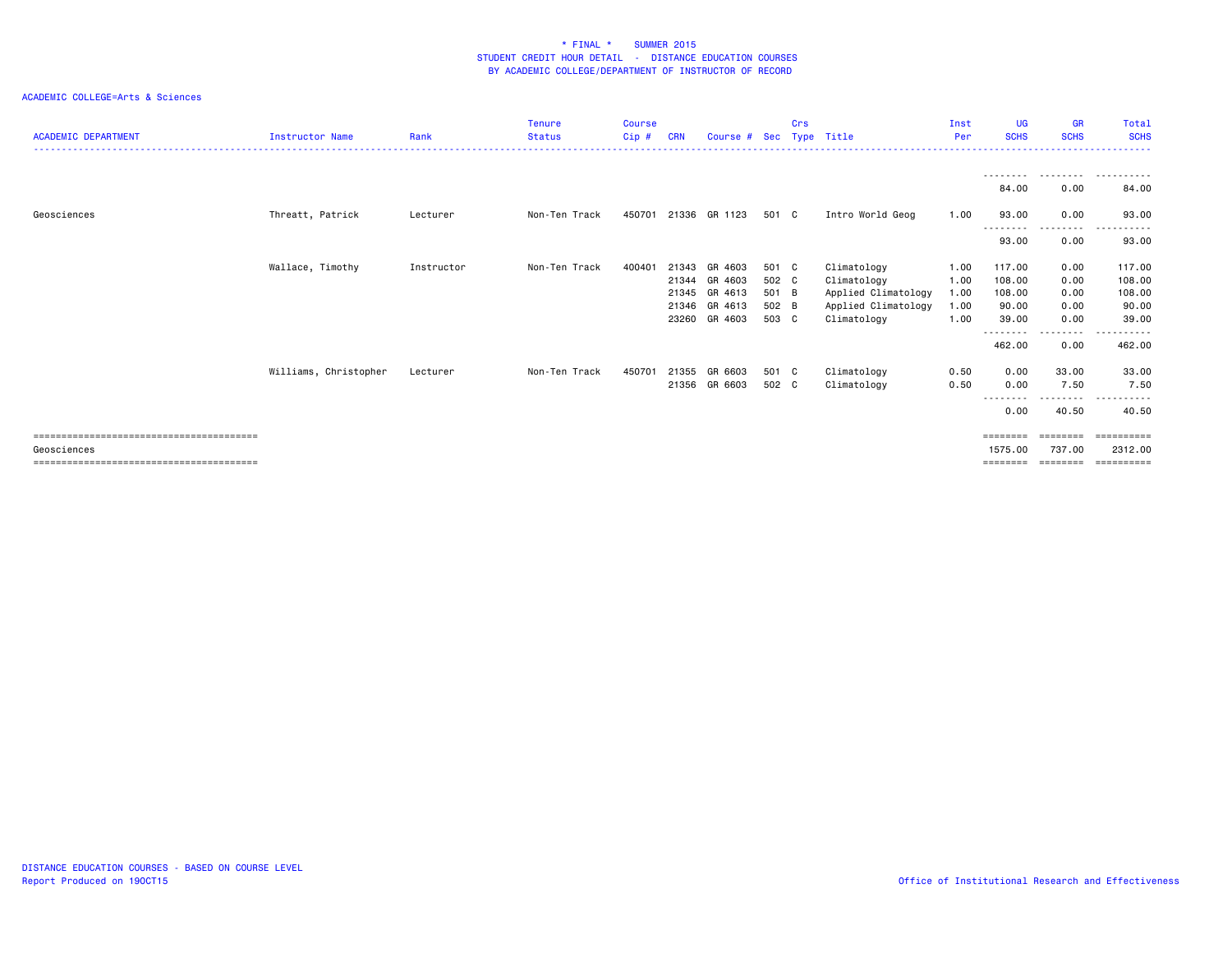\* FINAL \* SUMMER 2015
STUDENT CREDIT HOUR DETAIL - DISTANCE EDUCATION COURSES
BY ACADEMIC COLLEGE/DEPARTMENT OF INSTRUCTOR OF RECORD

ACADEMIC COLLEGE=Arts & Sciences

| ACADEMIC DEPARTMENT | Instructor Name | Rank | Tenure Status | Course Cip # | CRN | Course # | Sec | Crs Type | Title | Inst Per | UG SCHS | GR SCHS | Total SCHS |
|---|---|---|---|---|---|---|---|---|---|---|---|---|---|
| | | | | | | | | | | | 84.00 | 0.00 | 84.00 |
| Geosciences | Threatt, Patrick | Lecturer | Non-Ten Track | 450701 | 21336 | GR 1123 | 501 | C | Intro World Geog | 1.00 | 93.00 | 0.00 | 93.00 |
| | | | | | | | | | | | 93.00 | 0.00 | 93.00 |
| | Wallace, Timothy | Instructor | Non-Ten Track | 400401 | 21343 | GR 4603 | 501 | C | Climatology | 1.00 | 117.00 | 0.00 | 117.00 |
| | | | | | 21344 | GR 4603 | 502 | C | Climatology | 1.00 | 108.00 | 0.00 | 108.00 |
| | | | | | 21345 | GR 4613 | 501 | B | Applied Climatology | 1.00 | 108.00 | 0.00 | 108.00 |
| | | | | | 21346 | GR 4613 | 502 | B | Applied Climatology | 1.00 | 90.00 | 0.00 | 90.00 |
| | | | | | 23260 | GR 4603 | 503 | C | Climatology | 1.00 | 39.00 | 0.00 | 39.00 |
| | | | | | | | | | | | 462.00 | 0.00 | 462.00 |
| | Williams, Christopher | Lecturer | Non-Ten Track | 450701 | 21355 | GR 6603 | 501 | C | Climatology | 0.50 | 0.00 | 33.00 | 33.00 |
| | | | | | 21356 | GR 6603 | 502 | C | Climatology | 0.50 | 0.00 | 7.50 | 7.50 |
| | | | | | | | | | | | 0.00 | 40.50 | 40.50 |
| Geosciences | | | | | | | | | | | 1575.00 | 737.00 | 2312.00 |

DISTANCE EDUCATION COURSES - BASED ON COURSE LEVEL
Report Produced on 19OCT15

Office of Institutional Research and Effectiveness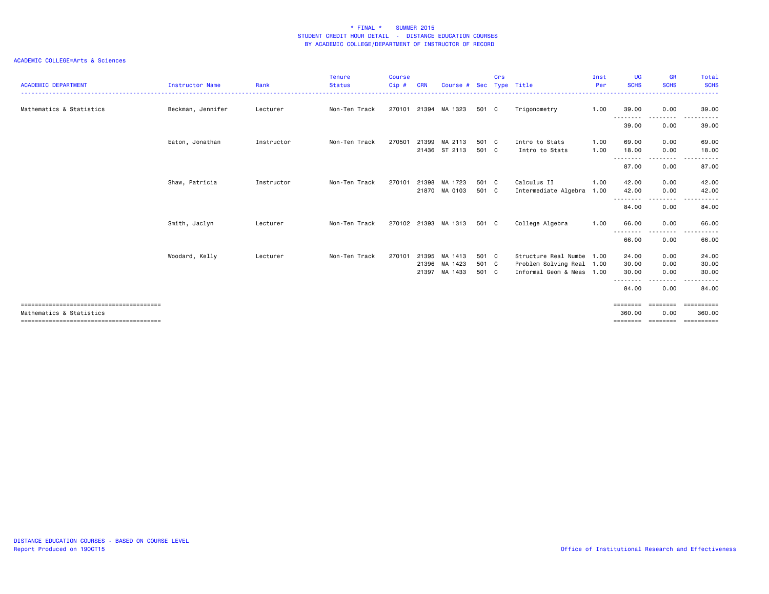# * FINAL * SUMMER 2015
## STUDENT CREDIT HOUR DETAIL - DISTANCE EDUCATION COURSES
## BY ACADEMIC COLLEGE/DEPARTMENT OF INSTRUCTOR OF RECORD

ACADEMIC COLLEGE=Arts & Sciences

| ACADEMIC DEPARTMENT | Instructor Name | Rank | Tenure Status | Course Cip # | CRN | Course # | Sec | Crs Type | Title | Inst Per | UG SCHS | GR SCHS | Total SCHS |
|---|---|---|---|---|---|---|---|---|---|---|---|---|---|
| Mathematics & Statistics | Beckman, Jennifer | Lecturer | Non-Ten Track | 270101 | 21394 | MA 1323 | 501 | C | Trigonometry | 1.00 | 39.00 | 0.00 | 39.00 |
| | | | | | | | | | | | 39.00 | 0.00 | 39.00 |
| | Eaton, Jonathan | Instructor | Non-Ten Track | 270501 | 21399 | MA 2113 | 501 | C | Intro to Stats | 1.00 | 69.00 | 0.00 | 69.00 |
| | | | | | 21436 | ST 2113 | 501 | C | Intro to Stats | 1.00 | 18.00 | 0.00 | 18.00 |
| | | | | | | | | | | | 87.00 | 0.00 | 87.00 |
| | Shaw, Patricia | Instructor | Non-Ten Track | 270101 | 21398 | MA 1723 | 501 | C | Calculus II | 1.00 | 42.00 | 0.00 | 42.00 |
| | | | | | 21870 | MA 0103 | 501 | C | Intermediate Algebra | 1.00 | 42.00 | 0.00 | 42.00 |
| | | | | | | | | | | | 84.00 | 0.00 | 84.00 |
| | Smith, Jaclyn | Lecturer | Non-Ten Track | 270102 | 21393 | MA 1313 | 501 | C | College Algebra | 1.00 | 66.00 | 0.00 | 66.00 |
| | | | | | | | | | | | 66.00 | 0.00 | 66.00 |
| | Woodard, Kelly | Lecturer | Non-Ten Track | 270101 | 21395 | MA 1413 | 501 | C | Structure Real Numbe | 1.00 | 24.00 | 0.00 | 24.00 |
| | | | | | 21396 | MA 1423 | 501 | C | Problem Solving Real | 1.00 | 30.00 | 0.00 | 30.00 |
| | | | | | 21397 | MA 1433 | 501 | C | Informal Geom & Meas | 1.00 | 30.00 | 0.00 | 30.00 |
| | | | | | | | | | | | 84.00 | 0.00 | 84.00 |
| Mathematics & Statistics | | | | | | | | | | | 360.00 | 0.00 | 360.00 |

DISTANCE EDUCATION COURSES - BASED ON COURSE LEVEL
Report Produced on 19OCT15

Office of Institutional Research and Effectiveness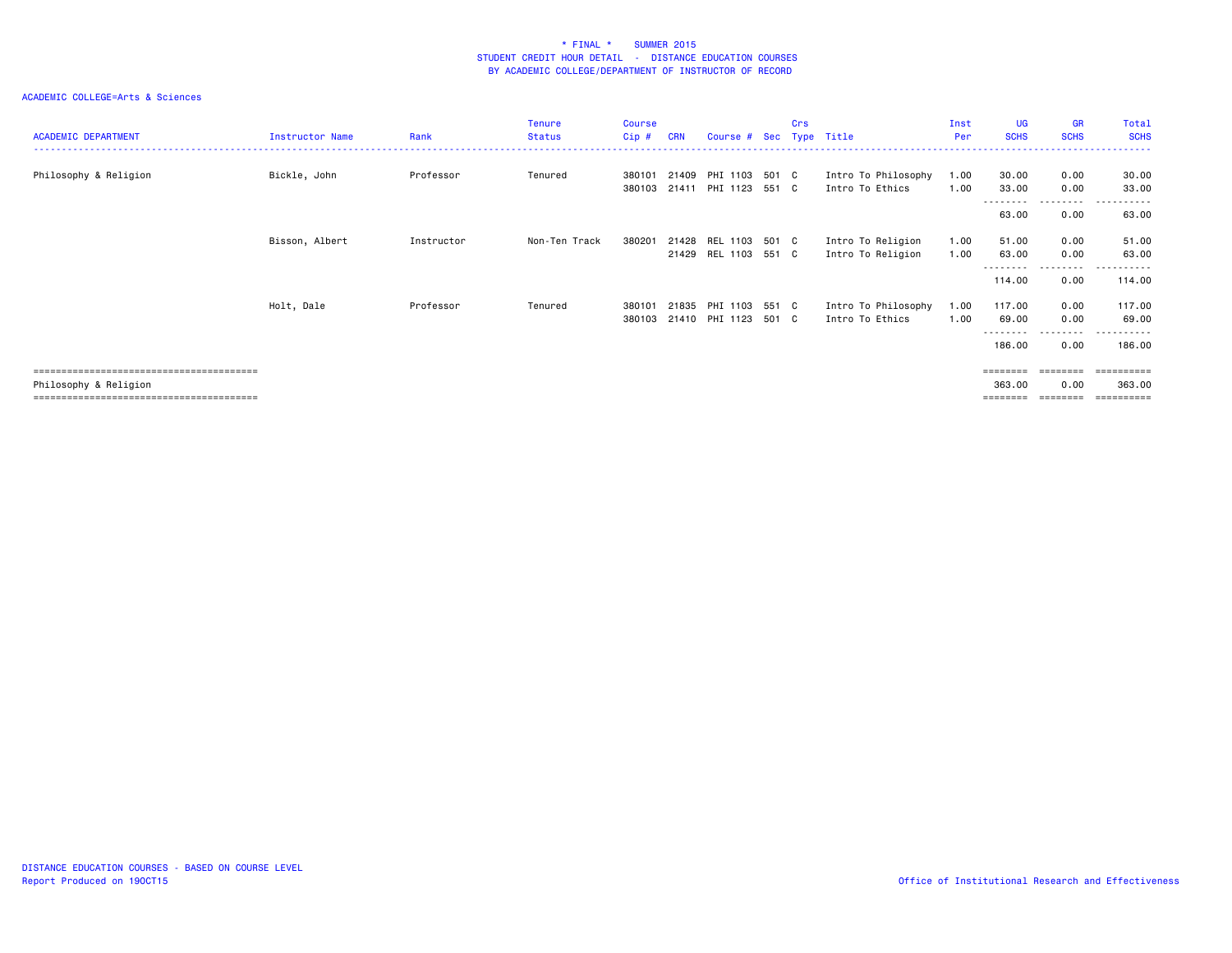\* FINAL \* SUMMER 2015
STUDENT CREDIT HOUR DETAIL - DISTANCE EDUCATION COURSES
BY ACADEMIC COLLEGE/DEPARTMENT OF INSTRUCTOR OF RECORD

ACADEMIC COLLEGE=Arts & Sciences

| ACADEMIC DEPARTMENT | Instructor Name | Rank | Tenure Status | Course Cip # | CRN | Course # | Sec | Crs Type | Title | Inst Per | UG SCHS | GR SCHS | Total SCHS |
|---|---|---|---|---|---|---|---|---|---|---|---|---|---|
| Philosophy & Religion | Bickle, John | Professor | Tenured | 380101 | 21409 | PHI 1103 | 501 | C | Intro To Philosophy | 1.00 | 30.00 | 0.00 | 30.00 |
| | | | | 380103 | 21411 | PHI 1123 | 551 | C | Intro To Ethics | 1.00 | 33.00 | 0.00 | 33.00 |
| | | | | | | | | | | | 63.00 | 0.00 | 63.00 |
| | Bisson, Albert | Instructor | Non-Ten Track | 380201 | 21428 | REL 1103 | 501 | C | Intro To Religion | 1.00 | 51.00 | 0.00 | 51.00 |
| | | | | | 21429 | REL 1103 | 551 | C | Intro To Religion | 1.00 | 63.00 | 0.00 | 63.00 |
| | | | | | | | | | | | 114.00 | 0.00 | 114.00 |
| | Holt, Dale | Professor | Tenured | 380101 | 21835 | PHI 1103 | 551 | C | Intro To Philosophy | 1.00 | 117.00 | 0.00 | 117.00 |
| | | | | 380103 | 21410 | PHI 1123 | 501 | C | Intro To Ethics | 1.00 | 69.00 | 0.00 | 69.00 |
| | | | | | | | | | | | 186.00 | 0.00 | 186.00 |
| Philosophy & Religion | | | | | | | | | | | 363.00 | 0.00 | 363.00 |

DISTANCE EDUCATION COURSES - BASED ON COURSE LEVEL
Report Produced on 19OCT15

Office of Institutional Research and Effectiveness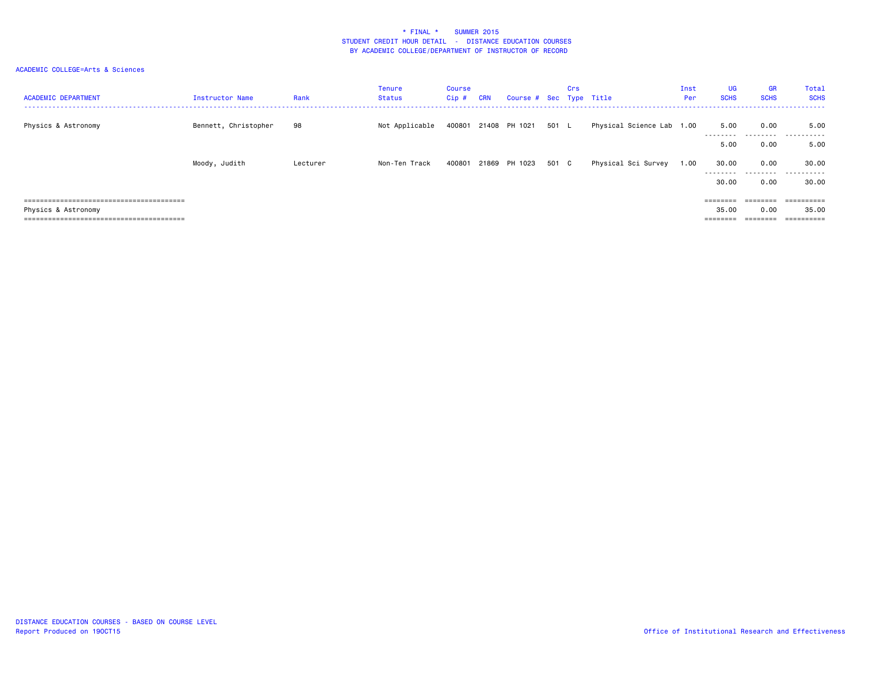\* FINAL \* SUMMER 2015
STUDENT CREDIT HOUR DETAIL - DISTANCE EDUCATION COURSES
BY ACADEMIC COLLEGE/DEPARTMENT OF INSTRUCTOR OF RECORD

ACADEMIC COLLEGE=Arts & Sciences

| ACADEMIC DEPARTMENT | Instructor Name | Rank | Tenure Status | Course Cip # | CRN | Course # | Sec | Crs Type | Title | Inst Per | UG SCHS | GR SCHS | Total SCHS |
|---|---|---|---|---|---|---|---|---|---|---|---|---|---|
| Physics & Astronomy | Bennett, Christopher | 98 | Not Applicable | 400801 | 21408 | PH 1021 | 501 | L | Physical Science Lab | 1.00 | 5.00 | 0.00 | 5.00 |
| | | | | | | | | | | | 5.00 | 0.00 | 5.00 |
| | Moody, Judith | Lecturer | Non-Ten Track | 400801 | 21869 | PH 1023 | 501 | C | Physical Sci Survey | 1.00 | 30.00 | 0.00 | 30.00 |
| | | | | | | | | | | | 30.00 | 0.00 | 30.00 |
| Physics & Astronomy | | | | | | | | | | | 35.00 | 0.00 | 35.00 |

DISTANCE EDUCATION COURSES - BASED ON COURSE LEVEL
Report Produced on 19OCT15

Office of Institutional Research and Effectiveness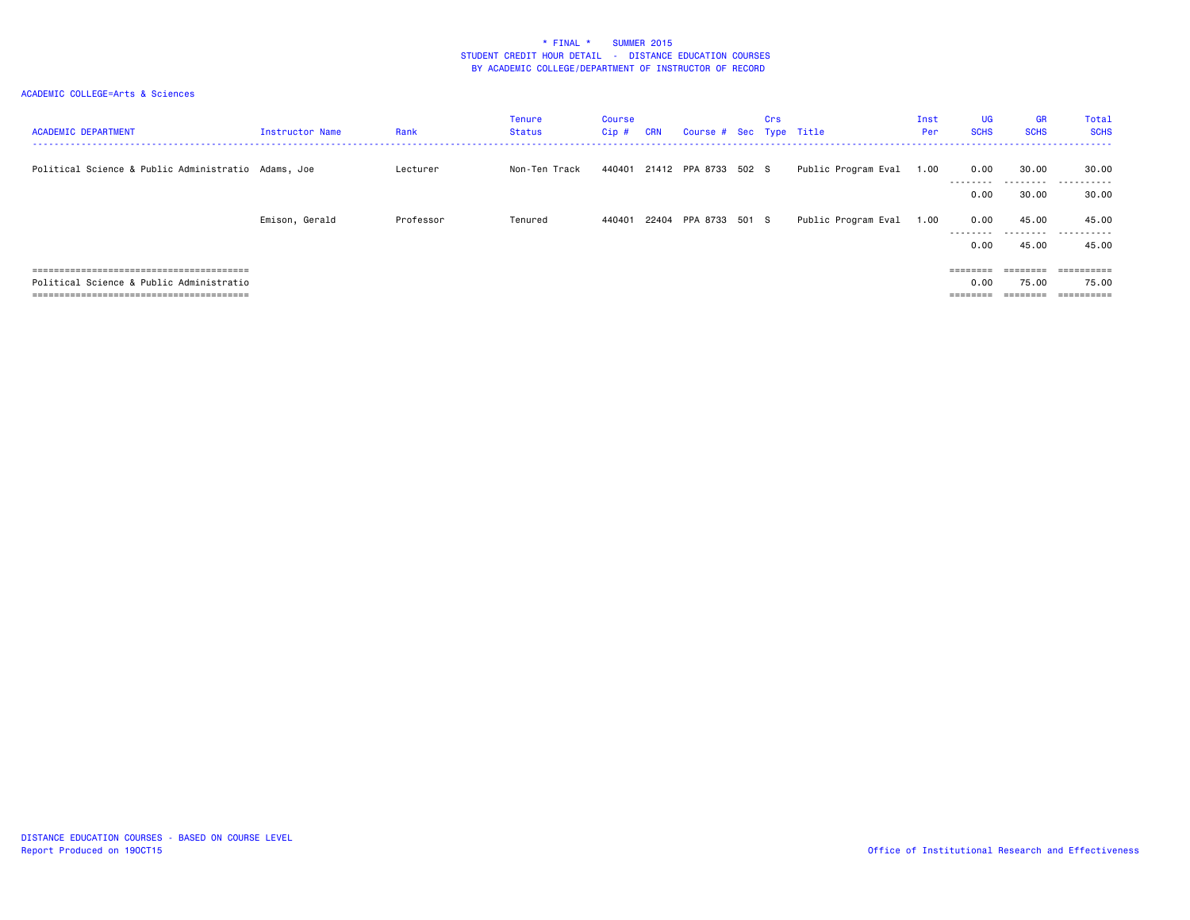* FINAL * SUMMER 2015
STUDENT CREDIT HOUR DETAIL - DISTANCE EDUCATION COURSES
BY ACADEMIC COLLEGE/DEPARTMENT OF INSTRUCTOR OF RECORD

ACADEMIC COLLEGE=Arts & Sciences

| ACADEMIC DEPARTMENT | Instructor Name | Rank | Tenure Status | Course Cip # | CRN | Course # | Sec | Crs Type | Title | Inst Per | UG SCHS | GR SCHS | Total SCHS |
|---|---|---|---|---|---|---|---|---|---|---|---|---|---|
| Political Science & Public Administratio | Adams, Joe | Lecturer | Non-Ten Track | 440401 | 21412 | PPA 8733 | 502 | S | Public Program Eval | 1.00 | 0.00 | 30.00 | 30.00 |
| | | | | | | | | | | | 0.00 | 30.00 | 30.00 |
| | Emison, Gerald | Professor | Tenured | 440401 | 22404 | PPA 8733 | 501 | S | Public Program Eval | 1.00 | 0.00 | 45.00 | 45.00 |
| | | | | | | | | | | | 0.00 | 45.00 | 45.00 |
| Political Science & Public Administratio | | | | | | | | | | | 0.00 | 75.00 | 75.00 |

DISTANCE EDUCATION COURSES - BASED ON COURSE LEVEL
Report Produced on 19OCT15

Office of Institutional Research and Effectiveness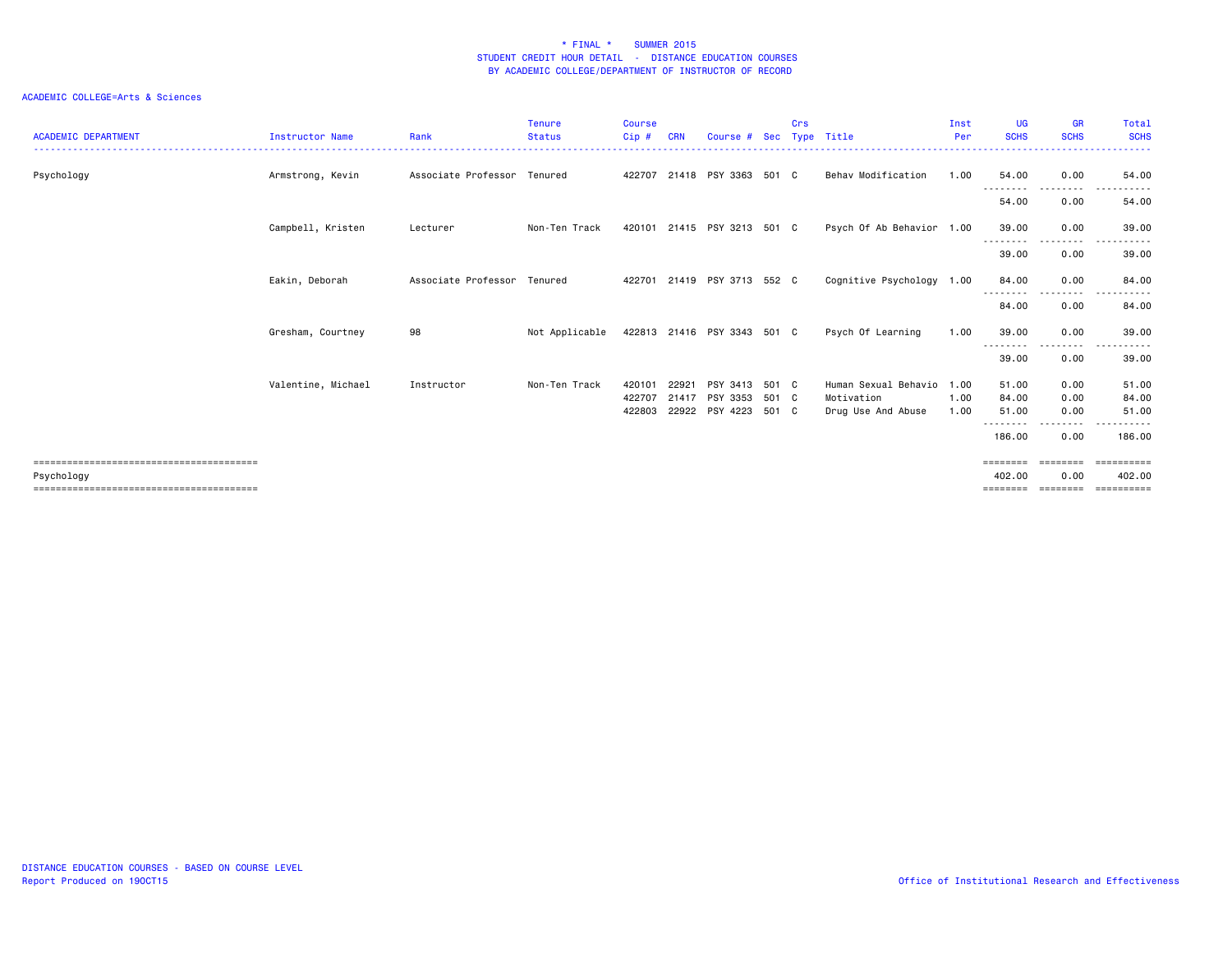**\* FINAL \* SUMMER 2015**
**STUDENT CREDIT HOUR DETAIL - DISTANCE EDUCATION COURSES**
**BY ACADEMIC COLLEGE/DEPARTMENT OF INSTRUCTOR OF RECORD**

ACADEMIC COLLEGE=Arts & Sciences

| ACADEMIC DEPARTMENT | Instructor Name | Rank | Tenure Status | Course Cip # | CRN | Course # | Sec | Crs Type | Title | Inst Per | UG SCHS | GR SCHS | Total SCHS |
|---|---|---|---|---|---|---|---|---|---|---|---|---|---|
| Psychology | Armstrong, Kevin | Associate Professor | Tenured | 422707 | 21418 | PSY 3363 | 501 | C | Behav Modification | 1.00 | 54.00 | 0.00 | 54.00 |
| | | | | | | | | | | | 54.00 | 0.00 | 54.00 |
| | Campbell, Kristen | Lecturer | Non-Ten Track | 420101 | 21415 | PSY 3213 | 501 | C | Psych Of Ab Behavior | 1.00 | 39.00 | 0.00 | 39.00 |
| | | | | | | | | | | | 39.00 | 0.00 | 39.00 |
| | Eakin, Deborah | Associate Professor | Tenured | 422701 | 21419 | PSY 3713 | 552 | C | Cognitive Psychology | 1.00 | 84.00 | 0.00 | 84.00 |
| | | | | | | | | | | | 84.00 | 0.00 | 84.00 |
| | Gresham, Courtney | 98 | Not Applicable | 422813 | 21416 | PSY 3343 | 501 | C | Psych Of Learning | 1.00 | 39.00 | 0.00 | 39.00 |
| | | | | | | | | | | | 39.00 | 0.00 | 39.00 |
| | Valentine, Michael | Instructor | Non-Ten Track | 420101 | 22921 | PSY 3413 | 501 | C | Human Sexual Behavio | 1.00 | 51.00 | 0.00 | 51.00 |
| | | | | 422707 | 21417 | PSY 3353 | 501 | C | Motivation | 1.00 | 84.00 | 0.00 | 84.00 |
| | | | | 422803 | 22922 | PSY 4223 | 501 | C | Drug Use And Abuse | 1.00 | 51.00 | 0.00 | 51.00 |
| | | | | | | | | | | | 186.00 | 0.00 | 186.00 |
| Psychology | | | | | | | | | | | 402.00 | 0.00 | 402.00 |

DISTANCE EDUCATION COURSES - BASED ON COURSE LEVEL
Report Produced on 19OCT15

Office of Institutional Research and Effectiveness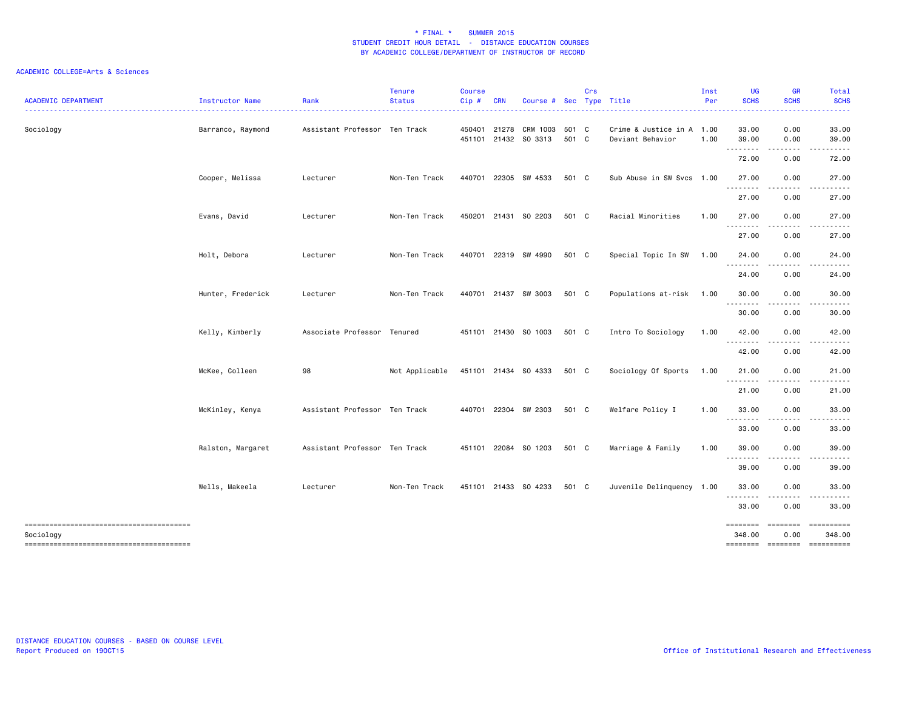# * FINAL * SUMMER 2015
## STUDENT CREDIT HOUR DETAIL - DISTANCE EDUCATION COURSES
## BY ACADEMIC COLLEGE/DEPARTMENT OF INSTRUCTOR OF RECORD

ACADEMIC COLLEGE=Arts & Sciences

| ACADEMIC DEPARTMENT | Instructor Name | Rank | Tenure Status | Course Cip # | CRN | Course # | Sec | Crs Type | Title | Inst Per | UG SCHS | GR SCHS | Total SCHS |
|---|---|---|---|---|---|---|---|---|---|---|---|---|---|
| Sociology | Barranco, Raymond | Assistant Professor | Ten Track | 450401 | 21278 | CRM 1003 | 501 | C | Crime & Justice in A | 1.00 | 33.00 | 0.00 | 33.00 |
| | | | | 451101 | 21432 | SO 3313 | 501 | C | Deviant Behavior | 1.00 | 39.00 | 0.00 | 39.00 |
| | | | | | | | | | | | 72.00 | 0.00 | 72.00 |
| | Cooper, Melissa | Lecturer | Non-Ten Track | 440701 | 22305 | SW 4533 | 501 | C | Sub Abuse in SW Svcs | 1.00 | 27.00 | 0.00 | 27.00 |
| | | | | | | | | | | | 27.00 | 0.00 | 27.00 |
| | Evans, David | Lecturer | Non-Ten Track | 450201 | 21431 | SO 2203 | 501 | C | Racial Minorities | 1.00 | 27.00 | 0.00 | 27.00 |
| | | | | | | | | | | | 27.00 | 0.00 | 27.00 |
| | Holt, Debora | Lecturer | Non-Ten Track | 440701 | 22319 | SW 4990 | 501 | C | Special Topic In SW | 1.00 | 24.00 | 0.00 | 24.00 |
| | | | | | | | | | | | 24.00 | 0.00 | 24.00 |
| | Hunter, Frederick | Lecturer | Non-Ten Track | 440701 | 21437 | SW 3003 | 501 | C | Populations at-risk | 1.00 | 30.00 | 0.00 | 30.00 |
| | | | | | | | | | | | 30.00 | 0.00 | 30.00 |
| | Kelly, Kimberly | Associate Professor | Tenured | 451101 | 21430 | SO 1003 | 501 | C | Intro To Sociology | 1.00 | 42.00 | 0.00 | 42.00 |
| | | | | | | | | | | | 42.00 | 0.00 | 42.00 |
| | McKee, Colleen | 98 | Not Applicable | 451101 | 21434 | SO 4333 | 501 | C | Sociology Of Sports | 1.00 | 21.00 | 0.00 | 21.00 |
| | | | | | | | | | | | 21.00 | 0.00 | 21.00 |
| | McKinley, Kenya | Assistant Professor | Ten Track | 440701 | 22304 | SW 2303 | 501 | C | Welfare Policy I | 1.00 | 33.00 | 0.00 | 33.00 |
| | | | | | | | | | | | 33.00 | 0.00 | 33.00 |
| | Ralston, Margaret | Assistant Professor | Ten Track | 451101 | 22084 | SO 1203 | 501 | C | Marriage & Family | 1.00 | 39.00 | 0.00 | 39.00 |
| | | | | | | | | | | | 39.00 | 0.00 | 39.00 |
| | Wells, Makeela | Lecturer | Non-Ten Track | 451101 | 21433 | SO 4233 | 501 | C | Juvenile Delinquency | 1.00 | 33.00 | 0.00 | 33.00 |
| | | | | | | | | | | | 33.00 | 0.00 | 33.00 |
| Sociology | | | | | | | | | | | 348.00 | 0.00 | 348.00 |

DISTANCE EDUCATION COURSES - BASED ON COURSE LEVEL
Report Produced on 19OCT15

Office of Institutional Research and Effectiveness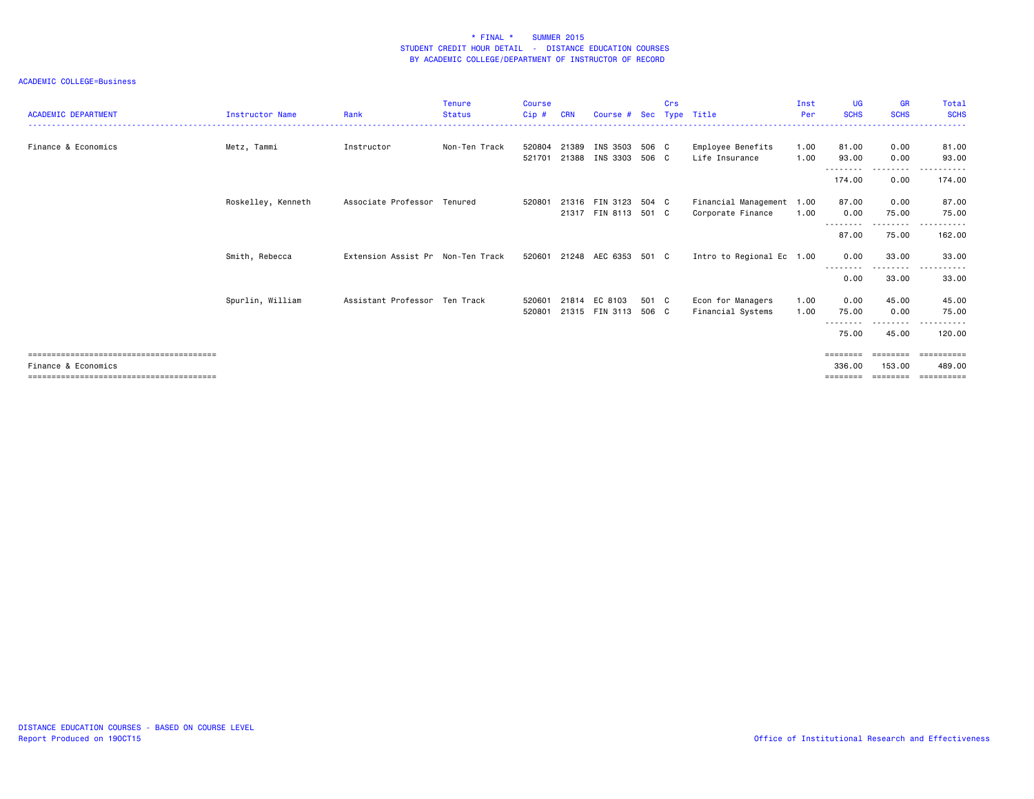# * FINAL * SUMMER 2015
## STUDENT CREDIT HOUR DETAIL - DISTANCE EDUCATION COURSES
### BY ACADEMIC COLLEGE/DEPARTMENT OF INSTRUCTOR OF RECORD

ACADEMIC COLLEGE=Business

| ACADEMIC DEPARTMENT | Instructor Name | Rank | Tenure Status | Course Cip # | CRN | Course # | Sec | Crs Type | Title | Inst Per | UG SCHS | GR SCHS | Total SCHS |
|---|---|---|---|---|---|---|---|---|---|---|---|---|---|
| Finance & Economics | Metz, Tammi | Instructor | Non-Ten Track | 520804 | 21389 | INS 3503 | 506 | C | Employee Benefits | 1.00 | 81.00 | 0.00 | 81.00 |
| | | | | 521701 | 21388 | INS 3303 | 506 | C | Life Insurance | 1.00 | 93.00 | 0.00 | 93.00 |
| | | | | | | | | | | | 174.00 | 0.00 | 174.00 |
| | Roskelley, Kenneth | Associate Professor | Tenured | 520801 | 21316 | FIN 3123 | 504 | C | Financial Management | 1.00 | 87.00 | 0.00 | 87.00 |
| | | | | | 21317 | FIN 8113 | 501 | C | Corporate Finance | 1.00 | 0.00 | 75.00 | 75.00 |
| | | | | | | | | | | | 87.00 | 75.00 | 162.00 |
| | Smith, Rebecca | Extension Assist Pr | Non-Ten Track | 520601 | 21248 | AEC 6353 | 501 | C | Intro to Regional Ec | 1.00 | 0.00 | 33.00 | 33.00 |
| | | | | | | | | | | | 0.00 | 33.00 | 33.00 |
| | Spurlin, William | Assistant Professor | Ten Track | 520601 | 21814 | EC 8103 | 501 | C | Econ for Managers | 1.00 | 0.00 | 45.00 | 45.00 |
| | | | | 520801 | 21315 | FIN 3113 | 506 | C | Financial Systems | 1.00 | 75.00 | 0.00 | 75.00 |
| | | | | | | | | | | | 75.00 | 45.00 | 120.00 |
| Finance & Economics | | | | | | | | | | | 336.00 | 153.00 | 489.00 |

DISTANCE EDUCATION COURSES - BASED ON COURSE LEVEL
Report Produced on 19OCT15

Office of Institutional Research and Effectiveness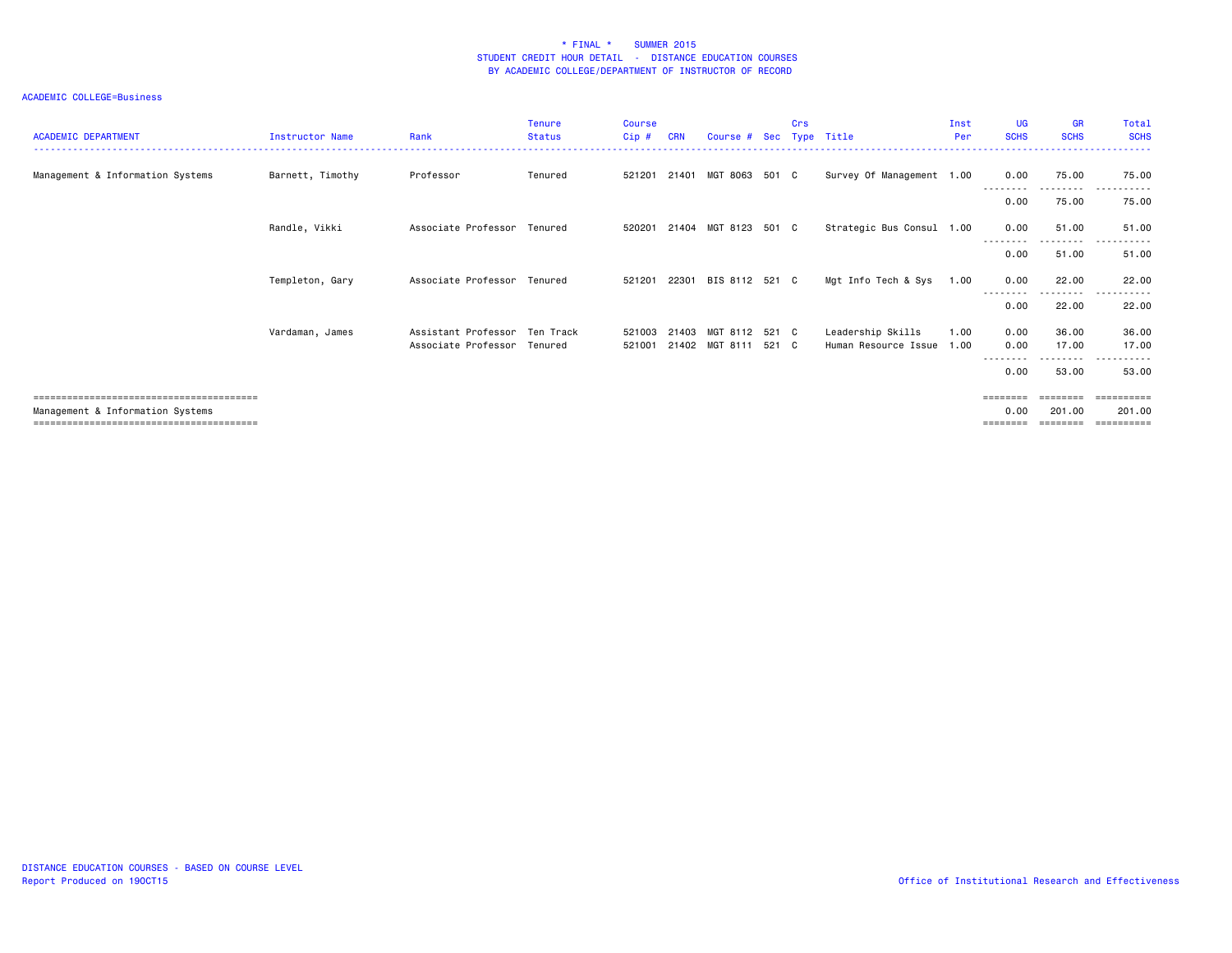\* FINAL \* SUMMER 2015
STUDENT CREDIT HOUR DETAIL - DISTANCE EDUCATION COURSES
BY ACADEMIC COLLEGE/DEPARTMENT OF INSTRUCTOR OF RECORD

ACADEMIC COLLEGE=Business

| ACADEMIC DEPARTMENT | Instructor Name | Rank | Tenure Status | Course Cip # | CRN | Course # | Sec | Crs Type | Title | Inst Per | UG SCHS | GR SCHS | Total SCHS |
|---|---|---|---|---|---|---|---|---|---|---|---|---|---|
| Management & Information Systems | Barnett, Timothy | Professor | Tenured | 521201 | 21401 | MGT 8063 | 501 | C | Survey Of Management | 1.00 | 0.00 | 75.00 | 75.00 |
| | | | | | | | | | | | 0.00 | 75.00 | 75.00 |
| | Randle, Vikki | Associate Professor | Tenured | 520201 | 21404 | MGT 8123 | 501 | C | Strategic Bus Consul | 1.00 | 0.00 | 51.00 | 51.00 |
| | | | | | | | | | | | 0.00 | 51.00 | 51.00 |
| | Templeton, Gary | Associate Professor | Tenured | 521201 | 22301 | BIS 8112 | 521 | C | Mgt Info Tech & Sys | 1.00 | 0.00 | 22.00 | 22.00 |
| | | | | | | | | | | | 0.00 | 22.00 | 22.00 |
| | Vardaman, James | Assistant Professor | Ten Track | 521003 | 21403 | MGT 8112 | 521 | C | Leadership Skills | 1.00 | 0.00 | 36.00 | 36.00 |
| | | Associate Professor | Tenured | 521001 | 21402 | MGT 8111 | 521 | C | Human Resource Issue | 1.00 | 0.00 | 17.00 | 17.00 |
| | | | | | | | | | | | 0.00 | 53.00 | 53.00 |
| Management & Information Systems | | | | | | | | | | | 0.00 | 201.00 | 201.00 |

DISTANCE EDUCATION COURSES - BASED ON COURSE LEVEL
Report Produced on 19OCT15

Office of Institutional Research and Effectiveness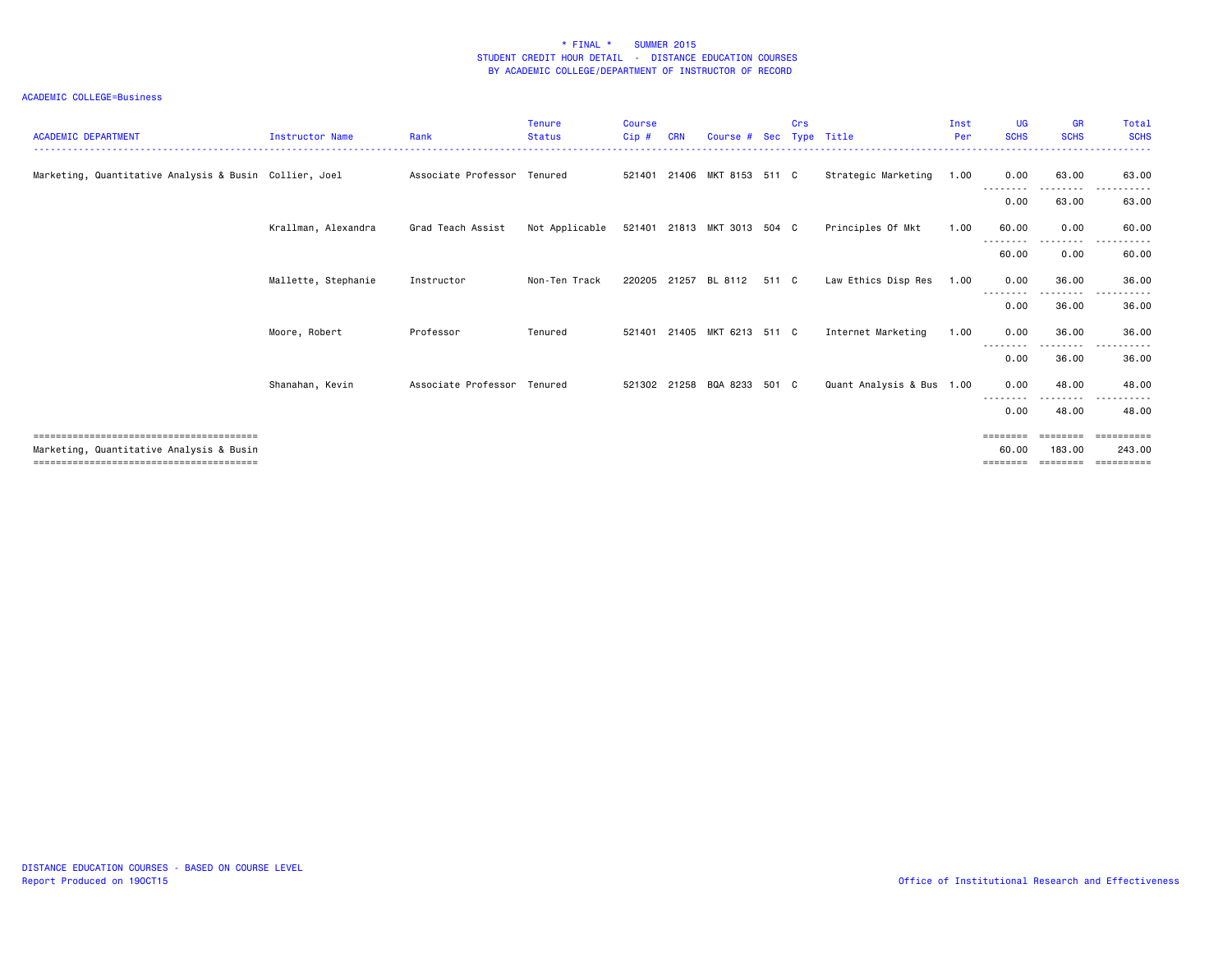\* FINAL \* SUMMER 2015
STUDENT CREDIT HOUR DETAIL - DISTANCE EDUCATION COURSES
BY ACADEMIC COLLEGE/DEPARTMENT OF INSTRUCTOR OF RECORD

ACADEMIC COLLEGE=Business

| ACADEMIC DEPARTMENT | Instructor Name | Rank | Tenure Status | Course Cip # | CRN | Course # | Sec | Crs Type | Title | Inst Per | UG SCHS | GR SCHS | Total SCHS |
|---|---|---|---|---|---|---|---|---|---|---|---|---|---|
| Marketing, Quantitative Analysis & Busin | Collier, Joel | Associate Professor | Tenured | 521401 | 21406 | MKT 8153 | 511 | C | Strategic Marketing | 1.00 | 0.00 | 63.00 | 63.00 |
| | | | | | | | | | | | 0.00 | 63.00 | 63.00 |
| | Krallman, Alexandra | Grad Teach Assist | Not Applicable | 521401 | 21813 | MKT 3013 | 504 | C | Principles Of Mkt | 1.00 | 60.00 | 0.00 | 60.00 |
| | | | | | | | | | | | 60.00 | 0.00 | 60.00 |
| | Mallette, Stephanie | Instructor | Non-Ten Track | 220205 | 21257 | BL 8112 | 511 | C | Law Ethics Disp Res | 1.00 | 0.00 | 36.00 | 36.00 |
| | | | | | | | | | | | 0.00 | 36.00 | 36.00 |
| | Moore, Robert | Professor | Tenured | 521401 | 21405 | MKT 6213 | 511 | C | Internet Marketing | 1.00 | 0.00 | 36.00 | 36.00 |
| | | | | | | | | | | | 0.00 | 36.00 | 36.00 |
| | Shanahan, Kevin | Associate Professor | Tenured | 521302 | 21258 | BQA 8233 | 501 | C | Quant Analysis & Bus | 1.00 | 0.00 | 48.00 | 48.00 |
| | | | | | | | | | | | 0.00 | 48.00 | 48.00 |
| Marketing, Quantitative Analysis & Busin | | | | | | | | | | | 60.00 | 183.00 | 243.00 |

DISTANCE EDUCATION COURSES - BASED ON COURSE LEVEL
Report Produced on 19OCT15

Office of Institutional Research and Effectiveness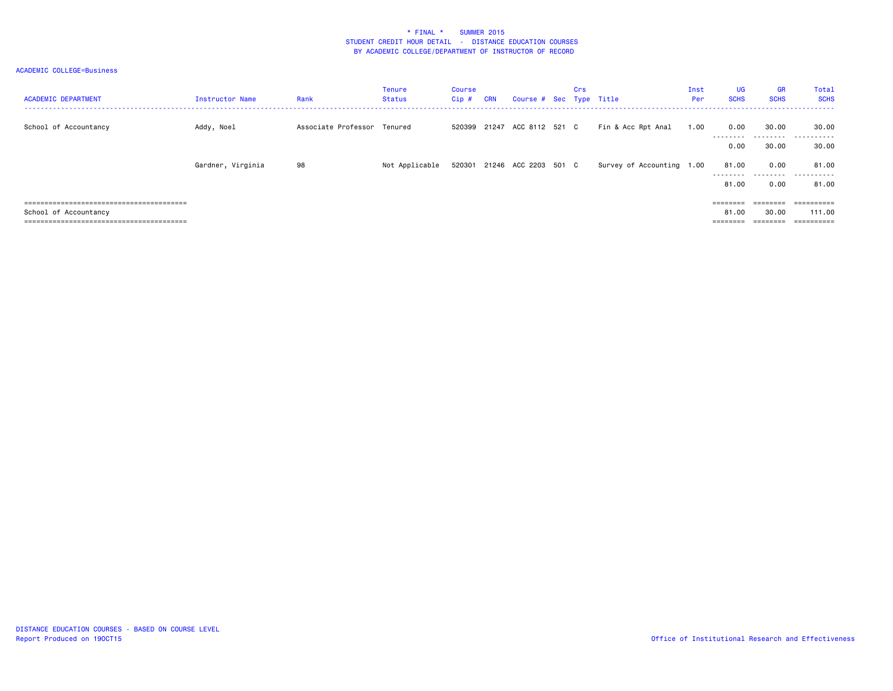# * FINAL * SUMMER 2015
## STUDENT CREDIT HOUR DETAIL - DISTANCE EDUCATION COURSES
## BY ACADEMIC COLLEGE/DEPARTMENT OF INSTRUCTOR OF RECORD

ACADEMIC COLLEGE=Business

| ACADEMIC DEPARTMENT | Instructor Name | Rank | Tenure Status | Course Cip # | CRN | Course # | Sec | Crs Type | Title | Inst Per | UG SCHS | GR SCHS | Total SCHS |
|---|---|---|---|---|---|---|---|---|---|---|---|---|---|
| School of Accountancy | Addy, Noel | Associate Professor | Tenured | 520399 | 21247 | ACC 8112 | 521 | C | Fin & Acc Rpt Anal | 1.00 | 0.00 | 30.00 | 30.00 |
| | | | | | | | | | | | 0.00 | 30.00 | 30.00 |
| | Gardner, Virginia | 98 | Not Applicable | 520301 | 21246 | ACC 2203 | 501 | C | Survey of Accounting | 1.00 | 81.00 | 0.00 | 81.00 |
| | | | | | | | | | | | 81.00 | 0.00 | 81.00 |
| School of Accountancy | | | | | | | | | | | 81.00 | 30.00 | 111.00 |

DISTANCE EDUCATION COURSES - BASED ON COURSE LEVEL
Report Produced on 19OCT15

Office of Institutional Research and Effectiveness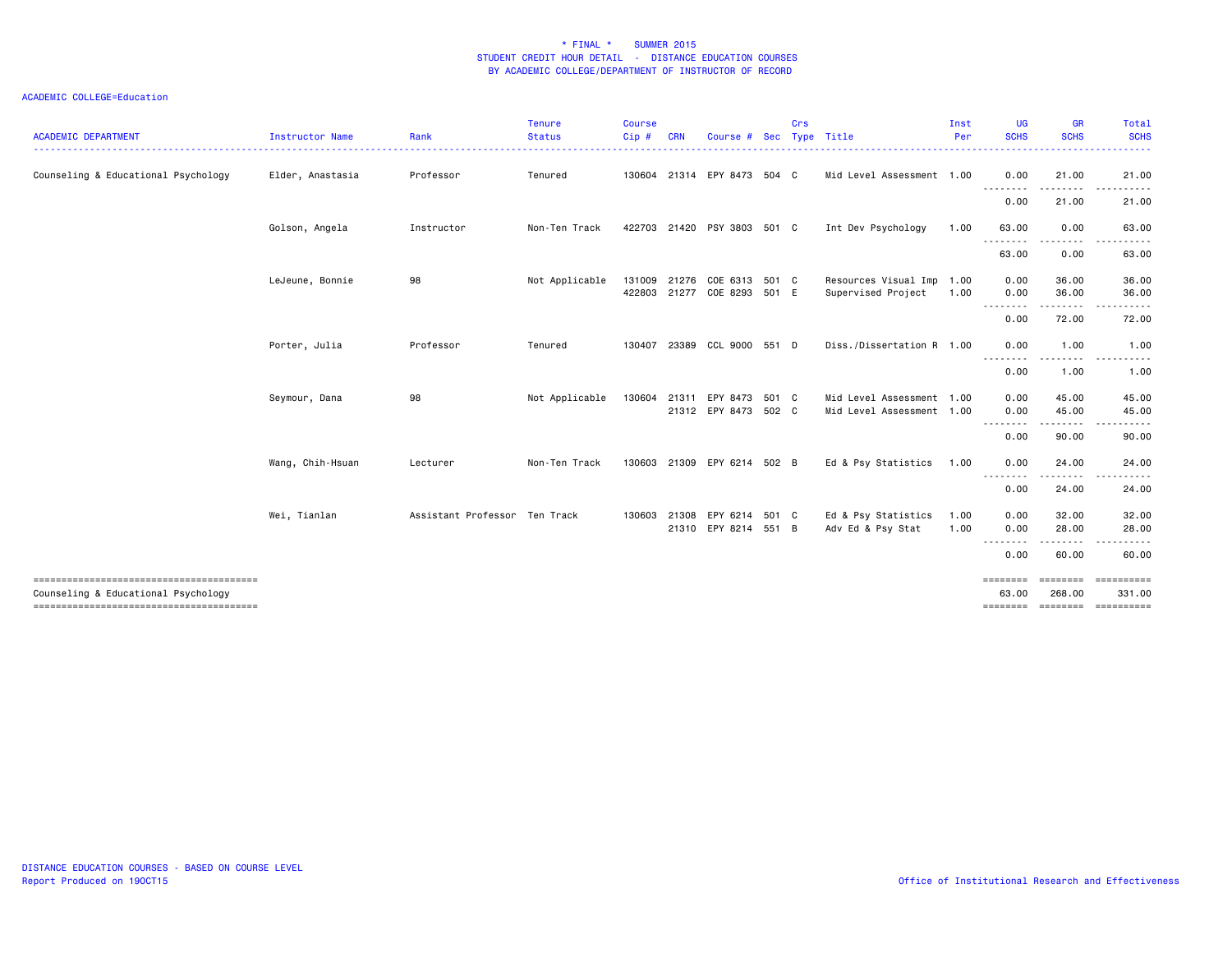\* FINAL \*    SUMMER 2015
STUDENT CREDIT HOUR DETAIL - DISTANCE EDUCATION COURSES
BY ACADEMIC COLLEGE/DEPARTMENT OF INSTRUCTOR OF RECORD

ACADEMIC COLLEGE=Education

| ACADEMIC DEPARTMENT | Instructor Name | Rank | Tenure Status | Course Cip # | CRN | Course # | Sec | Crs Type | Title | Inst Per | UG SCHS | GR SCHS | Total SCHS |
|---|---|---|---|---|---|---|---|---|---|---|---|---|---|
| Counseling & Educational Psychology | Elder, Anastasia | Professor | Tenured | 130604 | 21314 | EPY 8473 | 504 | C | Mid Level Assessment | 1.00 | 0.00 | 21.00 | 21.00 |
| | | | | | | | | | | | 0.00 | 21.00 | 21.00 |
| | Golson, Angela | Instructor | Non-Ten Track | 422703 | 21420 | PSY 3803 | 501 | C | Int Dev Psychology | 1.00 | 63.00 | 0.00 | 63.00 |
| | | | | | | | | | | | 63.00 | 0.00 | 63.00 |
| | LeJeune, Bonnie | 98 | Not Applicable | 131009 | 21276 | COE 6313 | 501 | C | Resources Visual Imp | 1.00 | 0.00 | 36.00 | 36.00 |
| | | | | 422803 | 21277 | COE 8293 | 501 | E | Supervised Project | 1.00 | 0.00 | 36.00 | 36.00 |
| | | | | | | | | | | | 0.00 | 72.00 | 72.00 |
| | Porter, Julia | Professor | Tenured | 130407 | 23389 | CCL 9000 | 551 | D | Diss./Dissertation R | 1.00 | 0.00 | 1.00 | 1.00 |
| | | | | | | | | | | | 0.00 | 1.00 | 1.00 |
| | Seymour, Dana | 98 | Not Applicable | 130604 | 21311 | EPY 8473 | 501 | C | Mid Level Assessment | 1.00 | 0.00 | 45.00 | 45.00 |
| | | | | | 21312 | EPY 8473 | 502 | C | Mid Level Assessment | 1.00 | 0.00 | 45.00 | 45.00 |
| | | | | | | | | | | | 0.00 | 90.00 | 90.00 |
| | Wang, Chih-Hsuan | Lecturer | Non-Ten Track | 130603 | 21309 | EPY 6214 | 502 | B | Ed & Psy Statistics | 1.00 | 0.00 | 24.00 | 24.00 |
| | | | | | | | | | | | 0.00 | 24.00 | 24.00 |
| | Wei, Tianlan | Assistant Professor | Ten Track | 130603 | 21308 | EPY 6214 | 501 | C | Ed & Psy Statistics | 1.00 | 0.00 | 32.00 | 32.00 |
| | | | | | 21310 | EPY 8214 | 551 | B | Adv Ed & Psy Stat | 1.00 | 0.00 | 28.00 | 28.00 |
| | | | | | | | | | | | 0.00 | 60.00 | 60.00 |
| Counseling & Educational Psychology | | | | | | | | | | | 63.00 | 268.00 | 331.00 |

DISTANCE EDUCATION COURSES - BASED ON COURSE LEVEL
Report Produced on 19OCT15

Office of Institutional Research and Effectiveness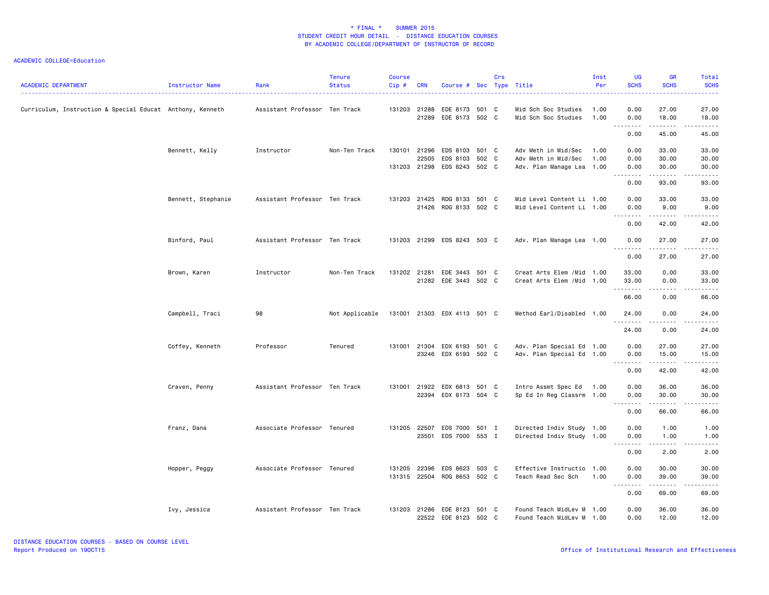* FINAL * SUMMER 2015
STUDENT CREDIT HOUR DETAIL - DISTANCE EDUCATION COURSES
BY ACADEMIC COLLEGE/DEPARTMENT OF INSTRUCTOR OF RECORD

ACADEMIC COLLEGE=Education

| ACADEMIC DEPARTMENT | Instructor Name | Rank | Tenure Status | Course Cip # | CRN | Course # | Sec | Crs Type | Title | Inst Per | UG SCHS | GR SCHS | Total SCHS |
|---|---|---|---|---|---|---|---|---|---|---|---|---|---|
| Curriculum, Instruction & Special Educat | Anthony, Kenneth | Assistant Professor | Ten Track | 131203 | 21288 | EDE 8173 | 501 | C | Mid Sch Soc Studies | 1.00 | 0.00 | 27.00 | 27.00 |
| | | | | | 21289 | EDE 8173 | 502 | C | Mid Sch Soc Studies | 1.00 | 0.00 | 18.00 | 18.00 |
| | | | | | | | | | | | 0.00 | 45.00 | 45.00 |
| | Bennett, Kelly | Instructor | Non-Ten Track | 130101 | 21296 | EDS 8103 | 501 | C | Adv Meth in Mid/Sec | 1.00 | 0.00 | 33.00 | 33.00 |
| | | | | | 22505 | EDS 8103 | 502 | C | Adv Meth in Mid/Sec | 1.00 | 0.00 | 30.00 | 30.00 |
| | | | | 131203 | 21298 | EDS 8243 | 502 | C | Adv. Plan Manage Lea | 1.00 | 0.00 | 30.00 | 30.00 |
| | | | | | | | | | | | 0.00 | 93.00 | 93.00 |
| | Bennett, Stephanie | Assistant Professor | Ten Track | 131203 | 21425 | RDG 8133 | 501 | C | Mid Level Content Li | 1.00 | 0.00 | 33.00 | 33.00 |
| | | | | | 21426 | RDG 8133 | 502 | C | Mid Level Content Li | 1.00 | 0.00 | 9.00 | 9.00 |
| | | | | | | | | | | | 0.00 | 42.00 | 42.00 |
| | Binford, Paul | Assistant Professor | Ten Track | 131203 | 21299 | EDS 8243 | 503 | C | Adv. Plan Manage Lea | 1.00 | 0.00 | 27.00 | 27.00 |
| | | | | | | | | | | | 0.00 | 27.00 | 27.00 |
| | Brown, Karen | Instructor | Non-Ten Track | 131202 | 21281 | EDE 3443 | 501 | C | Creat Arts Elem /Mid | 1.00 | 33.00 | 0.00 | 33.00 |
| | | | | | 21282 | EDE 3443 | 502 | C | Creat Arts Elem /Mid | 1.00 | 33.00 | 0.00 | 33.00 |
| | | | | | | | | | | | 66.00 | 0.00 | 66.00 |
| | Campbell, Traci | 98 | Not Applicable | 131001 | 21303 | EDX 4113 | 501 | C | Method Earl/Disabled | 1.00 | 24.00 | 0.00 | 24.00 |
| | | | | | | | | | | | 24.00 | 0.00 | 24.00 |
| | Coffey, Kenneth | Professor | Tenured | 131001 | 21304 | EDX 6193 | 501 | C | Adv. Plan Special Ed | 1.00 | 0.00 | 27.00 | 27.00 |
| | | | | | 23246 | EDX 6193 | 502 | C | Adv. Plan Special Ed | 1.00 | 0.00 | 15.00 | 15.00 |
| | | | | | | | | | | | 0.00 | 42.00 | 42.00 |
| | Craven, Penny | Assistant Professor | Ten Track | 131001 | 21922 | EDX 6813 | 501 | C | Intro Assmt Spec Ed | 1.00 | 0.00 | 36.00 | 36.00 |
| | | | | | 22394 | EDX 8173 | 504 | C | Sp Ed In Reg Classrm | 1.00 | 0.00 | 30.00 | 30.00 |
| | | | | | | | | | | | 0.00 | 66.00 | 66.00 |
| | Franz, Dana | Associate Professor | Tenured | 131205 | 22507 | EDS 7000 | 501 | I | Directed Indiv Study | 1.00 | 0.00 | 1.00 | 1.00 |
| | | | | | 23501 | EDS 7000 | 553 | I | Directed Indiv Study | 1.00 | 0.00 | 1.00 | 1.00 |
| | | | | | | | | | | | 0.00 | 2.00 | 2.00 |
| | Hopper, Peggy | Associate Professor | Tenured | 131205 | 22396 | EDS 8623 | 503 | C | Effective Instructio | 1.00 | 0.00 | 30.00 | 30.00 |
| | | | | 131315 | 22504 | RDG 8653 | 502 | C | Teach Read Sec Sch | 1.00 | 0.00 | 39.00 | 39.00 |
| | | | | | | | | | | | 0.00 | 69.00 | 69.00 |
| | Ivy, Jessica | Assistant Professor | Ten Track | 131203 | 21286 | EDE 8123 | 501 | C | Found Teach MidLev M | 1.00 | 0.00 | 36.00 | 36.00 |
| | | | | | 22522 | EDE 8123 | 502 | C | Found Teach MidLev M | 1.00 | 0.00 | 12.00 | 12.00 |

DISTANCE EDUCATION COURSES - BASED ON COURSE LEVEL
Report Produced on 19OCT15
Office of Institutional Research and Effectiveness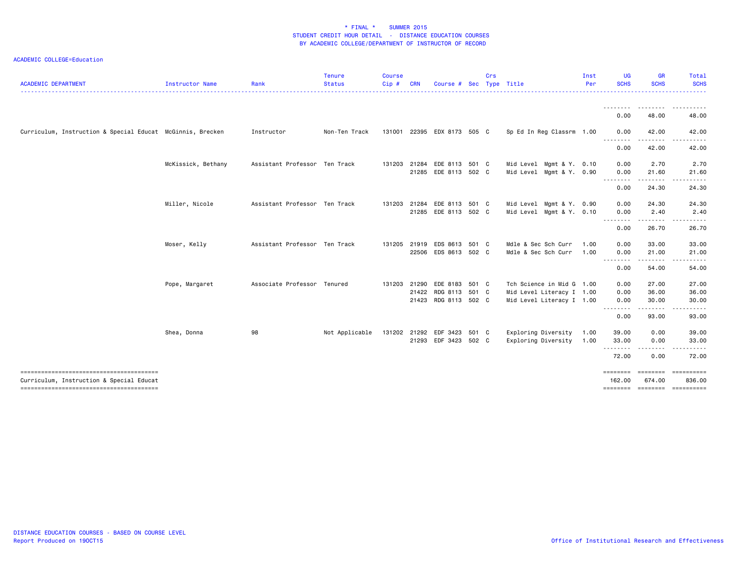# * FINAL * SUMMER 2015
## STUDENT CREDIT HOUR DETAIL - DISTANCE EDUCATION COURSES
### BY ACADEMIC COLLEGE/DEPARTMENT OF INSTRUCTOR OF RECORD

ACADEMIC COLLEGE=Education

| ACADEMIC DEPARTMENT | Instructor Name | Rank | Tenure Status | Course Cip # | CRN | Course # | Sec | Crs Type | Title | Inst Per | UG SCHS | GR SCHS | Total SCHS |
|---|---|---|---|---|---|---|---|---|---|---|---|---|---|
| | | | | | | | | | | | 0.00 | 48.00 | 48.00 |
| Curriculum, Instruction & Special Educat | McGinnis, Brecken | Instructor | Non-Ten Track | 131001 | 22395 | EDX 8173 | 505 | C | Sp Ed In Reg Classrm | 1.00 | 0.00 | 42.00 | 42.00 |
| | | | | | | | | | | | 0.00 | 42.00 | 42.00 |
| | McKissick, Bethany | Assistant Professor | Ten Track | 131203 | 21284 | EDE 8113 | 501 | C | Mid Level Mgmt & Y. | 0.10 | 0.00 | 2.70 | 2.70 |
| | | | | | 21285 | EDE 8113 | 502 | C | Mid Level Mgmt & Y. | 0.90 | 0.00 | 21.60 | 21.60 |
| | | | | | | | | | | | 0.00 | 24.30 | 24.30 |
| | Miller, Nicole | Assistant Professor | Ten Track | 131203 | 21284 | EDE 8113 | 501 | C | Mid Level Mgmt & Y. | 0.90 | 0.00 | 24.30 | 24.30 |
| | | | | | 21285 | EDE 8113 | 502 | C | Mid Level Mgmt & Y. | 0.10 | 0.00 | 2.40 | 2.40 |
| | | | | | | | | | | | 0.00 | 26.70 | 26.70 |
| | Moser, Kelly | Assistant Professor | Ten Track | 131205 | 21919 | EDS 8613 | 501 | C | Mdle & Sec Sch Curr | 1.00 | 0.00 | 33.00 | 33.00 |
| | | | | | 22506 | EDS 8613 | 502 | C | Mdle & Sec Sch Curr | 1.00 | 0.00 | 21.00 | 21.00 |
| | | | | | | | | | | | 0.00 | 54.00 | 54.00 |
| | Pope, Margaret | Associate Professor | Tenured | 131203 | 21290 | EDE 8183 | 501 | C | Tch Science in Mid G | 1.00 | 0.00 | 27.00 | 27.00 |
| | | | | | 21422 | RDG 8113 | 501 | C | Mid Level Literacy I | 1.00 | 0.00 | 36.00 | 36.00 |
| | | | | | 21423 | RDG 8113 | 502 | C | Mid Level Literacy I | 1.00 | 0.00 | 30.00 | 30.00 |
| | | | | | | | | | | | 0.00 | 93.00 | 93.00 |
| | Shea, Donna | 98 | Not Applicable | 131202 | 21292 | EDF 3423 | 501 | C | Exploring Diversity | 1.00 | 39.00 | 0.00 | 39.00 |
| | | | | | 21293 | EDF 3423 | 502 | C | Exploring Diversity | 1.00 | 33.00 | 0.00 | 33.00 |
| | | | | | | | | | | | 72.00 | 0.00 | 72.00 |
| Curriculum, Instruction & Special Educat | | | | | | | | | | | 162.00 | 674.00 | 836.00 |

DISTANCE EDUCATION COURSES - BASED ON COURSE LEVEL
Report Produced on 19OCT15

Office of Institutional Research and Effectiveness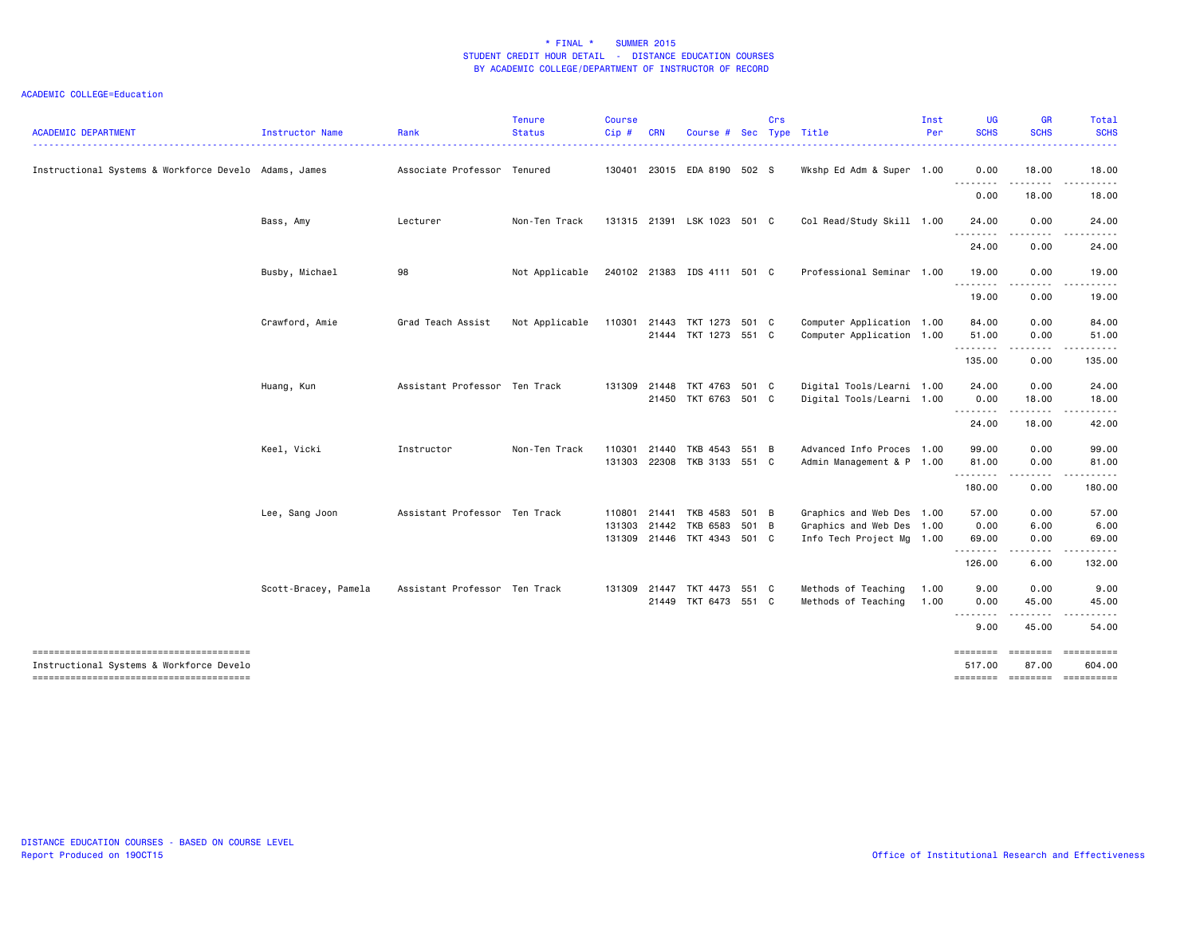**\* FINAL \* SUMMER 2015**
**STUDENT CREDIT HOUR DETAIL - DISTANCE EDUCATION COURSES**
**BY ACADEMIC COLLEGE/DEPARTMENT OF INSTRUCTOR OF RECORD**

ACADEMIC COLLEGE=Education

| ACADEMIC DEPARTMENT | Instructor Name | Rank | Tenure Status | Course Cip # | CRN | Course # | Sec | Crs Type | Title | Inst Per | UG SCHS | GR SCHS | Total SCHS |
|---|---|---|---|---|---|---|---|---|---|---|---|---|---|
| Instructional Systems & Workforce Develo | Adams, James | Associate Professor | Tenured | 130401 | 23015 | EDA 8190 | 502 | S | Wkshp Ed Adm & Super | 1.00 | 0.00 | 18.00 | 18.00 |
| | | | | | | | | | | | 0.00 | 18.00 | 18.00 |
| | Bass, Amy | Lecturer | Non-Ten Track | 131315 | 21391 | LSK 1023 | 501 | C | Col Read/Study Skill | 1.00 | 24.00 | 0.00 | 24.00 |
| | | | | | | | | | | | 24.00 | 0.00 | 24.00 |
| | Busby, Michael | 98 | Not Applicable | 240102 | 21383 | IDS 4111 | 501 | C | Professional Seminar | 1.00 | 19.00 | 0.00 | 19.00 |
| | | | | | | | | | | | 19.00 | 0.00 | 19.00 |
| | Crawford, Amie | Grad Teach Assist | Not Applicable | 110301 | 21443 | TKT 1273 | 501 | C | Computer Application | 1.00 | 84.00 | 0.00 | 84.00 |
| | | | | | 21444 | TKT 1273 | 551 | C | Computer Application | 1.00 | 51.00 | 0.00 | 51.00 |
| | | | | | | | | | | | 135.00 | 0.00 | 135.00 |
| | Huang, Kun | Assistant Professor | Ten Track | 131309 | 21448 | TKT 4763 | 501 | C | Digital Tools/Learni | 1.00 | 24.00 | 0.00 | 24.00 |
| | | | | | 21450 | TKT 6763 | 501 | C | Digital Tools/Learni | 1.00 | 0.00 | 18.00 | 18.00 |
| | | | | | | | | | | | 24.00 | 18.00 | 42.00 |
| | Keel, Vicki | Instructor | Non-Ten Track | 110301 | 21440 | TKB 4543 | 551 | B | Advanced Info Proces | 1.00 | 99.00 | 0.00 | 99.00 |
| | | | | 131303 | 22308 | TKB 3133 | 551 | C | Admin Management & P | 1.00 | 81.00 | 0.00 | 81.00 |
| | | | | | | | | | | | 180.00 | 0.00 | 180.00 |
| | Lee, Sang Joon | Assistant Professor | Ten Track | 110801 | 21441 | TKB 4583 | 501 | B | Graphics and Web Des | 1.00 | 57.00 | 0.00 | 57.00 |
| | | | | 131303 | 21442 | TKB 6583 | 501 | B | Graphics and Web Des | 1.00 | 0.00 | 6.00 | 6.00 |
| | | | | 131309 | 21446 | TKT 4343 | 501 | C | Info Tech Project Mg | 1.00 | 69.00 | 0.00 | 69.00 |
| | | | | | | | | | | | 126.00 | 6.00 | 132.00 |
| | Scott-Bracey, Pamela | Assistant Professor | Ten Track | 131309 | 21447 | TKT 4473 | 551 | C | Methods of Teaching | 1.00 | 9.00 | 0.00 | 9.00 |
| | | | | | 21449 | TKT 6473 | 551 | C | Methods of Teaching | 1.00 | 0.00 | 45.00 | 45.00 |
| | | | | | | | | | | | 9.00 | 45.00 | 54.00 |
| Instructional Systems & Workforce Develo | | | | | | | | | | | 517.00 | 87.00 | 604.00 |

DISTANCE EDUCATION COURSES - BASED ON COURSE LEVEL
Report Produced on 19OCT15

Office of Institutional Research and Effectiveness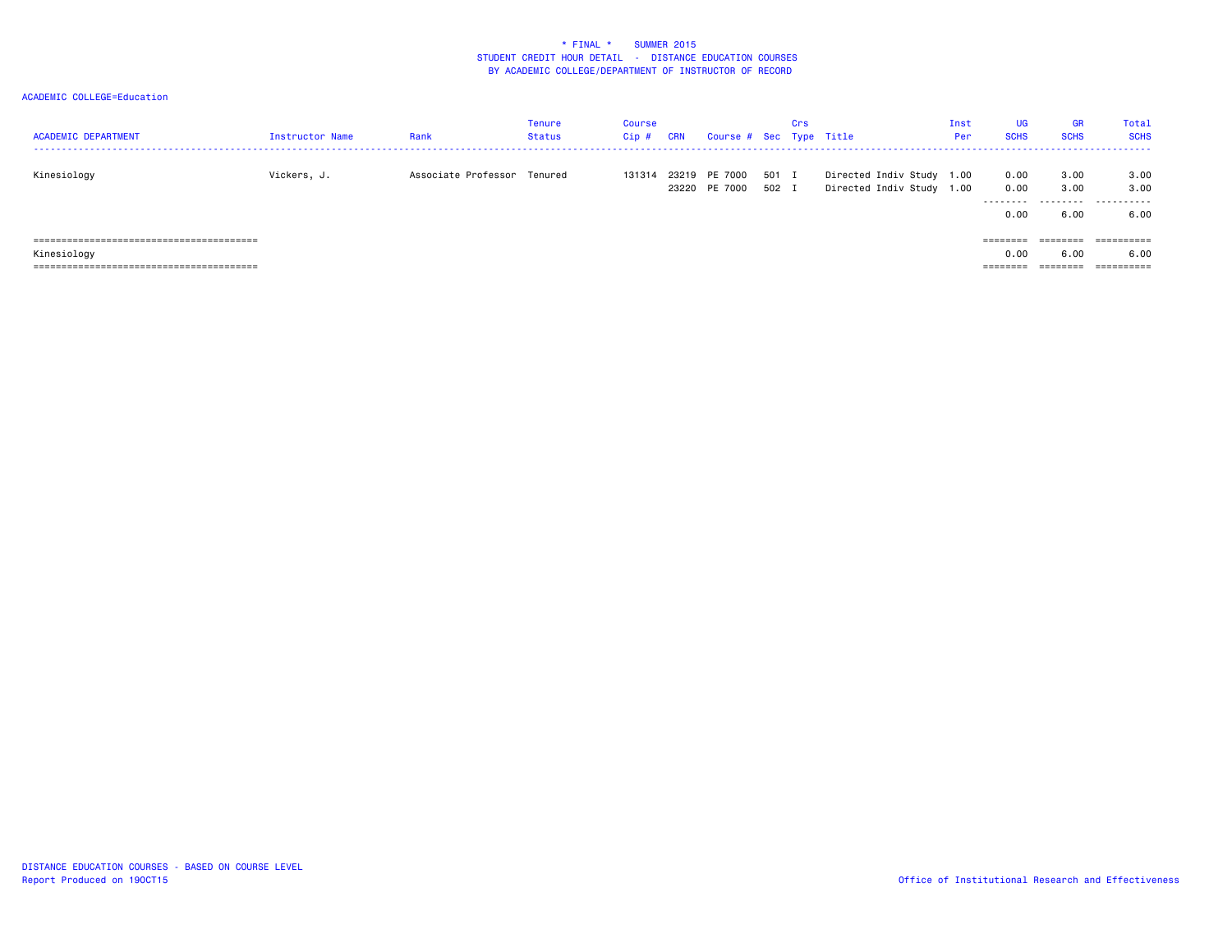# * FINAL * SUMMER 2015
## STUDENT CREDIT HOUR DETAIL - DISTANCE EDUCATION COURSES
## BY ACADEMIC COLLEGE/DEPARTMENT OF INSTRUCTOR OF RECORD

ACADEMIC COLLEGE=Education

| ACADEMIC DEPARTMENT | Instructor Name | Rank | Tenure Status | Course Cip # | CRN | Course # | Sec | Crs Type | Title | Inst Per | UG SCHS | GR SCHS | Total SCHS |
|---|---|---|---|---|---|---|---|---|---|---|---|---|---|
| Kinesiology | Vickers, J. | Associate Professor | Tenured | 131314 | 23219 | PE 7000 | 501 | I | Directed Indiv Study | 1.00 | 0.00 | 3.00 | 3.00 |
| | | | | | 23220 | PE 7000 | 502 | I | Directed Indiv Study | 1.00 | 0.00 | 3.00 | 3.00 |
| | | | | | | | | | | | 0.00 | 6.00 | 6.00 |
| Kinesiology | | | | | | | | | | | 0.00 | 6.00 | 6.00 |

DISTANCE EDUCATION COURSES - BASED ON COURSE LEVEL
Report Produced on 19OCT15

Office of Institutional Research and Effectiveness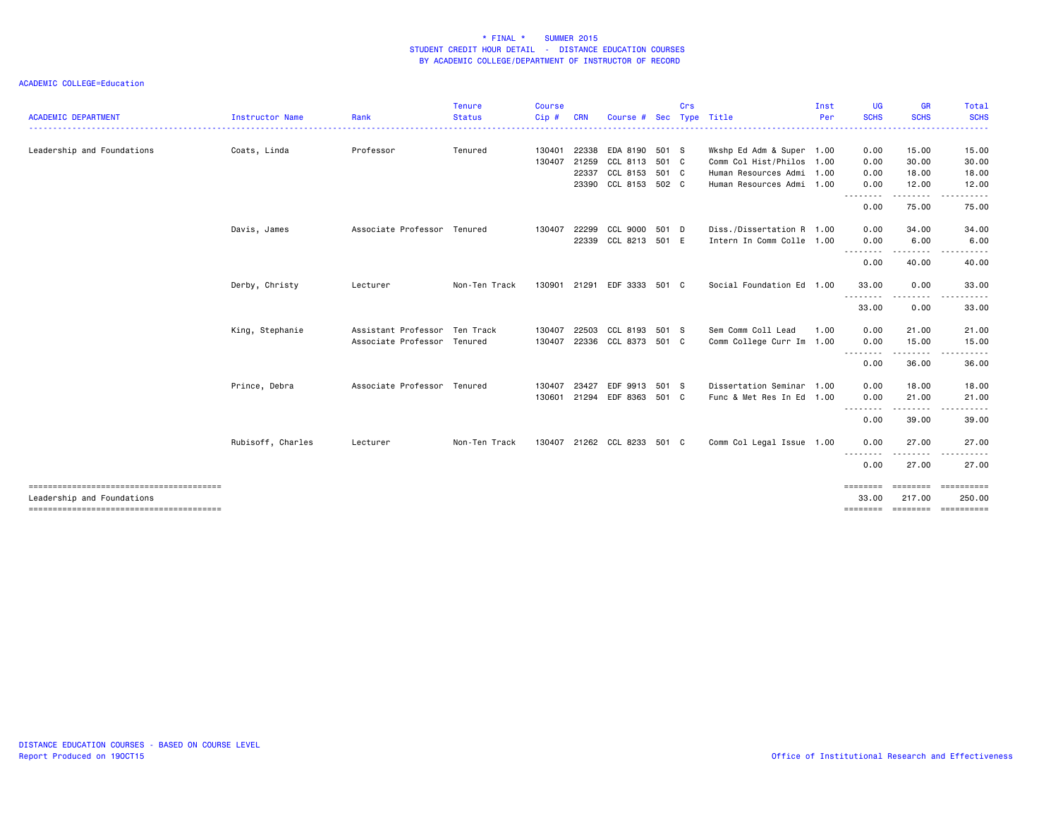# * FINAL * SUMMER 2015
## STUDENT CREDIT HOUR DETAIL - DISTANCE EDUCATION COURSES
### BY ACADEMIC COLLEGE/DEPARTMENT OF INSTRUCTOR OF RECORD

ACADEMIC COLLEGE=Education

| ACADEMIC DEPARTMENT | Instructor Name | Rank | Tenure Status | Course Cip # | CRN | Course # | Sec | Crs Type | Title | Inst Per | UG SCHS | GR SCHS | Total SCHS |
|---|---|---|---|---|---|---|---|---|---|---|---|---|---|
| Leadership and Foundations | Coats, Linda | Professor | Tenured | 130401 | 22338 | EDA 8190 | 501 | S | Wkshp Ed Adm & Super | 1.00 | 0.00 | 15.00 | 15.00 |
| | | | | 130407 | 21259 | CCL 8113 | 501 | C | Comm Col Hist/Philos | 1.00 | 0.00 | 30.00 | 30.00 |
| | | | | | 22337 | CCL 8153 | 501 | C | Human Resources Admi | 1.00 | 0.00 | 18.00 | 18.00 |
| | | | | | 23390 | CCL 8153 | 502 | C | Human Resources Admi | 1.00 | 0.00 | 12.00 | 12.00 |
| | | | | | | | | | | | 0.00 | 75.00 | 75.00 |
| | Davis, James | Associate Professor | Tenured | 130407 | 22299 | CCL 9000 | 501 | D | Diss./Dissertation R | 1.00 | 0.00 | 34.00 | 34.00 |
| | | | | | 22339 | CCL 8213 | 501 | E | Intern In Comm Colle | 1.00 | 0.00 | 6.00 | 6.00 |
| | | | | | | | | | | | 0.00 | 40.00 | 40.00 |
| | Derby, Christy | Lecturer | Non-Ten Track | 130901 | 21291 | EDF 3333 | 501 | C | Social Foundation Ed | 1.00 | 33.00 | 0.00 | 33.00 |
| | | | | | | | | | | | 33.00 | 0.00 | 33.00 |
| | King, Stephanie | Assistant Professor | Ten Track | 130407 | 22503 | CCL 8193 | 501 | S | Sem Comm Coll Lead | 1.00 | 0.00 | 21.00 | 21.00 |
| | | Associate Professor | Tenured | 130407 | 22336 | CCL 8373 | 501 | C | Comm College Curr Im | 1.00 | 0.00 | 15.00 | 15.00 |
| | | | | | | | | | | | 0.00 | 36.00 | 36.00 |
| | Prince, Debra | Associate Professor | Tenured | 130407 | 23427 | EDF 9913 | 501 | S | Dissertation Seminar | 1.00 | 0.00 | 18.00 | 18.00 |
| | | | | 130601 | 21294 | EDF 8363 | 501 | C | Func & Met Res In Ed | 1.00 | 0.00 | 21.00 | 21.00 |
| | | | | | | | | | | | 0.00 | 39.00 | 39.00 |
| | Rubisoff, Charles | Lecturer | Non-Ten Track | 130407 | 21262 | CCL 8233 | 501 | C | Comm Col Legal Issue | 1.00 | 0.00 | 27.00 | 27.00 |
| | | | | | | | | | | | 0.00 | 27.00 | 27.00 |
| Leadership and Foundations | | | | | | | | | | | 33.00 | 217.00 | 250.00 |

DISTANCE EDUCATION COURSES - BASED ON COURSE LEVEL
Report Produced on 19OCT15

Office of Institutional Research and Effectiveness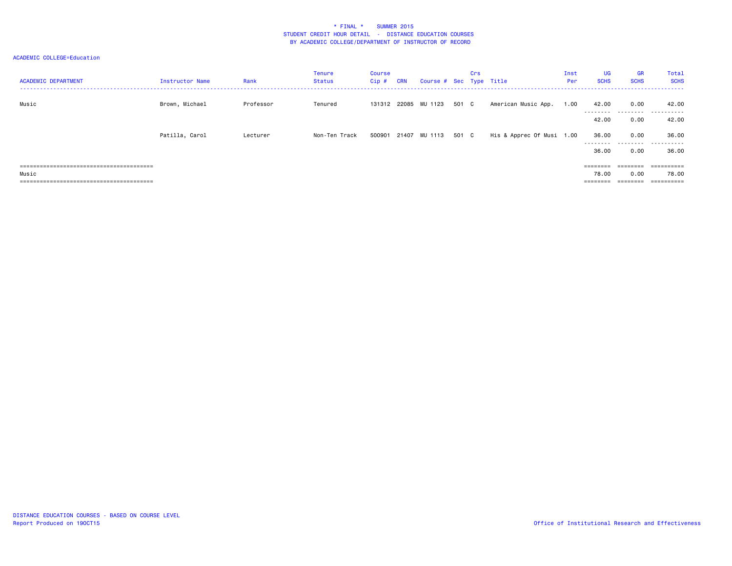* FINAL * SUMMER 2015
STUDENT CREDIT HOUR DETAIL - DISTANCE EDUCATION COURSES
BY ACADEMIC COLLEGE/DEPARTMENT OF INSTRUCTOR OF RECORD

ACADEMIC COLLEGE=Education

| ACADEMIC DEPARTMENT | Instructor Name | Rank | Tenure Status | Course Cip # | CRN | Course # | Sec | Crs Type | Title | Inst Per | UG SCHS | GR SCHS | Total SCHS |
|---|---|---|---|---|---|---|---|---|---|---|---|---|---|
| Music | Brown, Michael | Professor | Tenured | 131312 | 22085 | MU 1123 | 501 | C | American Music App. | 1.00 | 42.00 | 0.00 | 42.00 |
| | | | | | | | | | | | 42.00 | 0.00 | 42.00 |
| | Patilla, Carol | Lecturer | Non-Ten Track | 500901 | 21407 | MU 1113 | 501 | C | His & Apprec Of Musi | 1.00 | 36.00 | 0.00 | 36.00 |
| | | | | | | | | | | | 36.00 | 0.00 | 36.00 |
| Music | | | | | | | | | | | 78.00 | 0.00 | 78.00 |

DISTANCE EDUCATION COURSES - BASED ON COURSE LEVEL
Report Produced on 19OCT15

Office of Institutional Research and Effectiveness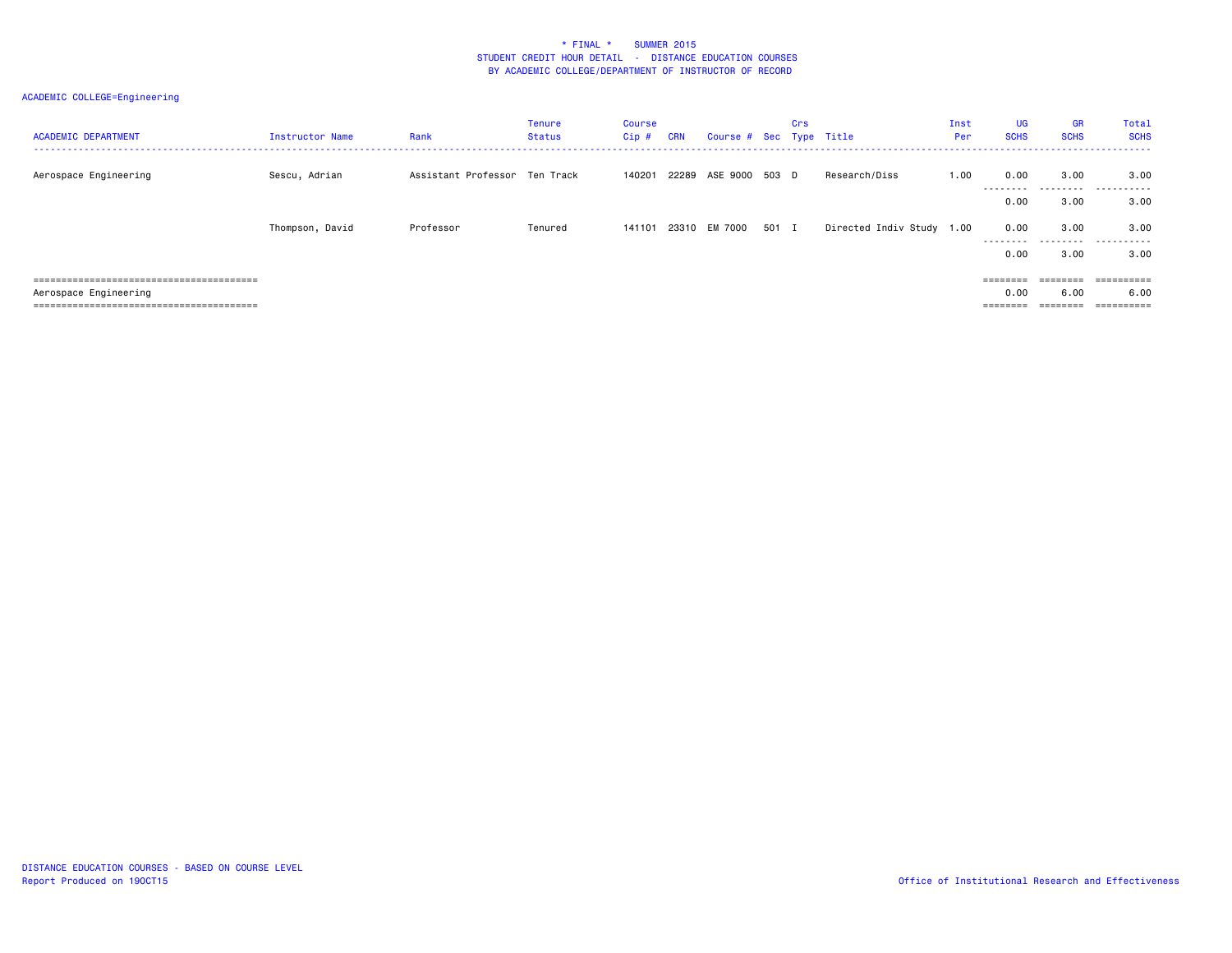\* FINAL \* SUMMER 2015
STUDENT CREDIT HOUR DETAIL - DISTANCE EDUCATION COURSES
BY ACADEMIC COLLEGE/DEPARTMENT OF INSTRUCTOR OF RECORD

ACADEMIC COLLEGE=Engineering

| ACADEMIC DEPARTMENT | Instructor Name | Rank | Tenure Status | Course Cip # | CRN | Course # | Sec | Crs Type | Title | Inst Per | UG SCHS | GR SCHS | Total SCHS |
|---|---|---|---|---|---|---|---|---|---|---|---|---|---|
| Aerospace Engineering | Sescu, Adrian | Assistant Professor | Ten Track | 140201 | 22289 | ASE 9000 | 503 | D | Research/Diss | 1.00 | 0.00 | 3.00 | 3.00 |
| | | | | | | | | | | | 0.00 | 3.00 | 3.00 |
| | Thompson, David | Professor | Tenured | 141101 | 23310 | EM 7000 | 501 | I | Directed Indiv Study | 1.00 | 0.00 | 3.00 | 3.00 |
| | | | | | | | | | | | 0.00 | 3.00 | 3.00 |
| Aerospace Engineering | | | | | | | | | | | 0.00 | 6.00 | 6.00 |

DISTANCE EDUCATION COURSES - BASED ON COURSE LEVEL
Report Produced on 19OCT15

Office of Institutional Research and Effectiveness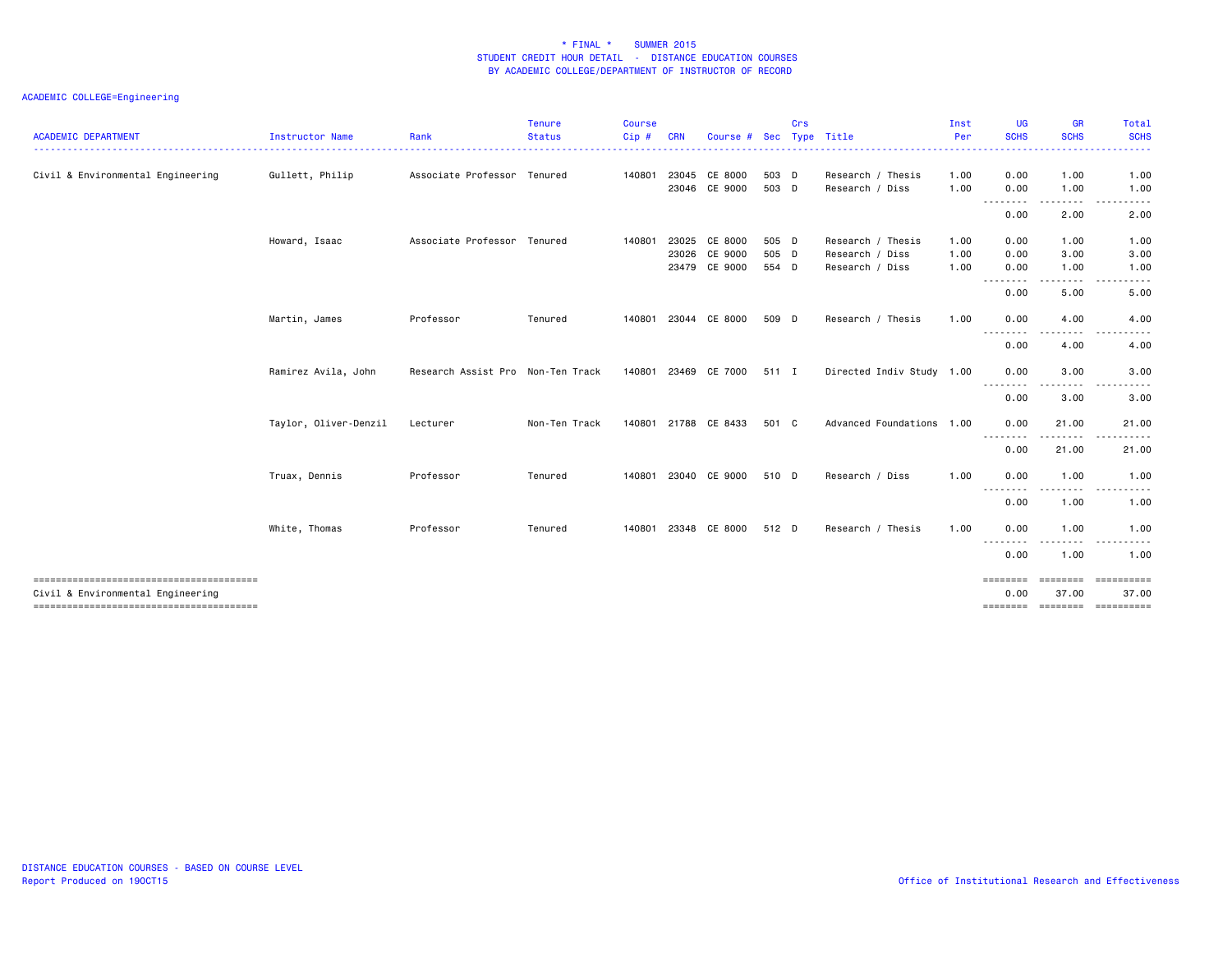# * FINAL * SUMMER 2015
## STUDENT CREDIT HOUR DETAIL - DISTANCE EDUCATION COURSES
### BY ACADEMIC COLLEGE/DEPARTMENT OF INSTRUCTOR OF RECORD

ACADEMIC COLLEGE=Engineering

| ACADEMIC DEPARTMENT | Instructor Name | Rank | Tenure Status | Course Cip # | CRN | Course # | Sec | Crs Type | Title | Inst Per | UG SCHS | GR SCHS | Total SCHS |
|---|---|---|---|---|---|---|---|---|---|---|---|---|---|
| Civil & Environmental Engineering | Gullett, Philip | Associate Professor | Tenured | 140801 | 23045 | CE 8000 | 503 | D | Research / Thesis | 1.00 | 0.00 | 1.00 | 1.00 |
| | | | | | 23046 | CE 9000 | 503 | D | Research / Diss | 1.00 | 0.00 | 1.00 | 1.00 |
| | | | | | | | | | | | 0.00 | 2.00 | 2.00 |
| | Howard, Isaac | Associate Professor | Tenured | 140801 | 23025 | CE 8000 | 505 | D | Research / Thesis | 1.00 | 0.00 | 1.00 | 1.00 |
| | | | | | 23026 | CE 9000 | 505 | D | Research / Diss | 1.00 | 0.00 | 3.00 | 3.00 |
| | | | | | 23479 | CE 9000 | 554 | D | Research / Diss | 1.00 | 0.00 | 1.00 | 1.00 |
| | | | | | | | | | | | 0.00 | 5.00 | 5.00 |
| | Martin, James | Professor | Tenured | 140801 | 23044 | CE 8000 | 509 | D | Research / Thesis | 1.00 | 0.00 | 4.00 | 4.00 |
| | | | | | | | | | | | 0.00 | 4.00 | 4.00 |
| | Ramirez Avila, John | Research Assist Pro | Non-Ten Track | 140801 | 23469 | CE 7000 | 511 | I | Directed Indiv Study | 1.00 | 0.00 | 3.00 | 3.00 |
| | | | | | | | | | | | 0.00 | 3.00 | 3.00 |
| | Taylor, Oliver-Denzil | Lecturer | Non-Ten Track | 140801 | 21788 | CE 8433 | 501 | C | Advanced Foundations | 1.00 | 0.00 | 21.00 | 21.00 |
| | | | | | | | | | | | 0.00 | 21.00 | 21.00 |
| | Truax, Dennis | Professor | Tenured | 140801 | 23040 | CE 9000 | 510 | D | Research / Diss | 1.00 | 0.00 | 1.00 | 1.00 |
| | | | | | | | | | | | 0.00 | 1.00 | 1.00 |
| | White, Thomas | Professor | Tenured | 140801 | 23348 | CE 8000 | 512 | D | Research / Thesis | 1.00 | 0.00 | 1.00 | 1.00 |
| | | | | | | | | | | | 0.00 | 1.00 | 1.00 |
| Civil & Environmental Engineering | | | | | | | | | | | 0.00 | 37.00 | 37.00 |

DISTANCE EDUCATION COURSES - BASED ON COURSE LEVEL
Report Produced on 19OCT15

Office of Institutional Research and Effectiveness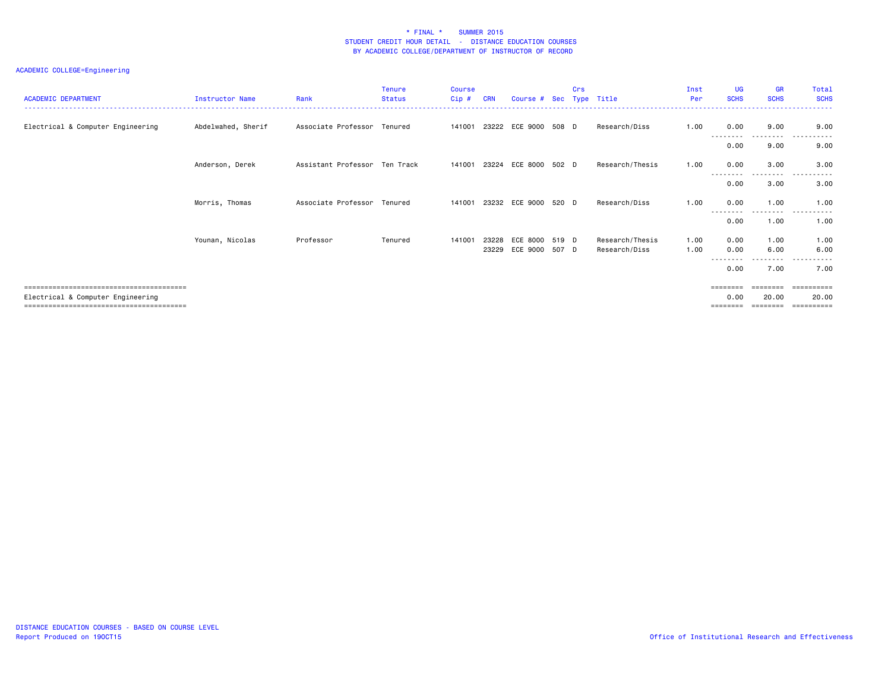# \* FINAL \* SUMMER 2015

## STUDENT CREDIT HOUR DETAIL - DISTANCE EDUCATION COURSES

## BY ACADEMIC COLLEGE/DEPARTMENT OF INSTRUCTOR OF RECORD

ACADEMIC COLLEGE=Engineering

| ACADEMIC DEPARTMENT | Instructor Name | Rank | Tenure Status | Course Cip # | CRN | Course # | Sec | Crs Type | Title | Inst Per | UG SCHS | GR SCHS | Total SCHS |
|---|---|---|---|---|---|---|---|---|---|---|---|---|---|
| Electrical & Computer Engineering | Abdelwahed, Sherif | Associate Professor | Tenured | 141001 | 23222 | ECE 9000 | 508 | D | Research/Diss | 1.00 | 0.00 | 9.00 | 9.00 |
| | | | | | | | | | | | 0.00 | 9.00 | 9.00 |
| | Anderson, Derek | Assistant Professor | Ten Track | 141001 | 23224 | ECE 8000 | 502 | D | Research/Thesis | 1.00 | 0.00 | 3.00 | 3.00 |
| | | | | | | | | | | | 0.00 | 3.00 | 3.00 |
| | Morris, Thomas | Associate Professor | Tenured | 141001 | 23232 | ECE 9000 | 520 | D | Research/Diss | 1.00 | 0.00 | 1.00 | 1.00 |
| | | | | | | | | | | | 0.00 | 1.00 | 1.00 |
| | Younan, Nicolas | Professor | Tenured | 141001 | 23228 | ECE 8000 | 519 | D | Research/Thesis | 1.00 | 0.00 | 1.00 | 1.00 |
| | | | | | 23229 | ECE 9000 | 507 | D | Research/Diss | 1.00 | 0.00 | 6.00 | 6.00 |
| | | | | | | | | | | | 0.00 | 7.00 | 7.00 |
| Electrical & Computer Engineering | | | | | | | | | | | 0.00 | 20.00 | 20.00 |

DISTANCE EDUCATION COURSES - BASED ON COURSE LEVEL
Report Produced on 19OCT15

Office of Institutional Research and Effectiveness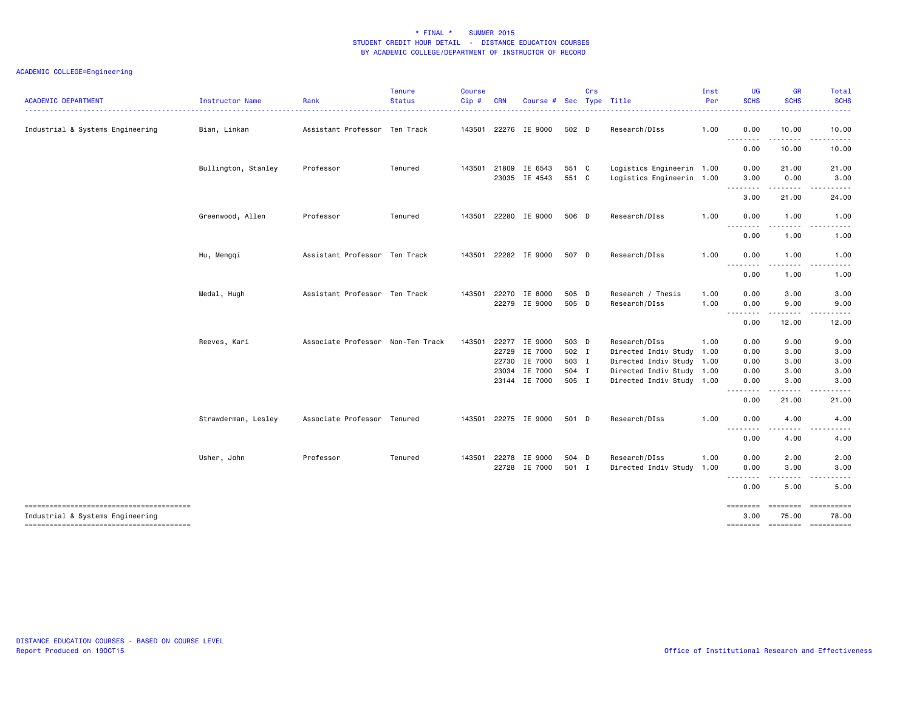# * FINAL * SUMMER 2015
## STUDENT CREDIT HOUR DETAIL - DISTANCE EDUCATION COURSES
### BY ACADEMIC COLLEGE/DEPARTMENT OF INSTRUCTOR OF RECORD

ACADEMIC COLLEGE=Engineering

| ACADEMIC DEPARTMENT | Instructor Name | Rank | Tenure Status | Course Cip # | CRN | Course # | Sec | Crs Type | Title | Inst Per | UG SCHS | GR SCHS | Total SCHS |
|---|---|---|---|---|---|---|---|---|---|---|---|---|---|
| Industrial & Systems Engineering | Bian, Linkan | Assistant Professor | Ten Track | 143501 | 22276 | IE 9000 | 502 | D | Research/DIss | 1.00 | 0.00 | 10.00 | 10.00 |
| | | | | | | | | | | | 0.00 | 10.00 | 10.00 |
| | Bullington, Stanley | Professor | Tenured | 143501 | 21809 | IE 6543 | 551 | C | Logistics Engineerin | 1.00 | 0.00 | 21.00 | 21.00 |
| | | | | | 23035 | IE 4543 | 551 | C | Logistics Engineerin | 1.00 | 3.00 | 0.00 | 3.00 |
| | | | | | | | | | | | 3.00 | 21.00 | 24.00 |
| | Greenwood, Allen | Professor | Tenured | 143501 | 22280 | IE 9000 | 506 | D | Research/DIss | 1.00 | 0.00 | 1.00 | 1.00 |
| | | | | | | | | | | | 0.00 | 1.00 | 1.00 |
| | Hu, Mengqi | Assistant Professor | Ten Track | 143501 | 22282 | IE 9000 | 507 | D | Research/DIss | 1.00 | 0.00 | 1.00 | 1.00 |
| | | | | | | | | | | | 0.00 | 1.00 | 1.00 |
| | Medal, Hugh | Assistant Professor | Ten Track | 143501 | 22270 | IE 8000 | 505 | D | Research / Thesis | 1.00 | 0.00 | 3.00 | 3.00 |
| | | | | | 22279 | IE 9000 | 505 | D | Research/DIss | 1.00 | 0.00 | 9.00 | 9.00 |
| | | | | | | | | | | | 0.00 | 12.00 | 12.00 |
| | Reeves, Kari | Associate Professor | Non-Ten Track | 143501 | 22277 | IE 9000 | 503 | D | Research/DIss | 1.00 | 0.00 | 9.00 | 9.00 |
| | | | | | 22729 | IE 7000 | 502 | I | Directed Indiv Study | 1.00 | 0.00 | 3.00 | 3.00 |
| | | | | | 22730 | IE 7000 | 503 | I | Directed Indiv Study | 1.00 | 0.00 | 3.00 | 3.00 |
| | | | | | 23034 | IE 7000 | 504 | I | Directed Indiv Study | 1.00 | 0.00 | 3.00 | 3.00 |
| | | | | | 23144 | IE 7000 | 505 | I | Directed Indiv Study | 1.00 | 0.00 | 3.00 | 3.00 |
| | | | | | | | | | | | 0.00 | 21.00 | 21.00 |
| | Strawderman, Lesley | Associate Professor | Tenured | 143501 | 22275 | IE 9000 | 501 | D | Research/DIss | 1.00 | 0.00 | 4.00 | 4.00 |
| | | | | | | | | | | | 0.00 | 4.00 | 4.00 |
| | Usher, John | Professor | Tenured | 143501 | 22278 | IE 9000 | 504 | D | Research/DIss | 1.00 | 0.00 | 2.00 | 2.00 |
| | | | | | 22728 | IE 7000 | 501 | I | Directed Indiv Study | 1.00 | 0.00 | 3.00 | 3.00 |
| | | | | | | | | | | | 0.00 | 5.00 | 5.00 |
| Industrial & Systems Engineering | | | | | | | | | | | 3.00 | 75.00 | 78.00 |

DISTANCE EDUCATION COURSES - BASED ON COURSE LEVEL
Report Produced on 19OCT15

Office of Institutional Research and Effectiveness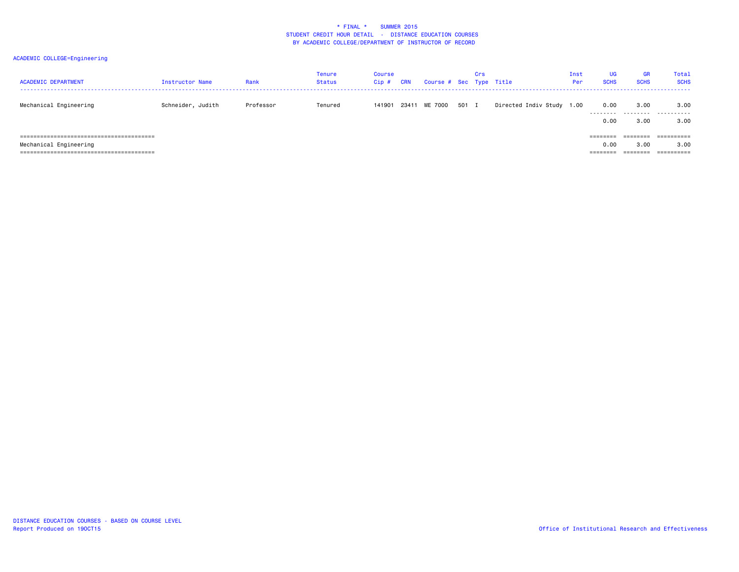# * FINAL * SUMMER 2015
## STUDENT CREDIT HOUR DETAIL - DISTANCE EDUCATION COURSES
### BY ACADEMIC COLLEGE/DEPARTMENT OF INSTRUCTOR OF RECORD

ACADEMIC COLLEGE=Engineering

| ACADEMIC DEPARTMENT | Instructor Name | Rank | Tenure Status | Course Cip # | CRN | Course # | Sec | Crs Type | Title | Inst Per | UG SCHS | GR SCHS | Total SCHS |
|---|---|---|---|---|---|---|---|---|---|---|---|---|---|
| Mechanical Engineering | Schneider, Judith | Professor | Tenured | 141901 | 23411 | ME 7000 | 501 | I | Directed Indiv Study | 1.00 | 0.00 | 3.00 | 3.00 |
| | | | | | | | | | | | 0.00 | 3.00 | 3.00 |
| Mechanical Engineering | | | | | | | | | | | 0.00 | 3.00 | 3.00 |

DISTANCE EDUCATION COURSES - BASED ON COURSE LEVEL
Report Produced on 19OCT15

Office of Institutional Research and Effectiveness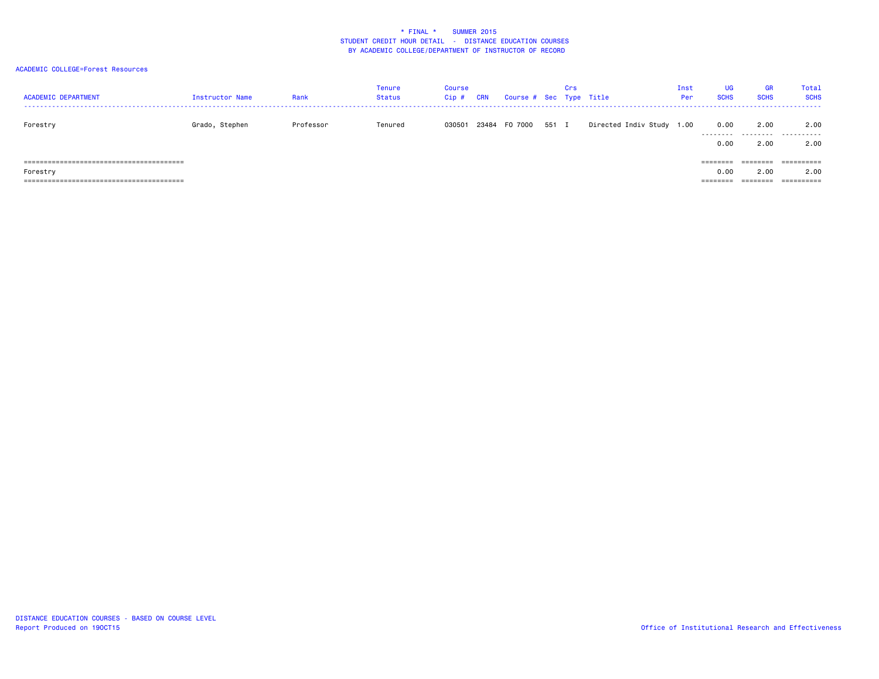* FINAL * SUMMER 2015
STUDENT CREDIT HOUR DETAIL - DISTANCE EDUCATION COURSES
BY ACADEMIC COLLEGE/DEPARTMENT OF INSTRUCTOR OF RECORD

ACADEMIC COLLEGE=Forest Resources

| ACADEMIC DEPARTMENT | Instructor Name | Rank | Tenure Status | Course Cip # | CRN | Course # | Sec | Crs Type | Title | Inst Per | UG SCHS | GR SCHS | Total SCHS |
|---|---|---|---|---|---|---|---|---|---|---|---|---|---|
| Forestry | Grado, Stephen | Professor | Tenured | 030501 | 23484 | FO 7000 | 551 | I | Directed Indiv Study | 1.00 | 0.00 | 2.00 | 2.00 |
| | | | | | | | | | | | 0.00 | 2.00 | 2.00 |
| Forestry | | | | | | | | | | | 0.00 | 2.00 | 2.00 |

DISTANCE EDUCATION COURSES - BASED ON COURSE LEVEL
Report Produced on 19OCT15

Office of Institutional Research and Effectiveness